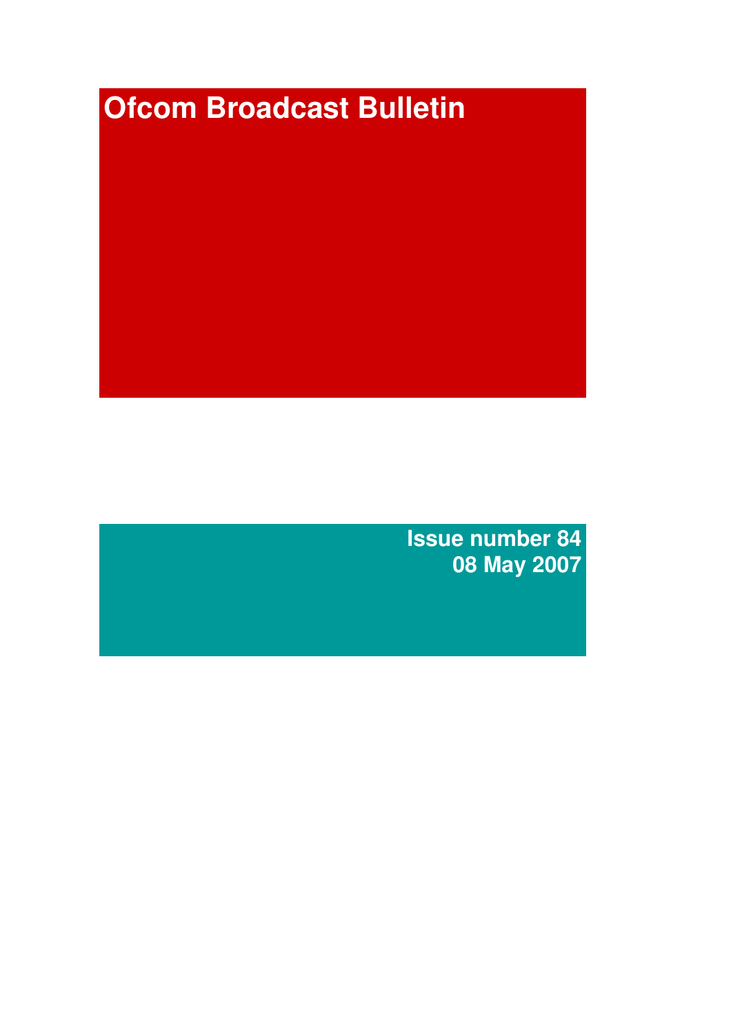# Ofcom Broadcast Bulletin

**Issue number 84**
**08 May 2007**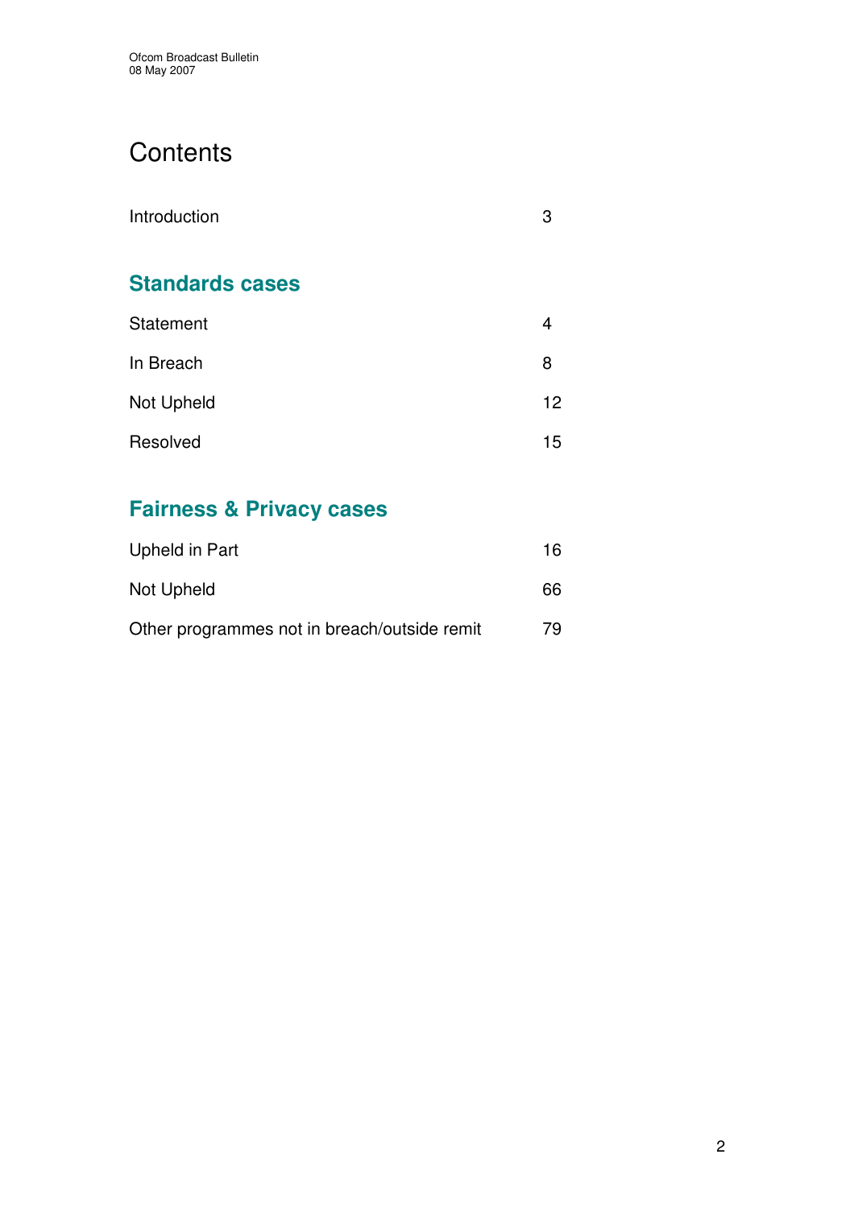# Contents

Introduction 3

## Standards cases

Statement 4

In Breach 8

Not Upheld 12

Resolved 15

## Fairness & Privacy cases

Upheld in Part 16

Not Upheld 66

Other programmes not in breach/outside remit 79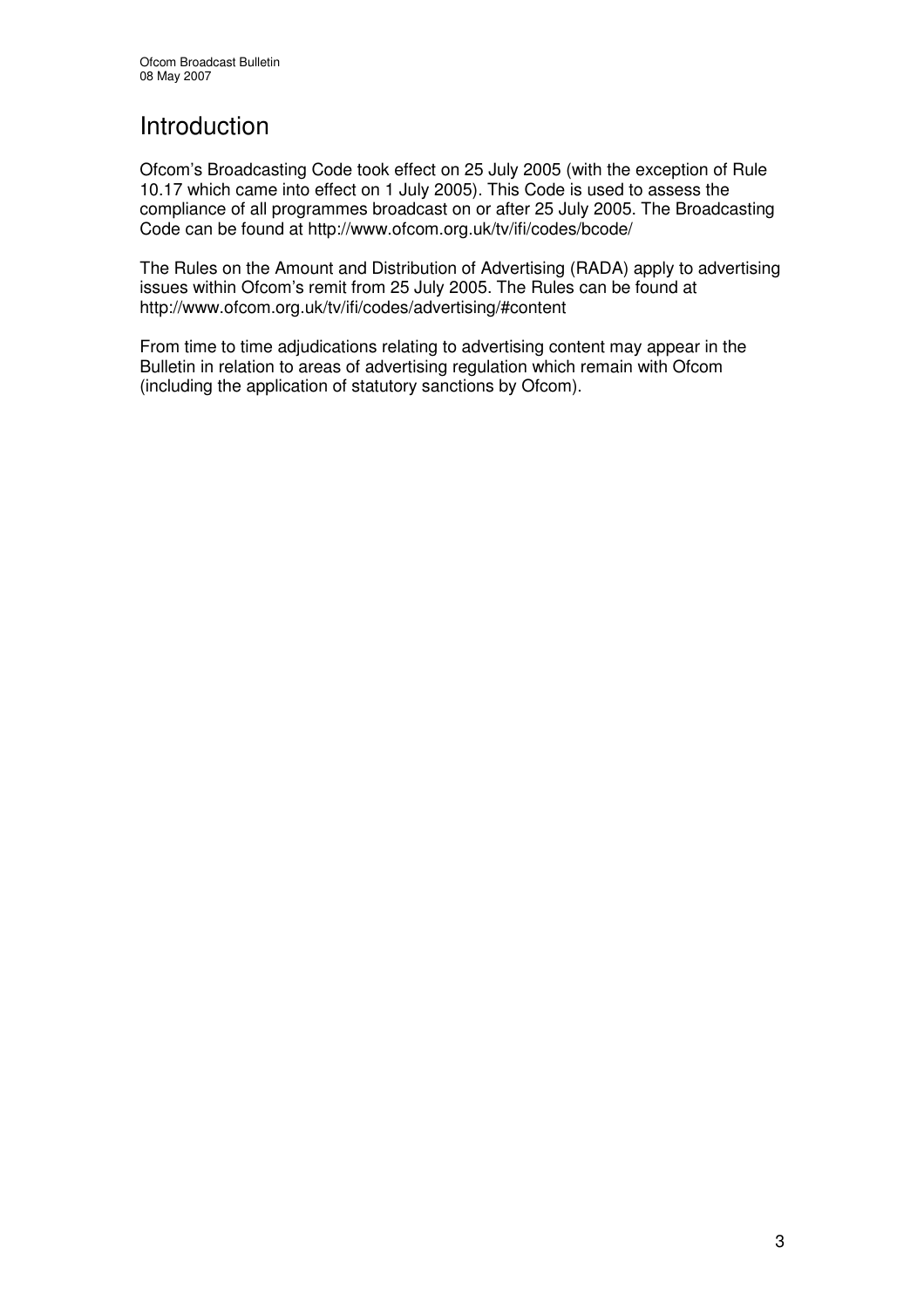# Introduction

Ofcom's Broadcasting Code took effect on 25 July 2005 (with the exception of Rule 10.17 which came into effect on 1 July 2005). This Code is used to assess the compliance of all programmes broadcast on or after 25 July 2005. The Broadcasting Code can be found at http://www.ofcom.org.uk/tv/ifi/codes/bcode/

The Rules on the Amount and Distribution of Advertising (RADA) apply to advertising issues within Ofcom's remit from 25 July 2005. The Rules can be found at http://www.ofcom.org.uk/tv/ifi/codes/advertising/#content

From time to time adjudications relating to advertising content may appear in the Bulletin in relation to areas of advertising regulation which remain with Ofcom (including the application of statutory sanctions by Ofcom).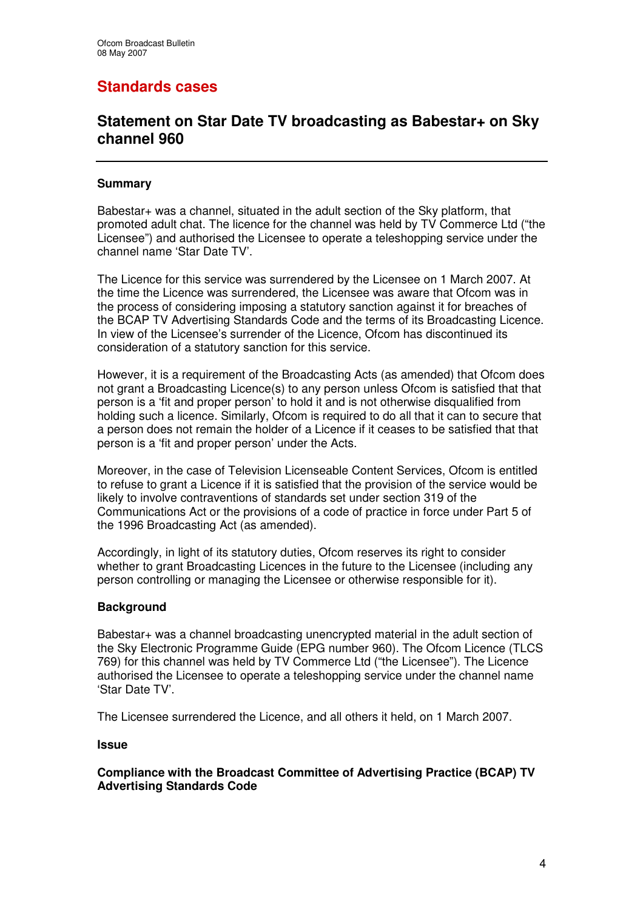# Standards cases

## Statement on Star Date TV broadcasting as Babestar+ on Sky channel 960

### Summary

Babestar+ was a channel, situated in the adult section of the Sky platform, that promoted adult chat. The licence for the channel was held by TV Commerce Ltd ("the Licensee") and authorised the Licensee to operate a teleshopping service under the channel name 'Star Date TV'.

The Licence for this service was surrendered by the Licensee on 1 March 2007. At the time the Licence was surrendered, the Licensee was aware that Ofcom was in the process of considering imposing a statutory sanction against it for breaches of the BCAP TV Advertising Standards Code and the terms of its Broadcasting Licence. In view of the Licensee's surrender of the Licence, Ofcom has discontinued its consideration of a statutory sanction for this service.

However, it is a requirement of the Broadcasting Acts (as amended) that Ofcom does not grant a Broadcasting Licence(s) to any person unless Ofcom is satisfied that that person is a 'fit and proper person' to hold it and is not otherwise disqualified from holding such a licence. Similarly, Ofcom is required to do all that it can to secure that a person does not remain the holder of a Licence if it ceases to be satisfied that that person is a 'fit and proper person' under the Acts.

Moreover, in the case of Television Licenseable Content Services, Ofcom is entitled to refuse to grant a Licence if it is satisfied that the provision of the service would be likely to involve contraventions of standards set under section 319 of the Communications Act or the provisions of a code of practice in force under Part 5 of the 1996 Broadcasting Act (as amended).

Accordingly, in light of its statutory duties, Ofcom reserves its right to consider whether to grant Broadcasting Licences in the future to the Licensee (including any person controlling or managing the Licensee or otherwise responsible for it).

### Background

Babestar+ was a channel broadcasting unencrypted material in the adult section of the Sky Electronic Programme Guide (EPG number 960). The Ofcom Licence (TLCS 769) for this channel was held by TV Commerce Ltd ("the Licensee"). The Licence authorised the Licensee to operate a teleshopping service under the channel name 'Star Date TV'.

The Licensee surrendered the Licence, and all others it held, on 1 March 2007.

### Issue

**Compliance with the Broadcast Committee of Advertising Practice (BCAP) TV Advertising Standards Code**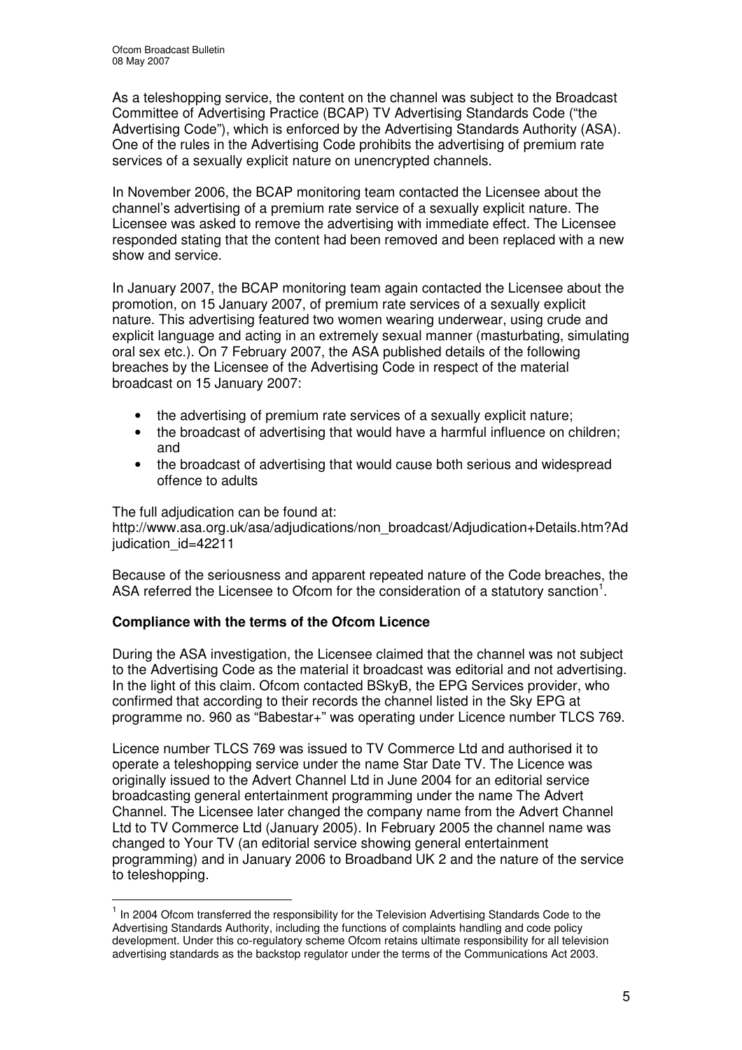As a teleshopping service, the content on the channel was subject to the Broadcast Committee of Advertising Practice (BCAP) TV Advertising Standards Code ("the Advertising Code"), which is enforced by the Advertising Standards Authority (ASA). One of the rules in the Advertising Code prohibits the advertising of premium rate services of a sexually explicit nature on unencrypted channels.

In November 2006, the BCAP monitoring team contacted the Licensee about the channel's advertising of a premium rate service of a sexually explicit nature. The Licensee was asked to remove the advertising with immediate effect. The Licensee responded stating that the content had been removed and been replaced with a new show and service.

In January 2007, the BCAP monitoring team again contacted the Licensee about the promotion, on 15 January 2007, of premium rate services of a sexually explicit nature. This advertising featured two women wearing underwear, using crude and explicit language and acting in an extremely sexual manner (masturbating, simulating oral sex etc.). On 7 February 2007, the ASA published details of the following breaches by the Licensee of the Advertising Code in respect of the material broadcast on 15 January 2007:

- the advertising of premium rate services of a sexually explicit nature;
- the broadcast of advertising that would have a harmful influence on children; and
- the broadcast of advertising that would cause both serious and widespread offence to adults

The full adjudication can be found at:
http://www.asa.org.uk/asa/adjudications/non_broadcast/Adjudication+Details.htm?Adjudication_id=42211

Because of the seriousness and apparent repeated nature of the Code breaches, the ASA referred the Licensee to Ofcom for the consideration of a statutory sanction[1].

**Compliance with the terms of the Ofcom Licence**

During the ASA investigation, the Licensee claimed that the channel was not subject to the Advertising Code as the material it broadcast was editorial and not advertising. In the light of this claim. Ofcom contacted BSkyB, the EPG Services provider, who confirmed that according to their records the channel listed in the Sky EPG at programme no. 960 as "Babestar+" was operating under Licence number TLCS 769.

Licence number TLCS 769 was issued to TV Commerce Ltd and authorised it to operate a teleshopping service under the name Star Date TV. The Licence was originally issued to the Advert Channel Ltd in June 2004 for an editorial service broadcasting general entertainment programming under the name The Advert Channel. The Licensee later changed the company name from the Advert Channel Ltd to TV Commerce Ltd (January 2005). In February 2005 the channel name was changed to Your TV (an editorial service showing general entertainment programming) and in January 2006 to Broadband UK 2 and the nature of the service to teleshopping.

[1] In 2004 Ofcom transferred the responsibility for the Television Advertising Standards Code to the Advertising Standards Authority, including the functions of complaints handling and code policy development. Under this co-regulatory scheme Ofcom retains ultimate responsibility for all television advertising standards as the backstop regulator under the terms of the Communications Act 2003.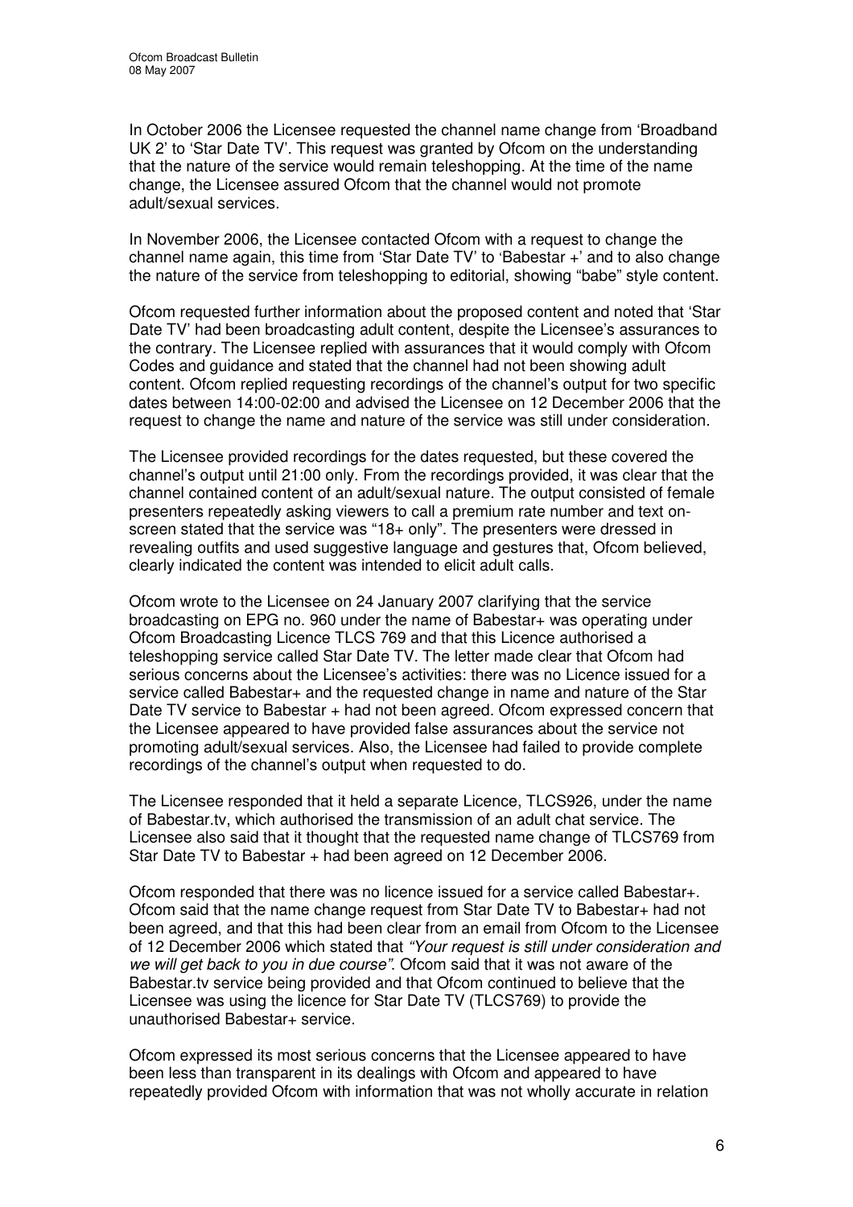In October 2006 the Licensee requested the channel name change from 'Broadband UK 2' to 'Star Date TV'. This request was granted by Ofcom on the understanding that the nature of the service would remain teleshopping. At the time of the name change, the Licensee assured Ofcom that the channel would not promote adult/sexual services.

In November 2006, the Licensee contacted Ofcom with a request to change the channel name again, this time from 'Star Date TV' to 'Babestar +' and to also change the nature of the service from teleshopping to editorial, showing "babe" style content.

Ofcom requested further information about the proposed content and noted that 'Star Date TV' had been broadcasting adult content, despite the Licensee's assurances to the contrary. The Licensee replied with assurances that it would comply with Ofcom Codes and guidance and stated that the channel had not been showing adult content. Ofcom replied requesting recordings of the channel's output for two specific dates between 14:00-02:00 and advised the Licensee on 12 December 2006 that the request to change the name and nature of the service was still under consideration.

The Licensee provided recordings for the dates requested, but these covered the channel's output until 21:00 only. From the recordings provided, it was clear that the channel contained content of an adult/sexual nature. The output consisted of female presenters repeatedly asking viewers to call a premium rate number and text on-screen stated that the service was "18+ only". The presenters were dressed in revealing outfits and used suggestive language and gestures that, Ofcom believed, clearly indicated the content was intended to elicit adult calls.

Ofcom wrote to the Licensee on 24 January 2007 clarifying that the service broadcasting on EPG no. 960 under the name of Babestar+ was operating under Ofcom Broadcasting Licence TLCS 769 and that this Licence authorised a teleshopping service called Star Date TV. The letter made clear that Ofcom had serious concerns about the Licensee's activities: there was no Licence issued for a service called Babestar+ and the requested change in name and nature of the Star Date TV service to Babestar + had not been agreed. Ofcom expressed concern that the Licensee appeared to have provided false assurances about the service not promoting adult/sexual services. Also, the Licensee had failed to provide complete recordings of the channel's output when requested to do.

The Licensee responded that it held a separate Licence, TLCS926, under the name of Babestar.tv, which authorised the transmission of an adult chat service. The Licensee also said that it thought that the requested name change of TLCS769 from Star Date TV to Babestar + had been agreed on 12 December 2006.

Ofcom responded that there was no licence issued for a service called Babestar+. Ofcom said that the name change request from Star Date TV to Babestar+ had not been agreed, and that this had been clear from an email from Ofcom to the Licensee of 12 December 2006 which stated that *"Your request is still under consideration and we will get back to you in due course"*. Ofcom said that it was not aware of the Babestar.tv service being provided and that Ofcom continued to believe that the Licensee was using the licence for Star Date TV (TLCS769) to provide the unauthorised Babestar+ service.

Ofcom expressed its most serious concerns that the Licensee appeared to have been less than transparent in its dealings with Ofcom and appeared to have repeatedly provided Ofcom with information that was not wholly accurate in relation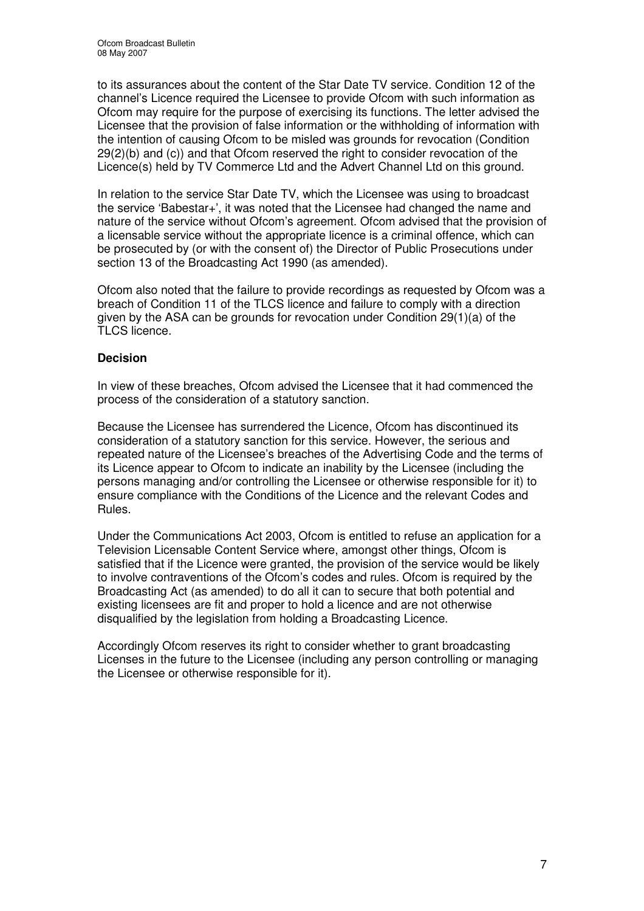to its assurances about the content of the Star Date TV service. Condition 12 of the channel's Licence required the Licensee to provide Ofcom with such information as Ofcom may require for the purpose of exercising its functions. The letter advised the Licensee that the provision of false information or the withholding of information with the intention of causing Ofcom to be misled was grounds for revocation (Condition 29(2)(b) and (c)) and that Ofcom reserved the right to consider revocation of the Licence(s) held by TV Commerce Ltd and the Advert Channel Ltd on this ground.

In relation to the service Star Date TV, which the Licensee was using to broadcast the service 'Babestar+', it was noted that the Licensee had changed the name and nature of the service without Ofcom's agreement. Ofcom advised that the provision of a licensable service without the appropriate licence is a criminal offence, which can be prosecuted by (or with the consent of) the Director of Public Prosecutions under section 13 of the Broadcasting Act 1990 (as amended).

Ofcom also noted that the failure to provide recordings as requested by Ofcom was a breach of Condition 11 of the TLCS licence and failure to comply with a direction given by the ASA can be grounds for revocation under Condition 29(1)(a) of the TLCS licence.

**Decision**

In view of these breaches, Ofcom advised the Licensee that it had commenced the process of the consideration of a statutory sanction.

Because the Licensee has surrendered the Licence, Ofcom has discontinued its consideration of a statutory sanction for this service. However, the serious and repeated nature of the Licensee's breaches of the Advertising Code and the terms of its Licence appear to Ofcom to indicate an inability by the Licensee (including the persons managing and/or controlling the Licensee or otherwise responsible for it) to ensure compliance with the Conditions of the Licence and the relevant Codes and Rules.

Under the Communications Act 2003, Ofcom is entitled to refuse an application for a Television Licensable Content Service where, amongst other things, Ofcom is satisfied that if the Licence were granted, the provision of the service would be likely to involve contraventions of the Ofcom's codes and rules. Ofcom is required by the Broadcasting Act (as amended) to do all it can to secure that both potential and existing licensees are fit and proper to hold a licence and are not otherwise disqualified by the legislation from holding a Broadcasting Licence.

Accordingly Ofcom reserves its right to consider whether to grant broadcasting Licenses in the future to the Licensee (including any person controlling or managing the Licensee or otherwise responsible for it).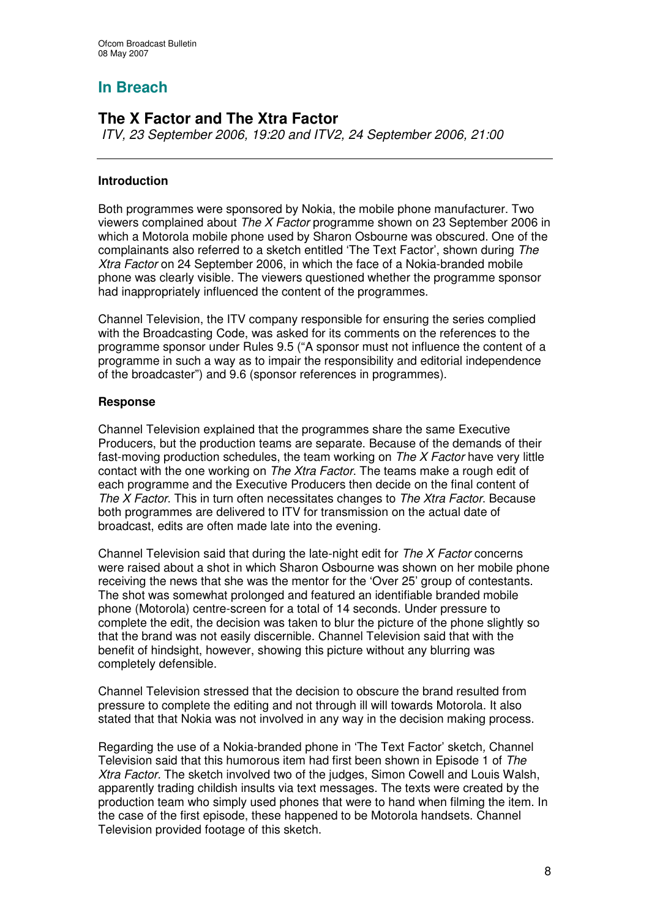## In Breach

## The X Factor and The Xtra Factor

*ITV, 23 September 2006, 19:20 and ITV2, 24 September 2006, 21:00*

---

**Introduction**

Both programmes were sponsored by Nokia, the mobile phone manufacturer. Two viewers complained about *The X Factor* programme shown on 23 September 2006 in which a Motorola mobile phone used by Sharon Osbourne was obscured. One of the complainants also referred to a sketch entitled 'The Text Factor', shown during *The Xtra Factor* on 24 September 2006, in which the face of a Nokia-branded mobile phone was clearly visible. The viewers questioned whether the programme sponsor had inappropriately influenced the content of the programmes.

Channel Television, the ITV company responsible for ensuring the series complied with the Broadcasting Code, was asked for its comments on the references to the programme sponsor under Rules 9.5 ("A sponsor must not influence the content of a programme in such a way as to impair the responsibility and editorial independence of the broadcaster") and 9.6 (sponsor references in programmes).

**Response**

Channel Television explained that the programmes share the same Executive Producers, but the production teams are separate. Because of the demands of their fast-moving production schedules, the team working on *The X Factor* have very little contact with the one working on *The Xtra Factor*. The teams make a rough edit of each programme and the Executive Producers then decide on the final content of *The X Factor*. This in turn often necessitates changes to *The Xtra Factor*. Because both programmes are delivered to ITV for transmission on the actual date of broadcast, edits are often made late into the evening.

Channel Television said that during the late-night edit for *The X Factor* concerns were raised about a shot in which Sharon Osbourne was shown on her mobile phone receiving the news that she was the mentor for the 'Over 25' group of contestants. The shot was somewhat prolonged and featured an identifiable branded mobile phone (Motorola) centre-screen for a total of 14 seconds. Under pressure to complete the edit, the decision was taken to blur the picture of the phone slightly so that the brand was not easily discernible. Channel Television said that with the benefit of hindsight, however, showing this picture without any blurring was completely defensible.

Channel Television stressed that the decision to obscure the brand resulted from pressure to complete the editing and not through ill will towards Motorola. It also stated that that Nokia was not involved in any way in the decision making process.

Regarding the use of a Nokia-branded phone in 'The Text Factor' sketch, Channel Television said that this humorous item had first been shown in Episode 1 of *The Xtra Factor*. The sketch involved two of the judges, Simon Cowell and Louis Walsh, apparently trading childish insults via text messages. The texts were created by the production team who simply used phones that were to hand when filming the item. In the case of the first episode, these happened to be Motorola handsets. Channel Television provided footage of this sketch.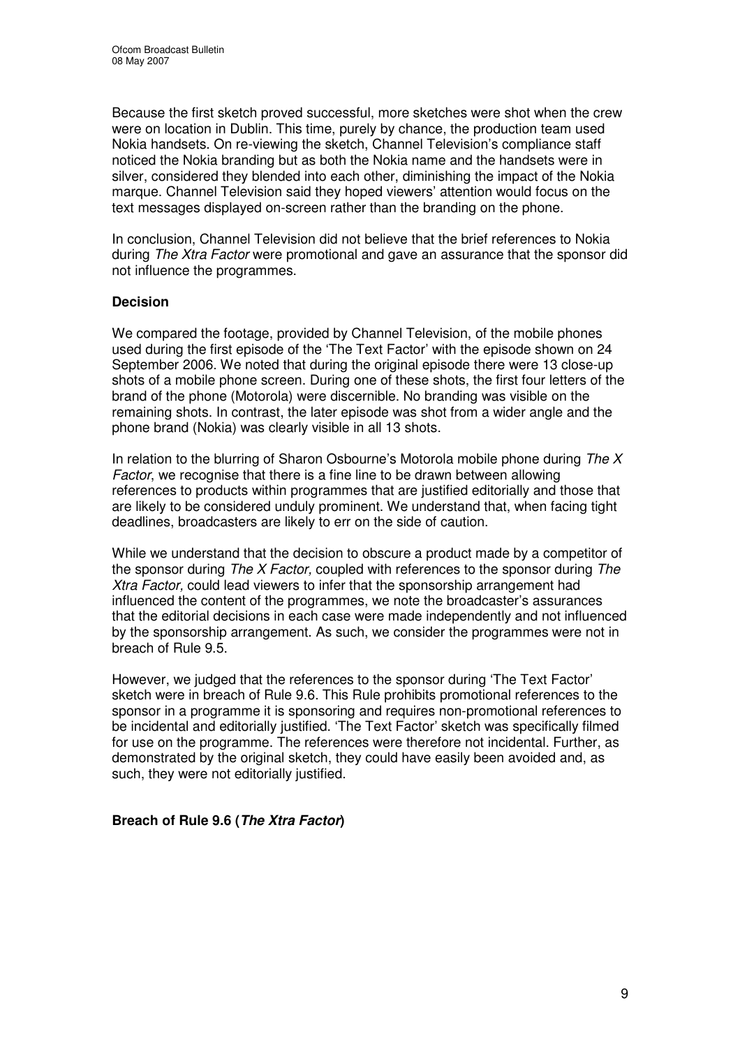Because the first sketch proved successful, more sketches were shot when the crew were on location in Dublin. This time, purely by chance, the production team used Nokia handsets. On re-viewing the sketch, Channel Television's compliance staff noticed the Nokia branding but as both the Nokia name and the handsets were in silver, considered they blended into each other, diminishing the impact of the Nokia marque. Channel Television said they hoped viewers' attention would focus on the text messages displayed on-screen rather than the branding on the phone.

In conclusion, Channel Television did not believe that the brief references to Nokia during *The Xtra Factor* were promotional and gave an assurance that the sponsor did not influence the programmes.

**Decision**

We compared the footage, provided by Channel Television, of the mobile phones used during the first episode of the 'The Text Factor' with the episode shown on 24 September 2006. We noted that during the original episode there were 13 close-up shots of a mobile phone screen. During one of these shots, the first four letters of the brand of the phone (Motorola) were discernible. No branding was visible on the remaining shots. In contrast, the later episode was shot from a wider angle and the phone brand (Nokia) was clearly visible in all 13 shots.

In relation to the blurring of Sharon Osbourne's Motorola mobile phone during *The X Factor*, we recognise that there is a fine line to be drawn between allowing references to products within programmes that are justified editorially and those that are likely to be considered unduly prominent. We understand that, when facing tight deadlines, broadcasters are likely to err on the side of caution.

While we understand that the decision to obscure a product made by a competitor of the sponsor during *The X Factor,* coupled with references to the sponsor during *The Xtra Factor,* could lead viewers to infer that the sponsorship arrangement had influenced the content of the programmes, we note the broadcaster's assurances that the editorial decisions in each case were made independently and not influenced by the sponsorship arrangement. As such, we consider the programmes were not in breach of Rule 9.5.

However, we judged that the references to the sponsor during 'The Text Factor' sketch were in breach of Rule 9.6. This Rule prohibits promotional references to the sponsor in a programme it is sponsoring and requires non-promotional references to be incidental and editorially justified. 'The Text Factor' sketch was specifically filmed for use on the programme. The references were therefore not incidental. Further, as demonstrated by the original sketch, they could have easily been avoided and, as such, they were not editorially justified.

**Breach of Rule 9.6 (*The Xtra Factor*)**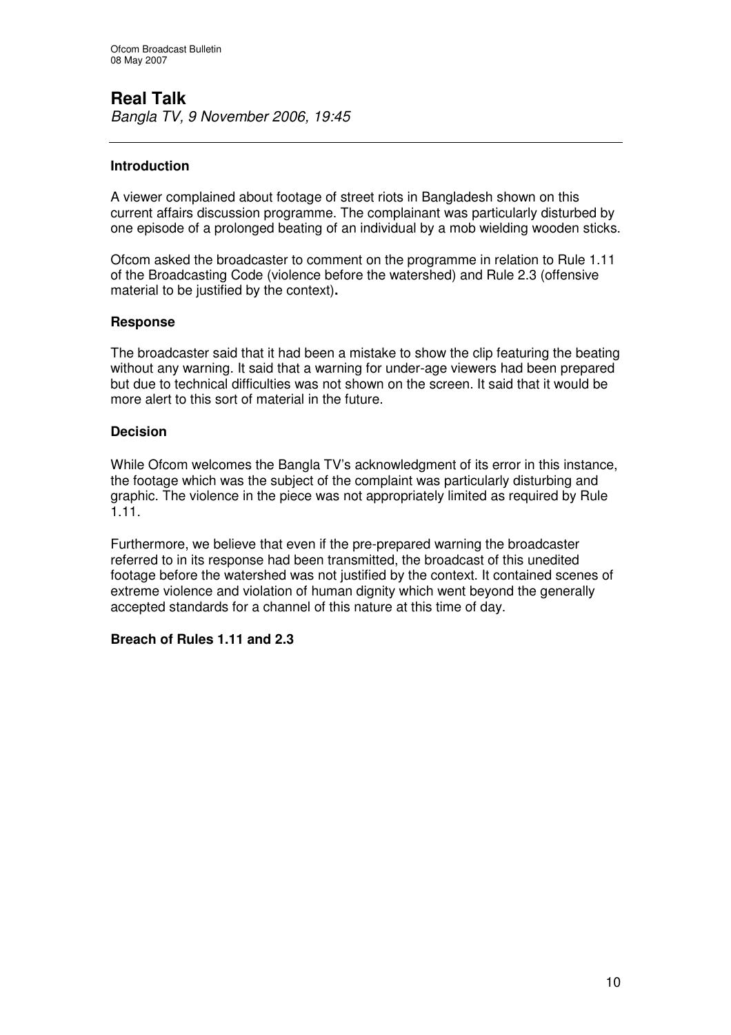## Real Talk

*Bangla TV, 9 November 2006, 19:45*

---

### Introduction

A viewer complained about footage of street riots in Bangladesh shown on this current affairs discussion programme. The complainant was particularly disturbed by one episode of a prolonged beating of an individual by a mob wielding wooden sticks.

Ofcom asked the broadcaster to comment on the programme in relation to Rule 1.11 of the Broadcasting Code (violence before the watershed) and Rule 2.3 (offensive material to be justified by the context)**.**

### Response

The broadcaster said that it had been a mistake to show the clip featuring the beating without any warning. It said that a warning for under-age viewers had been prepared but due to technical difficulties was not shown on the screen. It said that it would be more alert to this sort of material in the future.

### Decision

While Ofcom welcomes the Bangla TV's acknowledgment of its error in this instance, the footage which was the subject of the complaint was particularly disturbing and graphic. The violence in the piece was not appropriately limited as required by Rule 1.11.

Furthermore, we believe that even if the pre-prepared warning the broadcaster referred to in its response had been transmitted, the broadcast of this unedited footage before the watershed was not justified by the context. It contained scenes of extreme violence and violation of human dignity which went beyond the generally accepted standards for a channel of this nature at this time of day.

**Breach of Rules 1.11 and 2.3**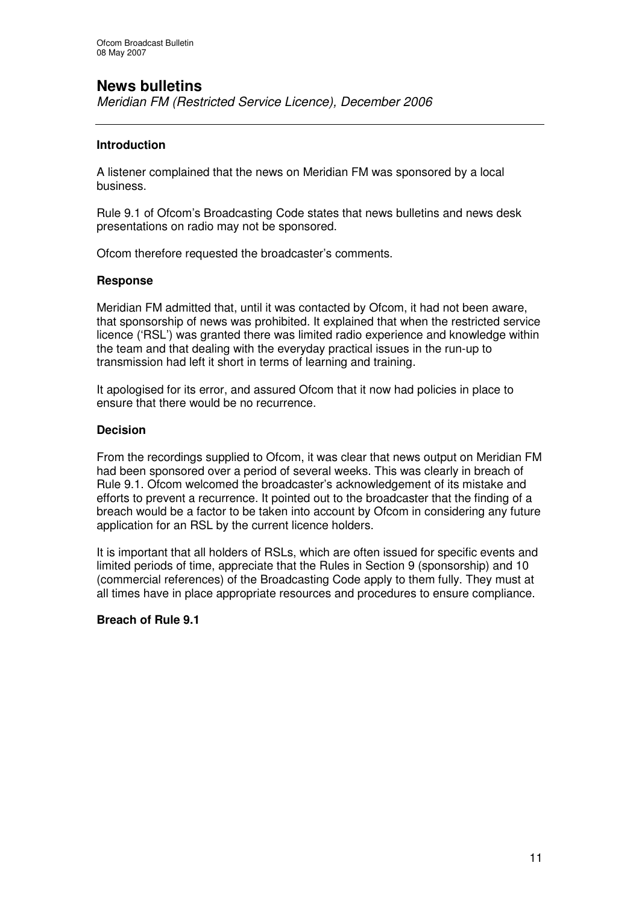## News bulletins

*Meridian FM (Restricted Service Licence), December 2006*

---

### Introduction

A listener complained that the news on Meridian FM was sponsored by a local business.

Rule 9.1 of Ofcom's Broadcasting Code states that news bulletins and news desk presentations on radio may not be sponsored.

Ofcom therefore requested the broadcaster's comments.

### Response

Meridian FM admitted that, until it was contacted by Ofcom, it had not been aware, that sponsorship of news was prohibited. It explained that when the restricted service licence ('RSL') was granted there was limited radio experience and knowledge within the team and that dealing with the everyday practical issues in the run-up to transmission had left it short in terms of learning and training.

It apologised for its error, and assured Ofcom that it now had policies in place to ensure that there would be no recurrence.

### Decision

From the recordings supplied to Ofcom, it was clear that news output on Meridian FM had been sponsored over a period of several weeks. This was clearly in breach of Rule 9.1. Ofcom welcomed the broadcaster's acknowledgement of its mistake and efforts to prevent a recurrence. It pointed out to the broadcaster that the finding of a breach would be a factor to be taken into account by Ofcom in considering any future application for an RSL by the current licence holders.

It is important that all holders of RSLs, which are often issued for specific events and limited periods of time, appreciate that the Rules in Section 9 (sponsorship) and 10 (commercial references) of the Broadcasting Code apply to them fully. They must at all times have in place appropriate resources and procedures to ensure compliance.

### Breach of Rule 9.1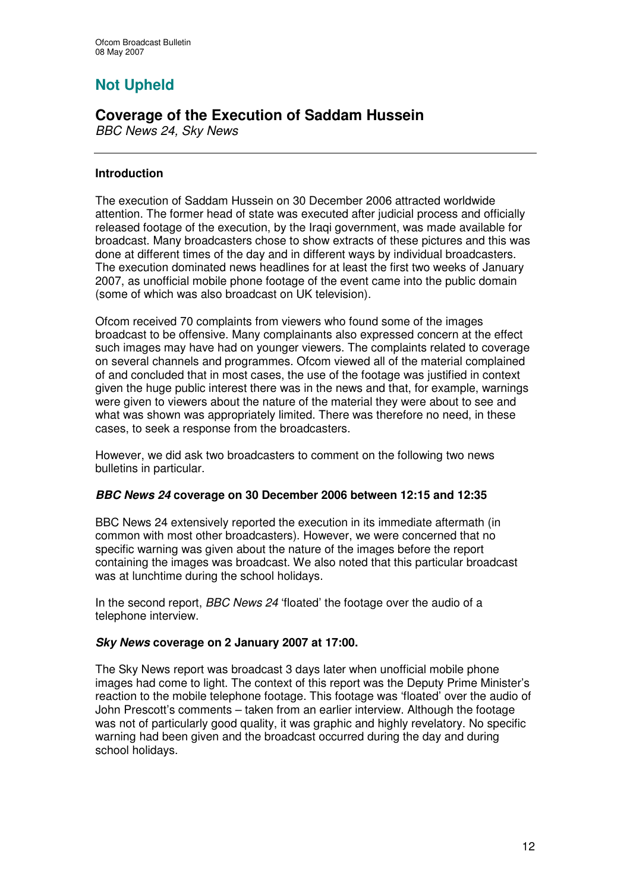## Not Upheld

## Coverage of the Execution of Saddam Hussein

*BBC News 24, Sky News*

---

### Introduction

The execution of Saddam Hussein on 30 December 2006 attracted worldwide attention. The former head of state was executed after judicial process and officially released footage of the execution, by the Iraqi government, was made available for broadcast. Many broadcasters chose to show extracts of these pictures and this was done at different times of the day and in different ways by individual broadcasters. The execution dominated news headlines for at least the first two weeks of January 2007, as unofficial mobile phone footage of the event came into the public domain (some of which was also broadcast on UK television).

Ofcom received 70 complaints from viewers who found some of the images broadcast to be offensive. Many complainants also expressed concern at the effect such images may have had on younger viewers. The complaints related to coverage on several channels and programmes. Ofcom viewed all of the material complained of and concluded that in most cases, the use of the footage was justified in context given the huge public interest there was in the news and that, for example, warnings were given to viewers about the nature of the material they were about to see and what was shown was appropriately limited. There was therefore no need, in these cases, to seek a response from the broadcasters.

However, we did ask two broadcasters to comment on the following two news bulletins in particular.

#### *BBC News 24* coverage on 30 December 2006 between 12:15 and 12:35

BBC News 24 extensively reported the execution in its immediate aftermath (in common with most other broadcasters). However, we were concerned that no specific warning was given about the nature of the images before the report containing the images was broadcast. We also noted that this particular broadcast was at lunchtime during the school holidays.

In the second report, *BBC News 24* 'floated' the footage over the audio of a telephone interview.

#### *Sky News* coverage on 2 January 2007 at 17:00.

The Sky News report was broadcast 3 days later when unofficial mobile phone images had come to light. The context of this report was the Deputy Prime Minister's reaction to the mobile telephone footage. This footage was 'floated' over the audio of John Prescott's comments – taken from an earlier interview. Although the footage was not of particularly good quality, it was graphic and highly revelatory. No specific warning had been given and the broadcast occurred during the day and during school holidays.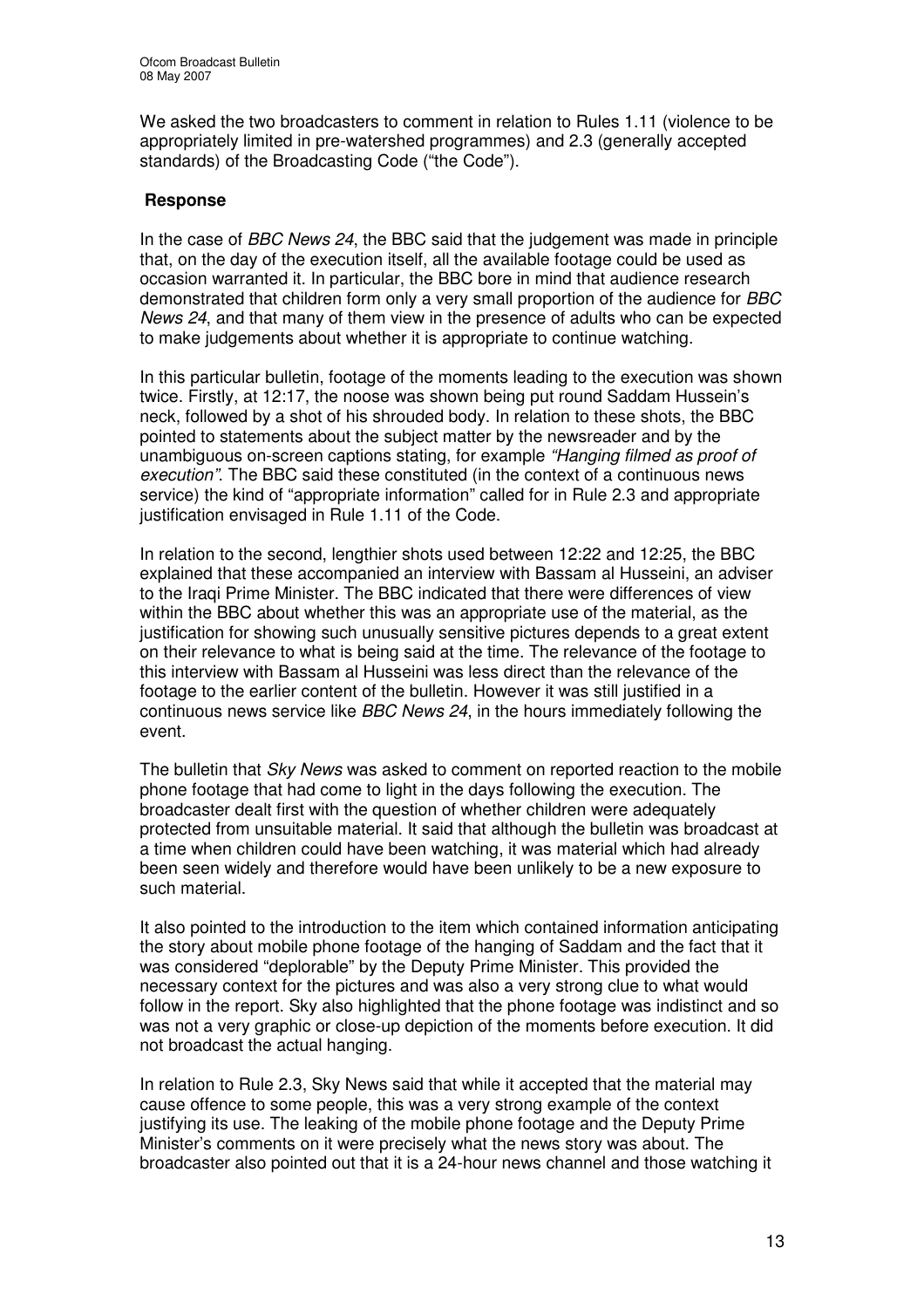We asked the two broadcasters to comment in relation to Rules 1.11 (violence to be appropriately limited in pre-watershed programmes) and 2.3 (generally accepted standards) of the Broadcasting Code ("the Code").

### Response

In the case of *BBC News 24*, the BBC said that the judgement was made in principle that, on the day of the execution itself, all the available footage could be used as occasion warranted it. In particular, the BBC bore in mind that audience research demonstrated that children form only a very small proportion of the audience for *BBC News 24*, and that many of them view in the presence of adults who can be expected to make judgements about whether it is appropriate to continue watching.

In this particular bulletin, footage of the moments leading to the execution was shown twice. Firstly, at 12:17, the noose was shown being put round Saddam Hussein's neck, followed by a shot of his shrouded body. In relation to these shots, the BBC pointed to statements about the subject matter by the newsreader and by the unambiguous on-screen captions stating, for example *"Hanging filmed as proof of execution"*. The BBC said these constituted (in the context of a continuous news service) the kind of "appropriate information" called for in Rule 2.3 and appropriate justification envisaged in Rule 1.11 of the Code.

In relation to the second, lengthier shots used between 12:22 and 12:25, the BBC explained that these accompanied an interview with Bassam al Husseini, an adviser to the Iraqi Prime Minister. The BBC indicated that there were differences of view within the BBC about whether this was an appropriate use of the material, as the justification for showing such unusually sensitive pictures depends to a great extent on their relevance to what is being said at the time. The relevance of the footage to this interview with Bassam al Husseini was less direct than the relevance of the footage to the earlier content of the bulletin. However it was still justified in a continuous news service like *BBC News 24*, in the hours immediately following the event.

The bulletin that *Sky News* was asked to comment on reported reaction to the mobile phone footage that had come to light in the days following the execution. The broadcaster dealt first with the question of whether children were adequately protected from unsuitable material. It said that although the bulletin was broadcast at a time when children could have been watching, it was material which had already been seen widely and therefore would have been unlikely to be a new exposure to such material.

It also pointed to the introduction to the item which contained information anticipating the story about mobile phone footage of the hanging of Saddam and the fact that it was considered "deplorable" by the Deputy Prime Minister. This provided the necessary context for the pictures and was also a very strong clue to what would follow in the report. Sky also highlighted that the phone footage was indistinct and so was not a very graphic or close-up depiction of the moments before execution. It did not broadcast the actual hanging.

In relation to Rule 2.3, Sky News said that while it accepted that the material may cause offence to some people, this was a very strong example of the context justifying its use. The leaking of the mobile phone footage and the Deputy Prime Minister's comments on it were precisely what the news story was about. The broadcaster also pointed out that it is a 24-hour news channel and those watching it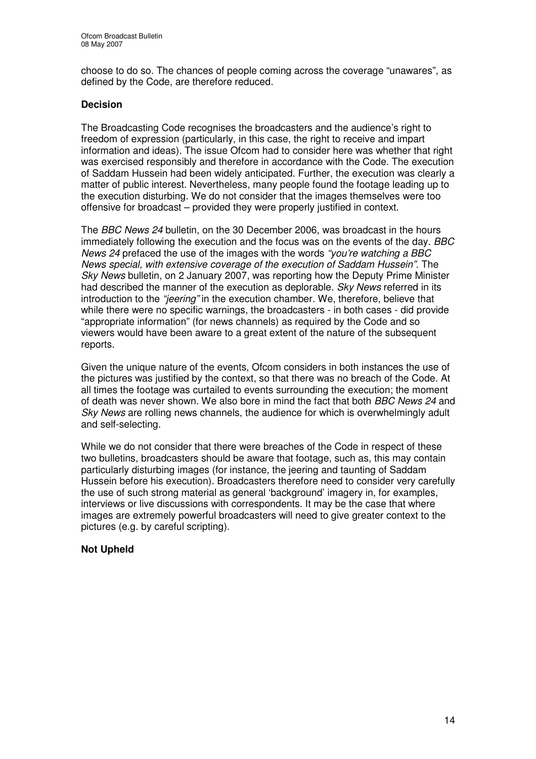choose to do so. The chances of people coming across the coverage "unawares", as defined by the Code, are therefore reduced.

**Decision**

The Broadcasting Code recognises the broadcasters and the audience's right to freedom of expression (particularly, in this case, the right to receive and impart information and ideas). The issue Ofcom had to consider here was whether that right was exercised responsibly and therefore in accordance with the Code. The execution of Saddam Hussein had been widely anticipated. Further, the execution was clearly a matter of public interest. Nevertheless, many people found the footage leading up to the execution disturbing. We do not consider that the images themselves were too offensive for broadcast – provided they were properly justified in context.

The *BBC News 24* bulletin, on the 30 December 2006, was broadcast in the hours immediately following the execution and the focus was on the events of the day. *BBC News 24* prefaced the use of the images with the words *"you're watching a BBC News special, with extensive coverage of the execution of Saddam Hussein".* The *Sky News* bulletin, on 2 January 2007, was reporting how the Deputy Prime Minister had described the manner of the execution as deplorable. *Sky News* referred in its introduction to the *"jeering"* in the execution chamber. We, therefore, believe that while there were no specific warnings, the broadcasters - in both cases - did provide "appropriate information" (for news channels) as required by the Code and so viewers would have been aware to a great extent of the nature of the subsequent reports.

Given the unique nature of the events, Ofcom considers in both instances the use of the pictures was justified by the context, so that there was no breach of the Code. At all times the footage was curtailed to events surrounding the execution; the moment of death was never shown. We also bore in mind the fact that both *BBC News 24* and *Sky News* are rolling news channels, the audience for which is overwhelmingly adult and self-selecting.

While we do not consider that there were breaches of the Code in respect of these two bulletins, broadcasters should be aware that footage, such as, this may contain particularly disturbing images (for instance, the jeering and taunting of Saddam Hussein before his execution). Broadcasters therefore need to consider very carefully the use of such strong material as general 'background' imagery in, for examples, interviews or live discussions with correspondents. It may be the case that where images are extremely powerful broadcasters will need to give greater context to the pictures (e.g. by careful scripting).

**Not Upheld**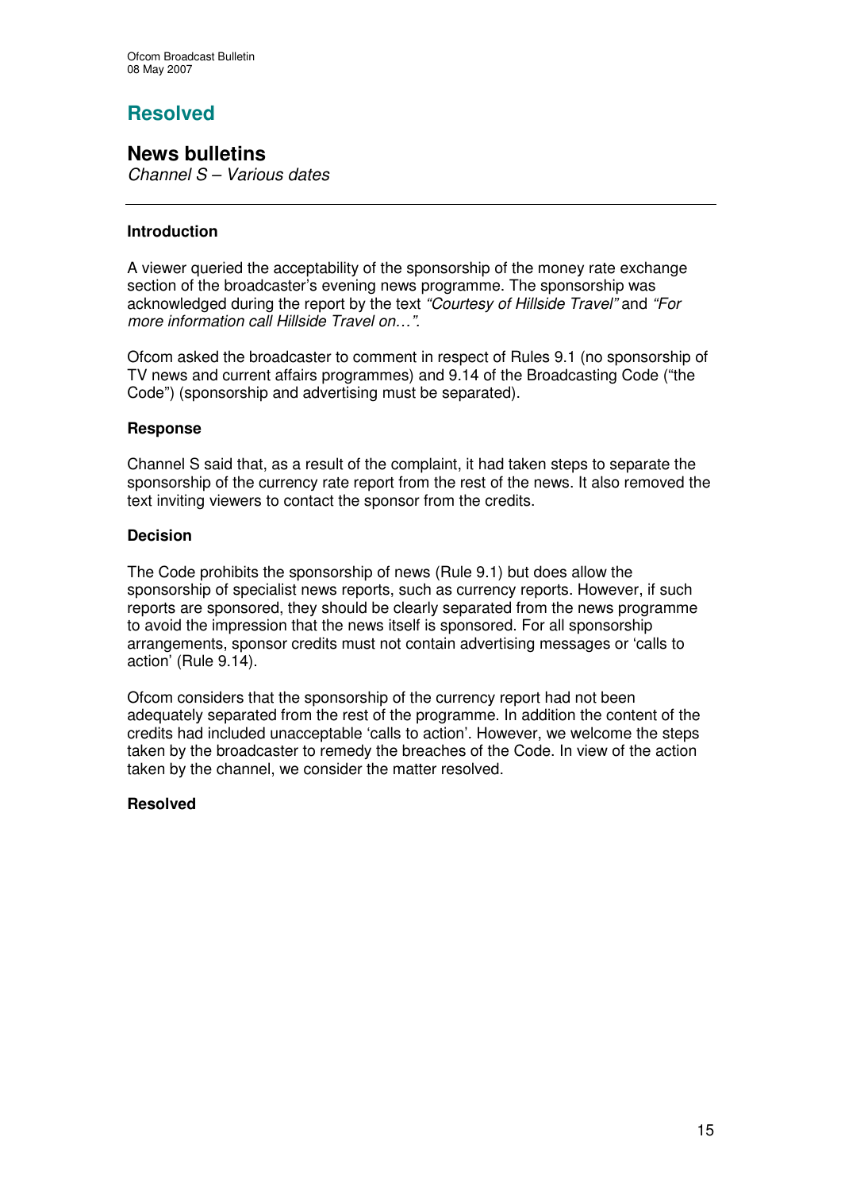# Resolved

## News bulletins

*Channel S – Various dates*

---

### Introduction

A viewer queried the acceptability of the sponsorship of the money rate exchange section of the broadcaster's evening news programme. The sponsorship was acknowledged during the report by the text *"Courtesy of Hillside Travel"* and *"For more information call Hillside Travel on…"*.

Ofcom asked the broadcaster to comment in respect of Rules 9.1 (no sponsorship of TV news and current affairs programmes) and 9.14 of the Broadcasting Code ("the Code") (sponsorship and advertising must be separated).

### Response

Channel S said that, as a result of the complaint, it had taken steps to separate the sponsorship of the currency rate report from the rest of the news. It also removed the text inviting viewers to contact the sponsor from the credits.

### Decision

The Code prohibits the sponsorship of news (Rule 9.1) but does allow the sponsorship of specialist news reports, such as currency reports. However, if such reports are sponsored, they should be clearly separated from the news programme to avoid the impression that the news itself is sponsored. For all sponsorship arrangements, sponsor credits must not contain advertising messages or 'calls to action' (Rule 9.14).

Ofcom considers that the sponsorship of the currency report had not been adequately separated from the rest of the programme. In addition the content of the credits had included unacceptable 'calls to action'. However, we welcome the steps taken by the broadcaster to remedy the breaches of the Code. In view of the action taken by the channel, we consider the matter resolved.

**Resolved**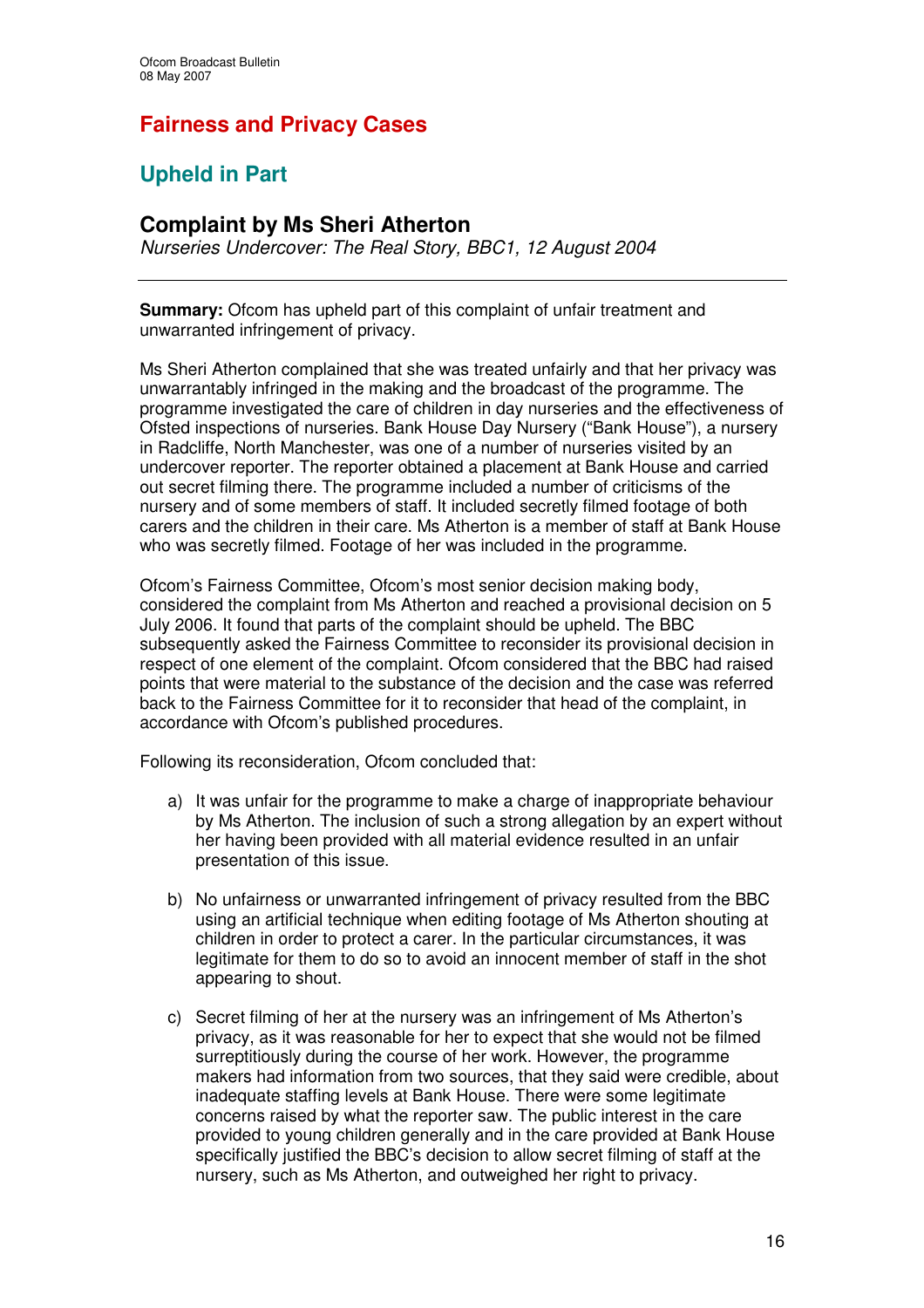# Fairness and Privacy Cases

## Upheld in Part

### Complaint by Ms Sheri Atherton

*Nurseries Undercover: The Real Story, BBC1, 12 August 2004*

---

**Summary:** Ofcom has upheld part of this complaint of unfair treatment and unwarranted infringement of privacy.

Ms Sheri Atherton complained that she was treated unfairly and that her privacy was unwarrantably infringed in the making and the broadcast of the programme. The programme investigated the care of children in day nurseries and the effectiveness of Ofsted inspections of nurseries. Bank House Day Nursery ("Bank House"), a nursery in Radcliffe, North Manchester, was one of a number of nurseries visited by an undercover reporter. The reporter obtained a placement at Bank House and carried out secret filming there. The programme included a number of criticisms of the nursery and of some members of staff. It included secretly filmed footage of both carers and the children in their care. Ms Atherton is a member of staff at Bank House who was secretly filmed. Footage of her was included in the programme.

Ofcom's Fairness Committee, Ofcom's most senior decision making body, considered the complaint from Ms Atherton and reached a provisional decision on 5 July 2006. It found that parts of the complaint should be upheld. The BBC subsequently asked the Fairness Committee to reconsider its provisional decision in respect of one element of the complaint. Ofcom considered that the BBC had raised points that were material to the substance of the decision and the case was referred back to the Fairness Committee for it to reconsider that head of the complaint, in accordance with Ofcom's published procedures.

Following its reconsideration, Ofcom concluded that:

a) It was unfair for the programme to make a charge of inappropriate behaviour by Ms Atherton. The inclusion of such a strong allegation by an expert without her having been provided with all material evidence resulted in an unfair presentation of this issue.

b) No unfairness or unwarranted infringement of privacy resulted from the BBC using an artificial technique when editing footage of Ms Atherton shouting at children in order to protect a carer. In the particular circumstances, it was legitimate for them to do so to avoid an innocent member of staff in the shot appearing to shout.

c) Secret filming of her at the nursery was an infringement of Ms Atherton's privacy, as it was reasonable for her to expect that she would not be filmed surreptitiously during the course of her work. However, the programme makers had information from two sources, that they said were credible, about inadequate staffing levels at Bank House. There were some legitimate concerns raised by what the reporter saw. The public interest in the care provided to young children generally and in the care provided at Bank House specifically justified the BBC's decision to allow secret filming of staff at the nursery, such as Ms Atherton, and outweighed her right to privacy.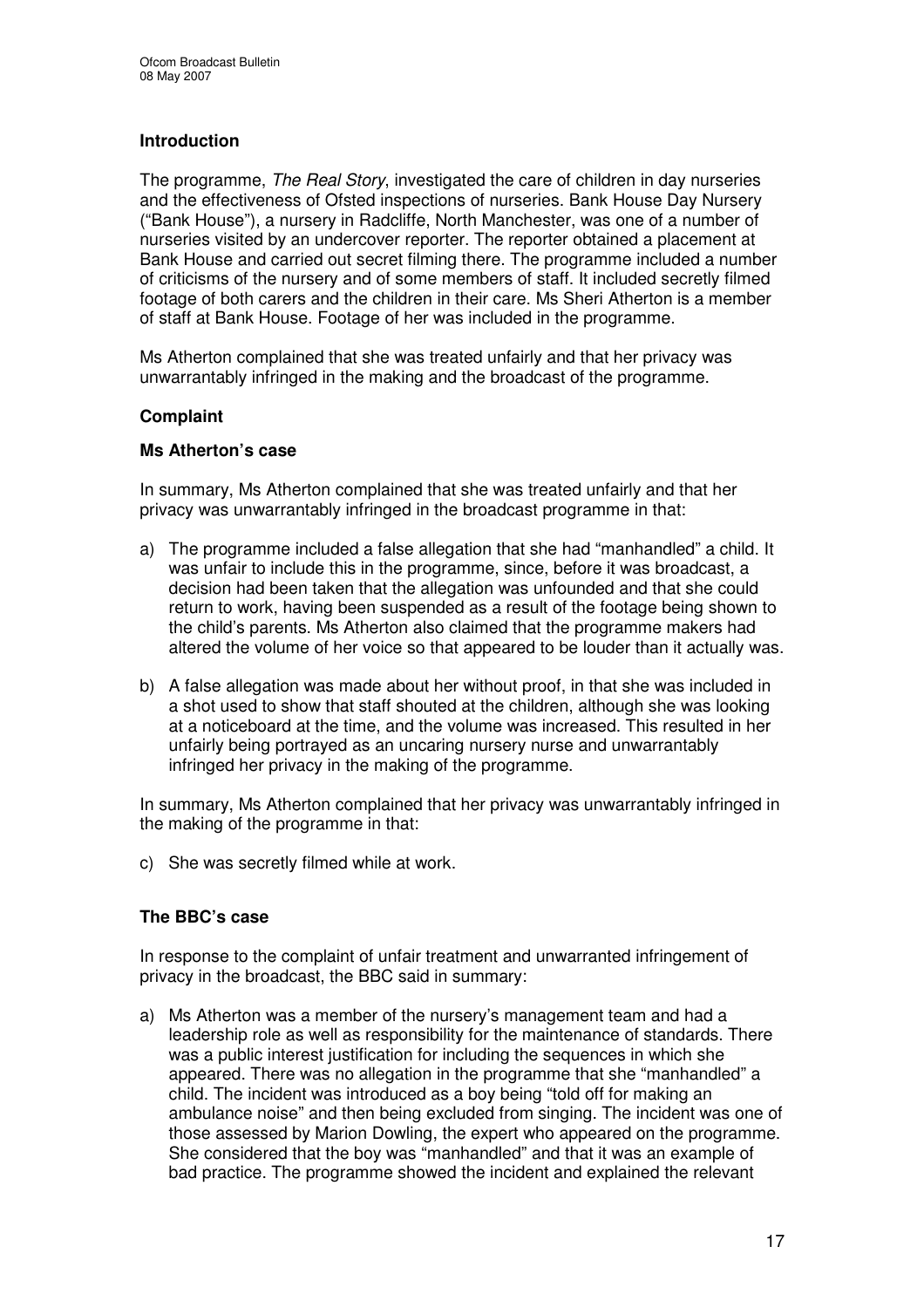### Introduction

The programme, *The Real Story*, investigated the care of children in day nurseries and the effectiveness of Ofsted inspections of nurseries. Bank House Day Nursery ("Bank House"), a nursery in Radcliffe, North Manchester, was one of a number of nurseries visited by an undercover reporter. The reporter obtained a placement at Bank House and carried out secret filming there. The programme included a number of criticisms of the nursery and of some members of staff. It included secretly filmed footage of both carers and the children in their care. Ms Sheri Atherton is a member of staff at Bank House. Footage of her was included in the programme.

Ms Atherton complained that she was treated unfairly and that her privacy was unwarrantably infringed in the making and the broadcast of the programme.

### Complaint

#### Ms Atherton's case

In summary, Ms Atherton complained that she was treated unfairly and that her privacy was unwarrantably infringed in the broadcast programme in that:

a) The programme included a false allegation that she had "manhandled" a child. It was unfair to include this in the programme, since, before it was broadcast, a decision had been taken that the allegation was unfounded and that she could return to work, having been suspended as a result of the footage being shown to the child's parents. Ms Atherton also claimed that the programme makers had altered the volume of her voice so that appeared to be louder than it actually was.

b) A false allegation was made about her without proof, in that she was included in a shot used to show that staff shouted at the children, although she was looking at a noticeboard at the time, and the volume was increased. This resulted in her unfairly being portrayed as an uncaring nursery nurse and unwarrantably infringed her privacy in the making of the programme.

In summary, Ms Atherton complained that her privacy was unwarrantably infringed in the making of the programme in that:

c) She was secretly filmed while at work.

#### The BBC's case

In response to the complaint of unfair treatment and unwarranted infringement of privacy in the broadcast, the BBC said in summary:

a) Ms Atherton was a member of the nursery's management team and had a leadership role as well as responsibility for the maintenance of standards. There was a public interest justification for including the sequences in which she appeared. There was no allegation in the programme that she "manhandled" a child. The incident was introduced as a boy being "told off for making an ambulance noise" and then being excluded from singing. The incident was one of those assessed by Marion Dowling, the expert who appeared on the programme. She considered that the boy was "manhandled" and that it was an example of bad practice. The programme showed the incident and explained the relevant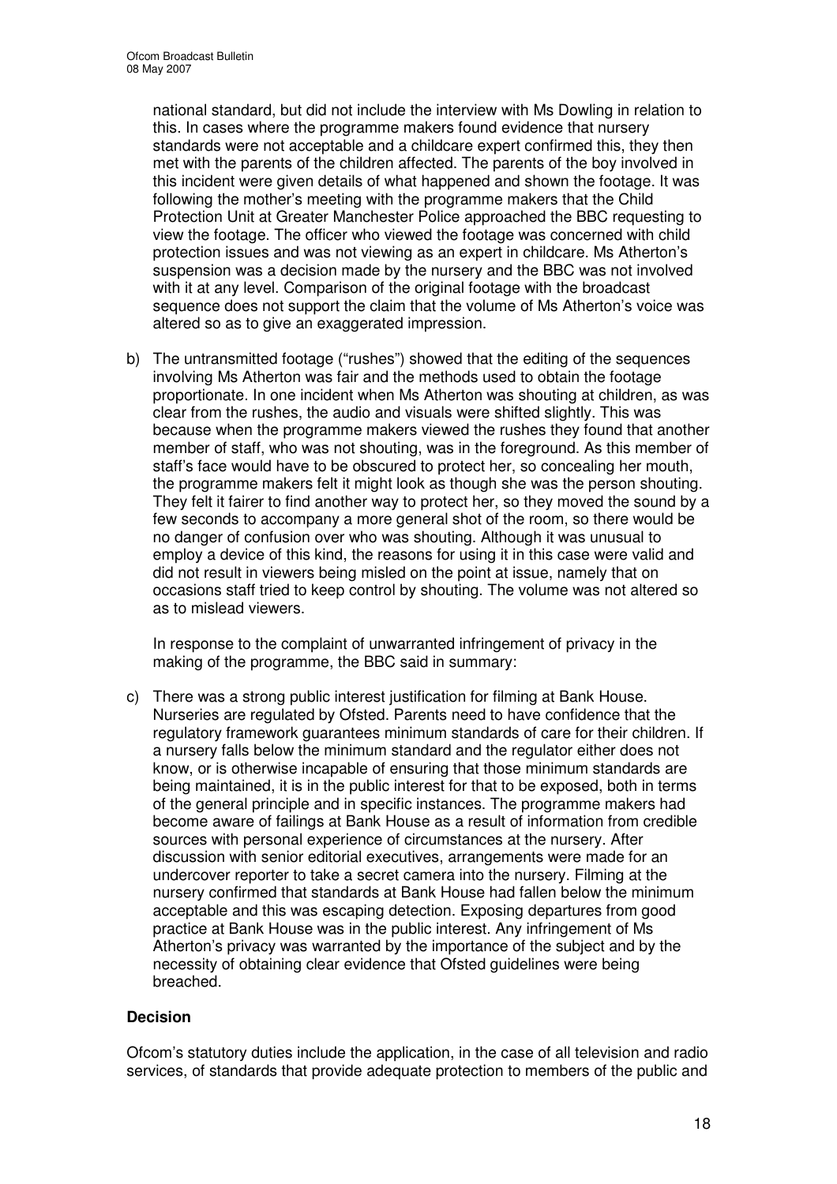national standard, but did not include the interview with Ms Dowling in relation to this. In cases where the programme makers found evidence that nursery standards were not acceptable and a childcare expert confirmed this, they then met with the parents of the children affected. The parents of the boy involved in this incident were given details of what happened and shown the footage. It was following the mother's meeting with the programme makers that the Child Protection Unit at Greater Manchester Police approached the BBC requesting to view the footage. The officer who viewed the footage was concerned with child protection issues and was not viewing as an expert in childcare. Ms Atherton's suspension was a decision made by the nursery and the BBC was not involved with it at any level. Comparison of the original footage with the broadcast sequence does not support the claim that the volume of Ms Atherton's voice was altered so as to give an exaggerated impression.

b) The untransmitted footage ("rushes") showed that the editing of the sequences involving Ms Atherton was fair and the methods used to obtain the footage proportionate. In one incident when Ms Atherton was shouting at children, as was clear from the rushes, the audio and visuals were shifted slightly. This was because when the programme makers viewed the rushes they found that another member of staff, who was not shouting, was in the foreground. As this member of staff's face would have to be obscured to protect her, so concealing her mouth, the programme makers felt it might look as though she was the person shouting. They felt it fairer to find another way to protect her, so they moved the sound by a few seconds to accompany a more general shot of the room, so there would be no danger of confusion over who was shouting. Although it was unusual to employ a device of this kind, the reasons for using it in this case were valid and did not result in viewers being misled on the point at issue, namely that on occasions staff tried to keep control by shouting. The volume was not altered so as to mislead viewers.

In response to the complaint of unwarranted infringement of privacy in the making of the programme, the BBC said in summary:

c) There was a strong public interest justification for filming at Bank House. Nurseries are regulated by Ofsted. Parents need to have confidence that the regulatory framework guarantees minimum standards of care for their children. If a nursery falls below the minimum standard and the regulator either does not know, or is otherwise incapable of ensuring that those minimum standards are being maintained, it is in the public interest for that to be exposed, both in terms of the general principle and in specific instances. The programme makers had become aware of failings at Bank House as a result of information from credible sources with personal experience of circumstances at the nursery. After discussion with senior editorial executives, arrangements were made for an undercover reporter to take a secret camera into the nursery. Filming at the nursery confirmed that standards at Bank House had fallen below the minimum acceptable and this was escaping detection. Exposing departures from good practice at Bank House was in the public interest. Any infringement of Ms Atherton's privacy was warranted by the importance of the subject and by the necessity of obtaining clear evidence that Ofsted guidelines were being breached.

**Decision**

Ofcom's statutory duties include the application, in the case of all television and radio services, of standards that provide adequate protection to members of the public and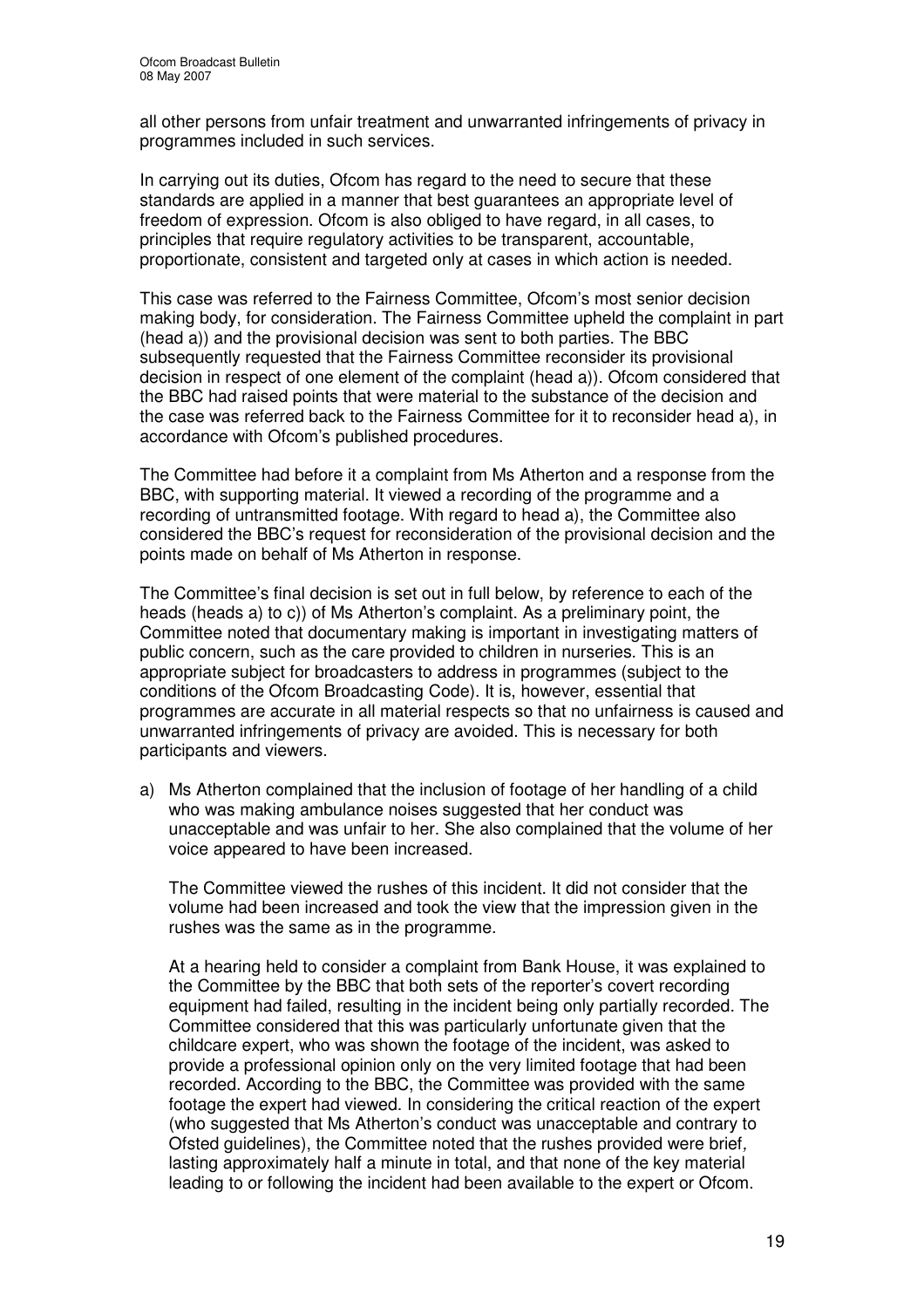all other persons from unfair treatment and unwarranted infringements of privacy in programmes included in such services.

In carrying out its duties, Ofcom has regard to the need to secure that these standards are applied in a manner that best guarantees an appropriate level of freedom of expression. Ofcom is also obliged to have regard, in all cases, to principles that require regulatory activities to be transparent, accountable, proportionate, consistent and targeted only at cases in which action is needed.

This case was referred to the Fairness Committee, Ofcom's most senior decision making body, for consideration. The Fairness Committee upheld the complaint in part (head a)) and the provisional decision was sent to both parties. The BBC subsequently requested that the Fairness Committee reconsider its provisional decision in respect of one element of the complaint (head a)). Ofcom considered that the BBC had raised points that were material to the substance of the decision and the case was referred back to the Fairness Committee for it to reconsider head a), in accordance with Ofcom's published procedures.

The Committee had before it a complaint from Ms Atherton and a response from the BBC, with supporting material. It viewed a recording of the programme and a recording of untransmitted footage. With regard to head a), the Committee also considered the BBC's request for reconsideration of the provisional decision and the points made on behalf of Ms Atherton in response.

The Committee's final decision is set out in full below, by reference to each of the heads (heads a) to c)) of Ms Atherton's complaint. As a preliminary point, the Committee noted that documentary making is important in investigating matters of public concern, such as the care provided to children in nurseries. This is an appropriate subject for broadcasters to address in programmes (subject to the conditions of the Ofcom Broadcasting Code). It is, however, essential that programmes are accurate in all material respects so that no unfairness is caused and unwarranted infringements of privacy are avoided. This is necessary for both participants and viewers.

a) Ms Atherton complained that the inclusion of footage of her handling of a child who was making ambulance noises suggested that her conduct was unacceptable and was unfair to her. She also complained that the volume of her voice appeared to have been increased.

   The Committee viewed the rushes of this incident. It did not consider that the volume had been increased and took the view that the impression given in the rushes was the same as in the programme.

   At a hearing held to consider a complaint from Bank House, it was explained to the Committee by the BBC that both sets of the reporter's covert recording equipment had failed, resulting in the incident being only partially recorded. The Committee considered that this was particularly unfortunate given that the childcare expert, who was shown the footage of the incident, was asked to provide a professional opinion only on the very limited footage that had been recorded. According to the BBC, the Committee was provided with the same footage the expert had viewed. In considering the critical reaction of the expert (who suggested that Ms Atherton's conduct was unacceptable and contrary to Ofsted guidelines), the Committee noted that the rushes provided were brief, lasting approximately half a minute in total, and that none of the key material leading to or following the incident had been available to the expert or Ofcom.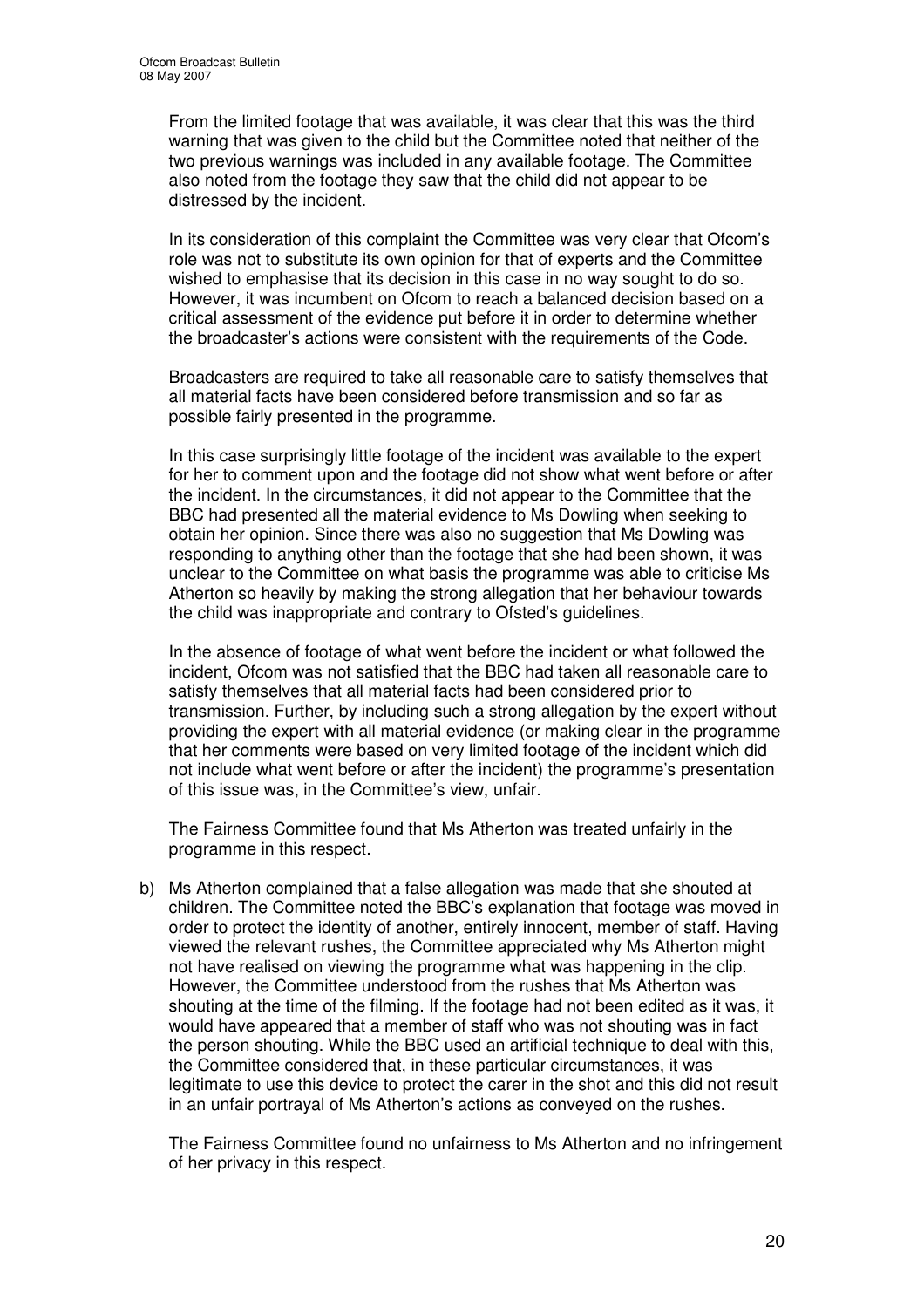From the limited footage that was available, it was clear that this was the third warning that was given to the child but the Committee noted that neither of the two previous warnings was included in any available footage. The Committee also noted from the footage they saw that the child did not appear to be distressed by the incident.

In its consideration of this complaint the Committee was very clear that Ofcom's role was not to substitute its own opinion for that of experts and the Committee wished to emphasise that its decision in this case in no way sought to do so. However, it was incumbent on Ofcom to reach a balanced decision based on a critical assessment of the evidence put before it in order to determine whether the broadcaster's actions were consistent with the requirements of the Code.

Broadcasters are required to take all reasonable care to satisfy themselves that all material facts have been considered before transmission and so far as possible fairly presented in the programme.

In this case surprisingly little footage of the incident was available to the expert for her to comment upon and the footage did not show what went before or after the incident. In the circumstances, it did not appear to the Committee that the BBC had presented all the material evidence to Ms Dowling when seeking to obtain her opinion. Since there was also no suggestion that Ms Dowling was responding to anything other than the footage that she had been shown, it was unclear to the Committee on what basis the programme was able to criticise Ms Atherton so heavily by making the strong allegation that her behaviour towards the child was inappropriate and contrary to Ofsted's guidelines.

In the absence of footage of what went before the incident or what followed the incident, Ofcom was not satisfied that the BBC had taken all reasonable care to satisfy themselves that all material facts had been considered prior to transmission. Further, by including such a strong allegation by the expert without providing the expert with all material evidence (or making clear in the programme that her comments were based on very limited footage of the incident which did not include what went before or after the incident) the programme's presentation of this issue was, in the Committee's view, unfair.

The Fairness Committee found that Ms Atherton was treated unfairly in the programme in this respect.

b) Ms Atherton complained that a false allegation was made that she shouted at children. The Committee noted the BBC's explanation that footage was moved in order to protect the identity of another, entirely innocent, member of staff. Having viewed the relevant rushes, the Committee appreciated why Ms Atherton might not have realised on viewing the programme what was happening in the clip. However, the Committee understood from the rushes that Ms Atherton was shouting at the time of the filming. If the footage had not been edited as it was, it would have appeared that a member of staff who was not shouting was in fact the person shouting. While the BBC used an artificial technique to deal with this, the Committee considered that, in these particular circumstances, it was legitimate to use this device to protect the carer in the shot and this did not result in an unfair portrayal of Ms Atherton's actions as conveyed on the rushes.

   The Fairness Committee found no unfairness to Ms Atherton and no infringement of her privacy in this respect.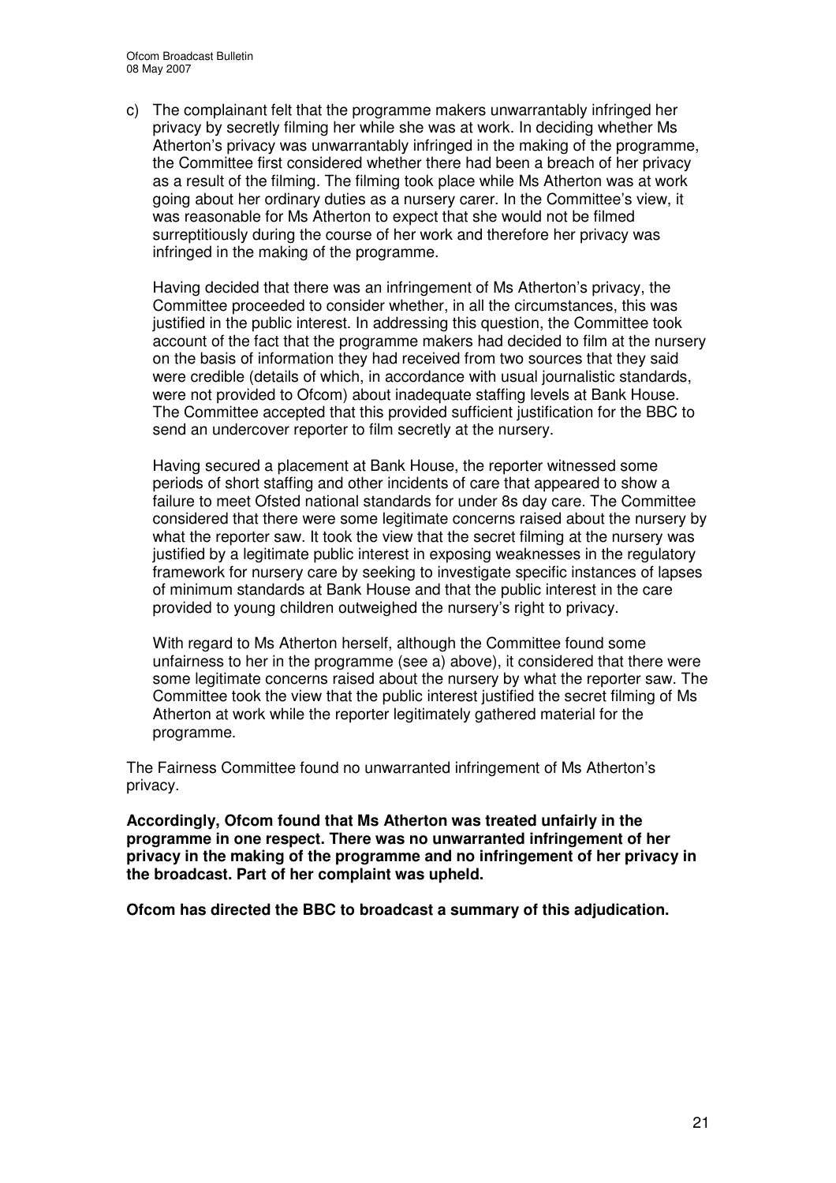c) The complainant felt that the programme makers unwarrantably infringed her privacy by secretly filming her while she was at work. In deciding whether Ms Atherton's privacy was unwarrantably infringed in the making of the programme, the Committee first considered whether there had been a breach of her privacy as a result of the filming. The filming took place while Ms Atherton was at work going about her ordinary duties as a nursery carer. In the Committee's view, it was reasonable for Ms Atherton to expect that she would not be filmed surreptitiously during the course of her work and therefore her privacy was infringed in the making of the programme.

   Having decided that there was an infringement of Ms Atherton's privacy, the Committee proceeded to consider whether, in all the circumstances, this was justified in the public interest. In addressing this question, the Committee took account of the fact that the programme makers had decided to film at the nursery on the basis of information they had received from two sources that they said were credible (details of which, in accordance with usual journalistic standards, were not provided to Ofcom) about inadequate staffing levels at Bank House. The Committee accepted that this provided sufficient justification for the BBC to send an undercover reporter to film secretly at the nursery.

   Having secured a placement at Bank House, the reporter witnessed some periods of short staffing and other incidents of care that appeared to show a failure to meet Ofsted national standards for under 8s day care. The Committee considered that there were some legitimate concerns raised about the nursery by what the reporter saw. It took the view that the secret filming at the nursery was justified by a legitimate public interest in exposing weaknesses in the regulatory framework for nursery care by seeking to investigate specific instances of lapses of minimum standards at Bank House and that the public interest in the care provided to young children outweighed the nursery's right to privacy.

   With regard to Ms Atherton herself, although the Committee found some unfairness to her in the programme (see a) above), it considered that there were some legitimate concerns raised about the nursery by what the reporter saw. The Committee took the view that the public interest justified the secret filming of Ms Atherton at work while the reporter legitimately gathered material for the programme.

The Fairness Committee found no unwarranted infringement of Ms Atherton's privacy.

**Accordingly, Ofcom found that Ms Atherton was treated unfairly in the programme in one respect. There was no unwarranted infringement of her privacy in the making of the programme and no infringement of her privacy in the broadcast. Part of her complaint was upheld.**

**Ofcom has directed the BBC to broadcast a summary of this adjudication.**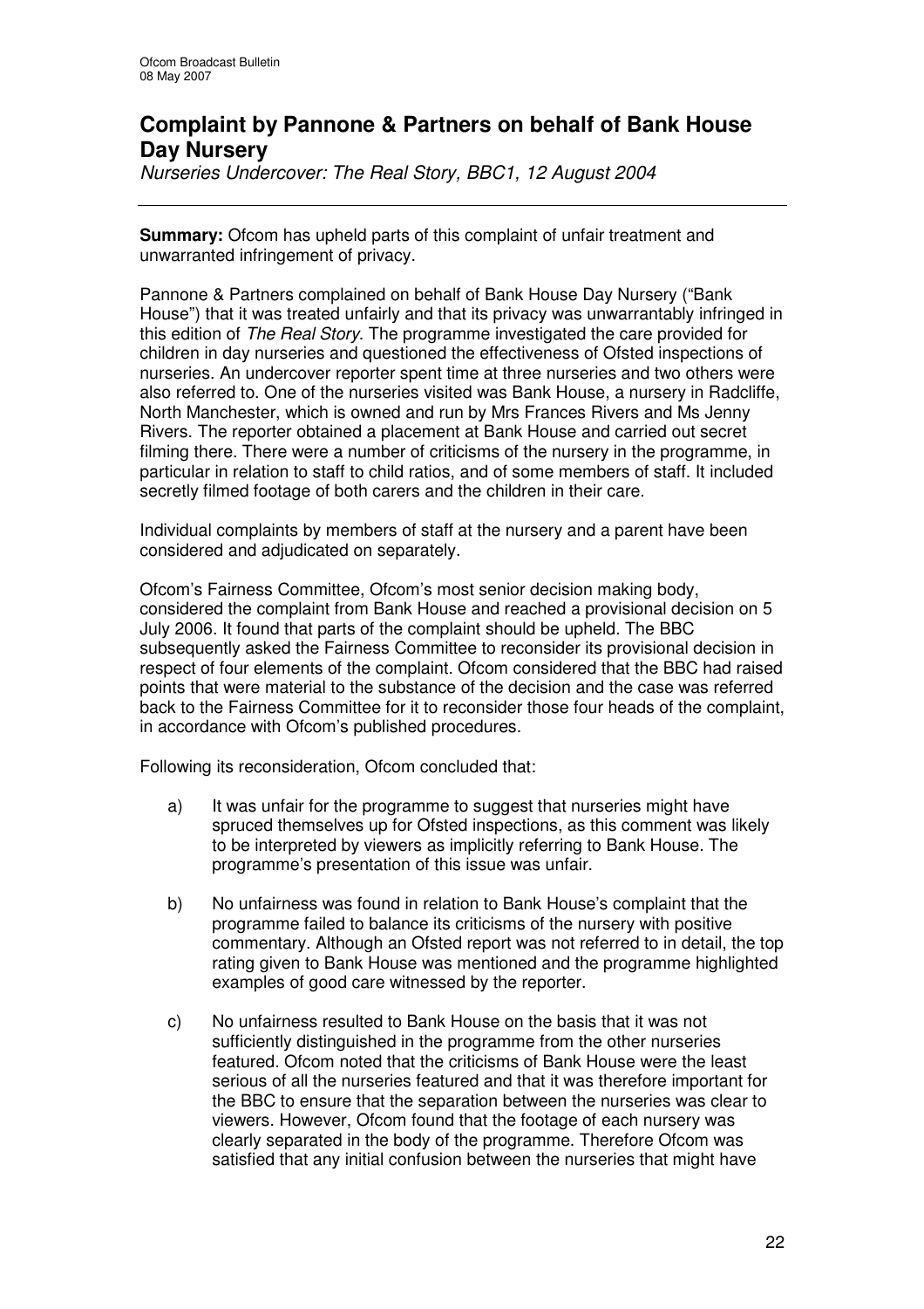## Complaint by Pannone & Partners on behalf of Bank House Day Nursery

*Nurseries Undercover: The Real Story, BBC1, 12 August 2004*

---

**Summary:** Ofcom has upheld parts of this complaint of unfair treatment and unwarranted infringement of privacy.

Pannone & Partners complained on behalf of Bank House Day Nursery ("Bank House") that it was treated unfairly and that its privacy was unwarrantably infringed in this edition of *The Real Story*. The programme investigated the care provided for children in day nurseries and questioned the effectiveness of Ofsted inspections of nurseries. An undercover reporter spent time at three nurseries and two others were also referred to. One of the nurseries visited was Bank House, a nursery in Radcliffe, North Manchester, which is owned and run by Mrs Frances Rivers and Ms Jenny Rivers. The reporter obtained a placement at Bank House and carried out secret filming there. There were a number of criticisms of the nursery in the programme, in particular in relation to staff to child ratios, and of some members of staff. It included secretly filmed footage of both carers and the children in their care.

Individual complaints by members of staff at the nursery and a parent have been considered and adjudicated on separately.

Ofcom's Fairness Committee, Ofcom's most senior decision making body, considered the complaint from Bank House and reached a provisional decision on 5 July 2006. It found that parts of the complaint should be upheld. The BBC subsequently asked the Fairness Committee to reconsider its provisional decision in respect of four elements of the complaint. Ofcom considered that the BBC had raised points that were material to the substance of the decision and the case was referred back to the Fairness Committee for it to reconsider those four heads of the complaint, in accordance with Ofcom's published procedures.

Following its reconsideration, Ofcom concluded that:

a) It was unfair for the programme to suggest that nurseries might have spruced themselves up for Ofsted inspections, as this comment was likely to be interpreted by viewers as implicitly referring to Bank House. The programme's presentation of this issue was unfair.

b) No unfairness was found in relation to Bank House's complaint that the programme failed to balance its criticisms of the nursery with positive commentary. Although an Ofsted report was not referred to in detail, the top rating given to Bank House was mentioned and the programme highlighted examples of good care witnessed by the reporter.

c) No unfairness resulted to Bank House on the basis that it was not sufficiently distinguished in the programme from the other nurseries featured. Ofcom noted that the criticisms of Bank House were the least serious of all the nurseries featured and that it was therefore important for the BBC to ensure that the separation between the nurseries was clear to viewers. However, Ofcom found that the footage of each nursery was clearly separated in the body of the programme. Therefore Ofcom was satisfied that any initial confusion between the nurseries that might have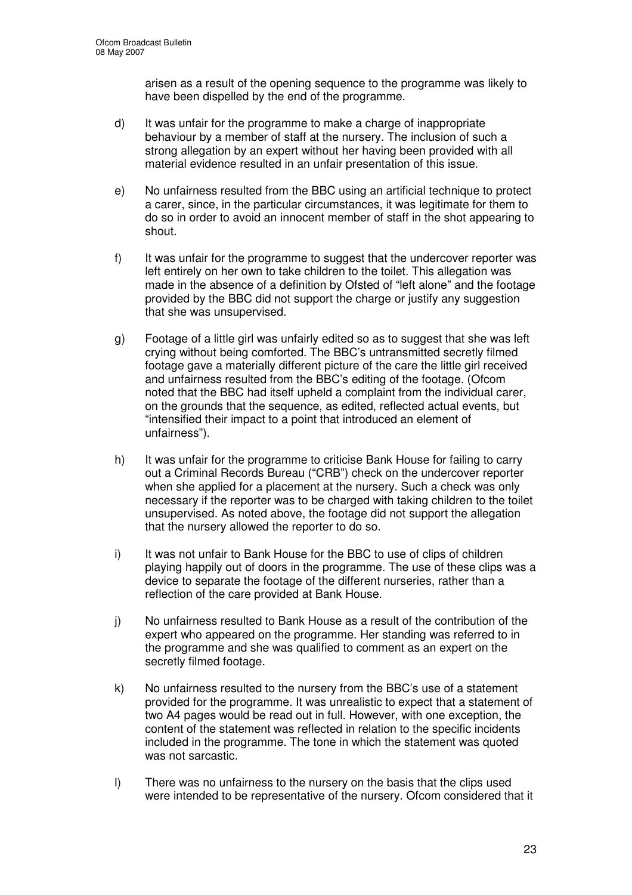arisen as a result of the opening sequence to the programme was likely to have been dispelled by the end of the programme.

d) It was unfair for the programme to make a charge of inappropriate behaviour by a member of staff at the nursery. The inclusion of such a strong allegation by an expert without her having been provided with all material evidence resulted in an unfair presentation of this issue.

e) No unfairness resulted from the BBC using an artificial technique to protect a carer, since, in the particular circumstances, it was legitimate for them to do so in order to avoid an innocent member of staff in the shot appearing to shout.

f) It was unfair for the programme to suggest that the undercover reporter was left entirely on her own to take children to the toilet. This allegation was made in the absence of a definition by Ofsted of "left alone" and the footage provided by the BBC did not support the charge or justify any suggestion that she was unsupervised.

g) Footage of a little girl was unfairly edited so as to suggest that she was left crying without being comforted. The BBC's untransmitted secretly filmed footage gave a materially different picture of the care the little girl received and unfairness resulted from the BBC's editing of the footage. (Ofcom noted that the BBC had itself upheld a complaint from the individual carer, on the grounds that the sequence, as edited, reflected actual events, but "intensified their impact to a point that introduced an element of unfairness").

h) It was unfair for the programme to criticise Bank House for failing to carry out a Criminal Records Bureau ("CRB") check on the undercover reporter when she applied for a placement at the nursery. Such a check was only necessary if the reporter was to be charged with taking children to the toilet unsupervised. As noted above, the footage did not support the allegation that the nursery allowed the reporter to do so.

i) It was not unfair to Bank House for the BBC to use of clips of children playing happily out of doors in the programme. The use of these clips was a device to separate the footage of the different nurseries, rather than a reflection of the care provided at Bank House.

j) No unfairness resulted to Bank House as a result of the contribution of the expert who appeared on the programme. Her standing was referred to in the programme and she was qualified to comment as an expert on the secretly filmed footage.

k) No unfairness resulted to the nursery from the BBC's use of a statement provided for the programme. It was unrealistic to expect that a statement of two A4 pages would be read out in full. However, with one exception, the content of the statement was reflected in relation to the specific incidents included in the programme. The tone in which the statement was quoted was not sarcastic.

l) There was no unfairness to the nursery on the basis that the clips used were intended to be representative of the nursery. Ofcom considered that it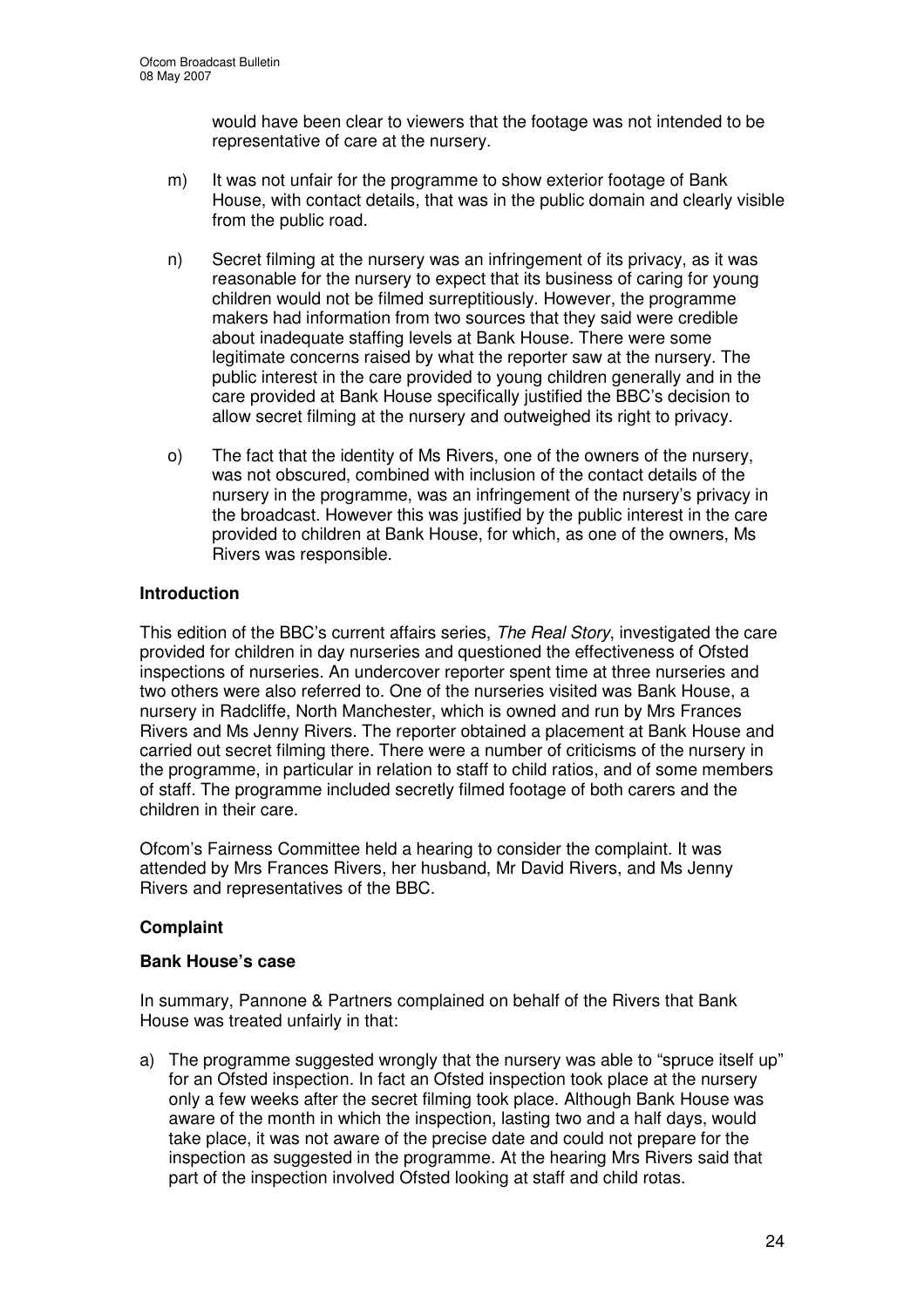would have been clear to viewers that the footage was not intended to be representative of care at the nursery.

m) It was not unfair for the programme to show exterior footage of Bank House, with contact details, that was in the public domain and clearly visible from the public road.

n) Secret filming at the nursery was an infringement of its privacy, as it was reasonable for the nursery to expect that its business of caring for young children would not be filmed surreptitiously. However, the programme makers had information from two sources that they said were credible about inadequate staffing levels at Bank House. There were some legitimate concerns raised by what the reporter saw at the nursery. The public interest in the care provided to young children generally and in the care provided at Bank House specifically justified the BBC's decision to allow secret filming at the nursery and outweighed its right to privacy.

o) The fact that the identity of Ms Rivers, one of the owners of the nursery, was not obscured, combined with inclusion of the contact details of the nursery in the programme, was an infringement of the nursery's privacy in the broadcast. However this was justified by the public interest in the care provided to children at Bank House, for which, as one of the owners, Ms Rivers was responsible.

## Introduction

This edition of the BBC's current affairs series, *The Real Story*, investigated the care provided for children in day nurseries and questioned the effectiveness of Ofsted inspections of nurseries. An undercover reporter spent time at three nurseries and two others were also referred to. One of the nurseries visited was Bank House, a nursery in Radcliffe, North Manchester, which is owned and run by Mrs Frances Rivers and Ms Jenny Rivers. The reporter obtained a placement at Bank House and carried out secret filming there. There were a number of criticisms of the nursery in the programme, in particular in relation to staff to child ratios, and of some members of staff. The programme included secretly filmed footage of both carers and the children in their care.

Ofcom's Fairness Committee held a hearing to consider the complaint. It was attended by Mrs Frances Rivers, her husband, Mr David Rivers, and Ms Jenny Rivers and representatives of the BBC.

## Complaint

### Bank House's case

In summary, Pannone & Partners complained on behalf of the Rivers that Bank House was treated unfairly in that:

a) The programme suggested wrongly that the nursery was able to "spruce itself up" for an Ofsted inspection. In fact an Ofsted inspection took place at the nursery only a few weeks after the secret filming took place. Although Bank House was aware of the month in which the inspection, lasting two and a half days, would take place, it was not aware of the precise date and could not prepare for the inspection as suggested in the programme. At the hearing Mrs Rivers said that part of the inspection involved Ofsted looking at staff and child rotas.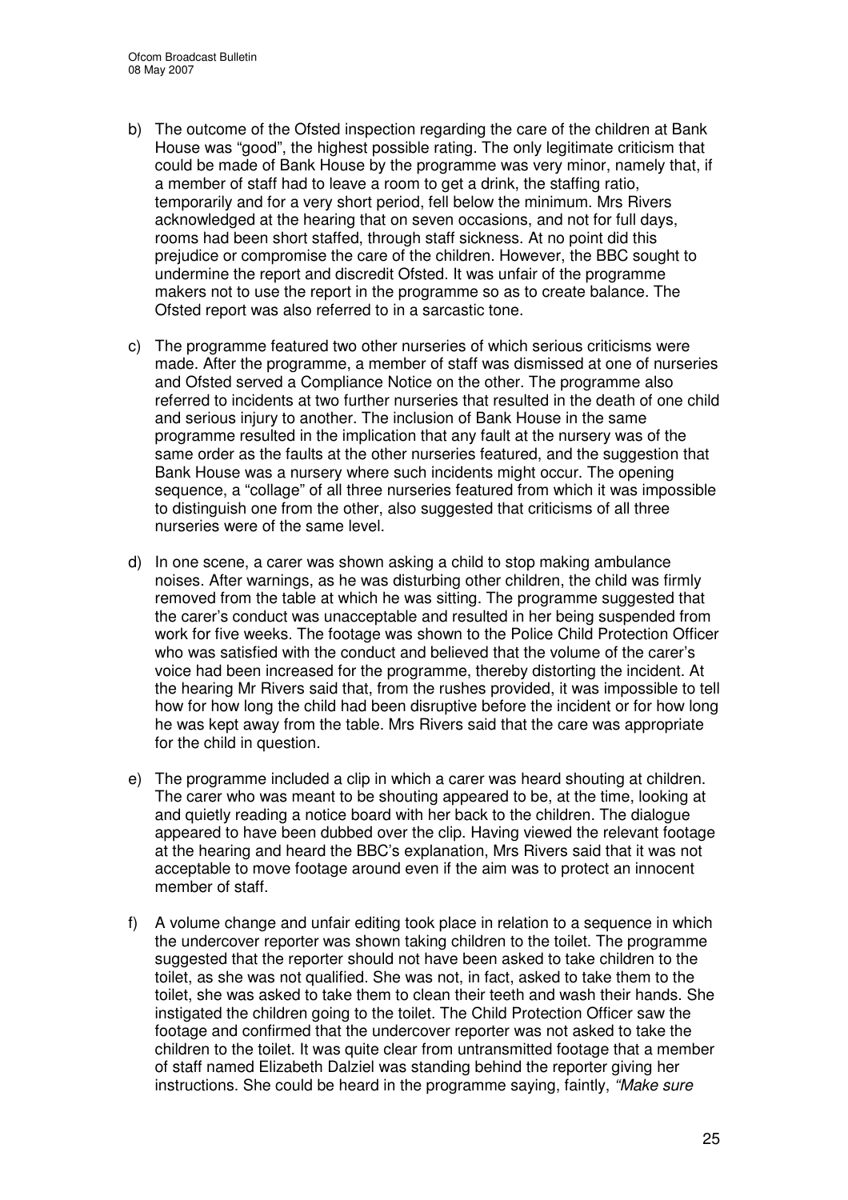b) The outcome of the Ofsted inspection regarding the care of the children at Bank House was "good", the highest possible rating. The only legitimate criticism that could be made of Bank House by the programme was very minor, namely that, if a member of staff had to leave a room to get a drink, the staffing ratio, temporarily and for a very short period, fell below the minimum. Mrs Rivers acknowledged at the hearing that on seven occasions, and not for full days, rooms had been short staffed, through staff sickness. At no point did this prejudice or compromise the care of the children. However, the BBC sought to undermine the report and discredit Ofsted. It was unfair of the programme makers not to use the report in the programme so as to create balance. The Ofsted report was also referred to in a sarcastic tone.

c) The programme featured two other nurseries of which serious criticisms were made. After the programme, a member of staff was dismissed at one of nurseries and Ofsted served a Compliance Notice on the other. The programme also referred to incidents at two further nurseries that resulted in the death of one child and serious injury to another. The inclusion of Bank House in the same programme resulted in the implication that any fault at the nursery was of the same order as the faults at the other nurseries featured, and the suggestion that Bank House was a nursery where such incidents might occur. The opening sequence, a "collage" of all three nurseries featured from which it was impossible to distinguish one from the other, also suggested that criticisms of all three nurseries were of the same level.

d) In one scene, a carer was shown asking a child to stop making ambulance noises. After warnings, as he was disturbing other children, the child was firmly removed from the table at which he was sitting. The programme suggested that the carer's conduct was unacceptable and resulted in her being suspended from work for five weeks. The footage was shown to the Police Child Protection Officer who was satisfied with the conduct and believed that the volume of the carer's voice had been increased for the programme, thereby distorting the incident. At the hearing Mr Rivers said that, from the rushes provided, it was impossible to tell how for how long the child had been disruptive before the incident or for how long he was kept away from the table. Mrs Rivers said that the care was appropriate for the child in question.

e) The programme included a clip in which a carer was heard shouting at children. The carer who was meant to be shouting appeared to be, at the time, looking at and quietly reading a notice board with her back to the children. The dialogue appeared to have been dubbed over the clip. Having viewed the relevant footage at the hearing and heard the BBC's explanation, Mrs Rivers said that it was not acceptable to move footage around even if the aim was to protect an innocent member of staff.

f) A volume change and unfair editing took place in relation to a sequence in which the undercover reporter was shown taking children to the toilet. The programme suggested that the reporter should not have been asked to take children to the toilet, as she was not qualified. She was not, in fact, asked to take them to the toilet, she was asked to take them to clean their teeth and wash their hands. She instigated the children going to the toilet. The Child Protection Officer saw the footage and confirmed that the undercover reporter was not asked to take the children to the toilet. It was quite clear from untransmitted footage that a member of staff named Elizabeth Dalziel was standing behind the reporter giving her instructions. She could be heard in the programme saying, faintly, *"Make sure*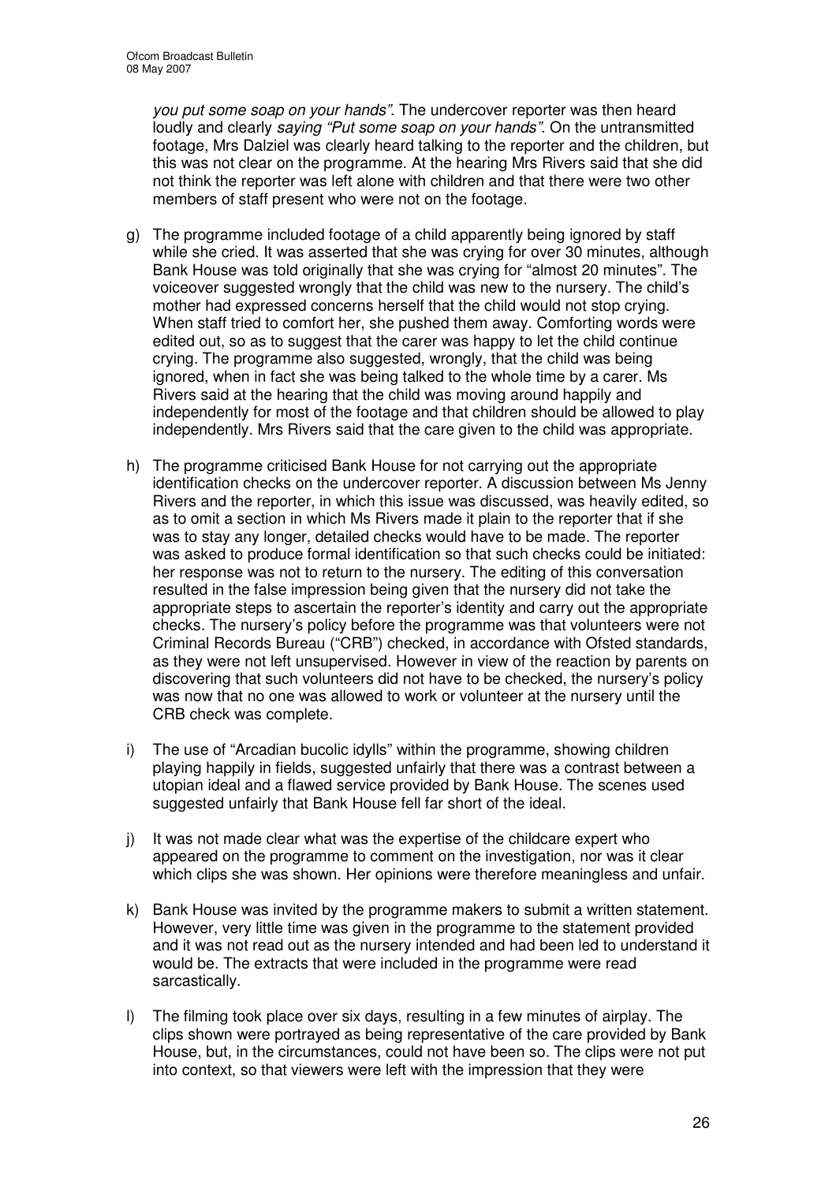*you put some soap on your hands"*. The undercover reporter was then heard loudly and clearly *saying "Put some soap on your hands"*. On the untransmitted footage, Mrs Dalziel was clearly heard talking to the reporter and the children, but this was not clear on the programme. At the hearing Mrs Rivers said that she did not think the reporter was left alone with children and that there were two other members of staff present who were not on the footage.

g) The programme included footage of a child apparently being ignored by staff while she cried. It was asserted that she was crying for over 30 minutes, although Bank House was told originally that she was crying for "almost 20 minutes". The voiceover suggested wrongly that the child was new to the nursery. The child's mother had expressed concerns herself that the child would not stop crying. When staff tried to comfort her, she pushed them away. Comforting words were edited out, so as to suggest that the carer was happy to let the child continue crying. The programme also suggested, wrongly, that the child was being ignored, when in fact she was being talked to the whole time by a carer. Ms Rivers said at the hearing that the child was moving around happily and independently for most of the footage and that children should be allowed to play independently. Mrs Rivers said that the care given to the child was appropriate.

h) The programme criticised Bank House for not carrying out the appropriate identification checks on the undercover reporter. A discussion between Ms Jenny Rivers and the reporter, in which this issue was discussed, was heavily edited, so as to omit a section in which Ms Rivers made it plain to the reporter that if she was to stay any longer, detailed checks would have to be made. The reporter was asked to produce formal identification so that such checks could be initiated: her response was not to return to the nursery. The editing of this conversation resulted in the false impression being given that the nursery did not take the appropriate steps to ascertain the reporter's identity and carry out the appropriate checks. The nursery's policy before the programme was that volunteers were not Criminal Records Bureau ("CRB") checked, in accordance with Ofsted standards, as they were not left unsupervised. However in view of the reaction by parents on discovering that such volunteers did not have to be checked, the nursery's policy was now that no one was allowed to work or volunteer at the nursery until the CRB check was complete.

i) The use of "Arcadian bucolic idylls" within the programme, showing children playing happily in fields, suggested unfairly that there was a contrast between a utopian ideal and a flawed service provided by Bank House. The scenes used suggested unfairly that Bank House fell far short of the ideal.

j) It was not made clear what was the expertise of the childcare expert who appeared on the programme to comment on the investigation, nor was it clear which clips she was shown. Her opinions were therefore meaningless and unfair.

k) Bank House was invited by the programme makers to submit a written statement. However, very little time was given in the programme to the statement provided and it was not read out as the nursery intended and had been led to understand it would be. The extracts that were included in the programme were read sarcastically.

l) The filming took place over six days, resulting in a few minutes of airplay. The clips shown were portrayed as being representative of the care provided by Bank House, but, in the circumstances, could not have been so. The clips were not put into context, so that viewers were left with the impression that they were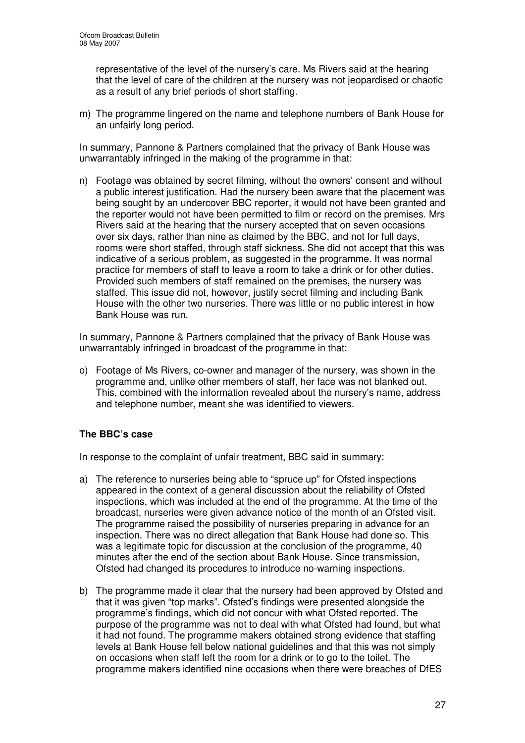representative of the level of the nursery's care. Ms Rivers said at the hearing that the level of care of the children at the nursery was not jeopardised or chaotic as a result of any brief periods of short staffing.

m) The programme lingered on the name and telephone numbers of Bank House for an unfairly long period.

In summary, Pannone & Partners complained that the privacy of Bank House was unwarrantably infringed in the making of the programme in that:

n) Footage was obtained by secret filming, without the owners' consent and without a public interest justification. Had the nursery been aware that the placement was being sought by an undercover BBC reporter, it would not have been granted and the reporter would not have been permitted to film or record on the premises. Mrs Rivers said at the hearing that the nursery accepted that on seven occasions over six days, rather than nine as claimed by the BBC, and not for full days, rooms were short staffed, through staff sickness. She did not accept that this was indicative of a serious problem, as suggested in the programme. It was normal practice for members of staff to leave a room to take a drink or for other duties. Provided such members of staff remained on the premises, the nursery was staffed. This issue did not, however, justify secret filming and including Bank House with the other two nurseries. There was little or no public interest in how Bank House was run.

In summary, Pannone & Partners complained that the privacy of Bank House was unwarrantably infringed in broadcast of the programme in that:

o) Footage of Ms Rivers, co-owner and manager of the nursery, was shown in the programme and, unlike other members of staff, her face was not blanked out. This, combined with the information revealed about the nursery's name, address and telephone number, meant she was identified to viewers.

### The BBC's case

In response to the complaint of unfair treatment, BBC said in summary:

a) The reference to nurseries being able to "spruce up" for Ofsted inspections appeared in the context of a general discussion about the reliability of Ofsted inspections, which was included at the end of the programme. At the time of the broadcast, nurseries were given advance notice of the month of an Ofsted visit. The programme raised the possibility of nurseries preparing in advance for an inspection. There was no direct allegation that Bank House had done so. This was a legitimate topic for discussion at the conclusion of the programme, 40 minutes after the end of the section about Bank House. Since transmission, Ofsted had changed its procedures to introduce no-warning inspections.

b) The programme made it clear that the nursery had been approved by Ofsted and that it was given "top marks". Ofsted's findings were presented alongside the programme's findings, which did not concur with what Ofsted reported. The purpose of the programme was not to deal with what Ofsted had found, but what it had not found. The programme makers obtained strong evidence that staffing levels at Bank House fell below national guidelines and that this was not simply on occasions when staff left the room for a drink or to go to the toilet. The programme makers identified nine occasions when there were breaches of DfES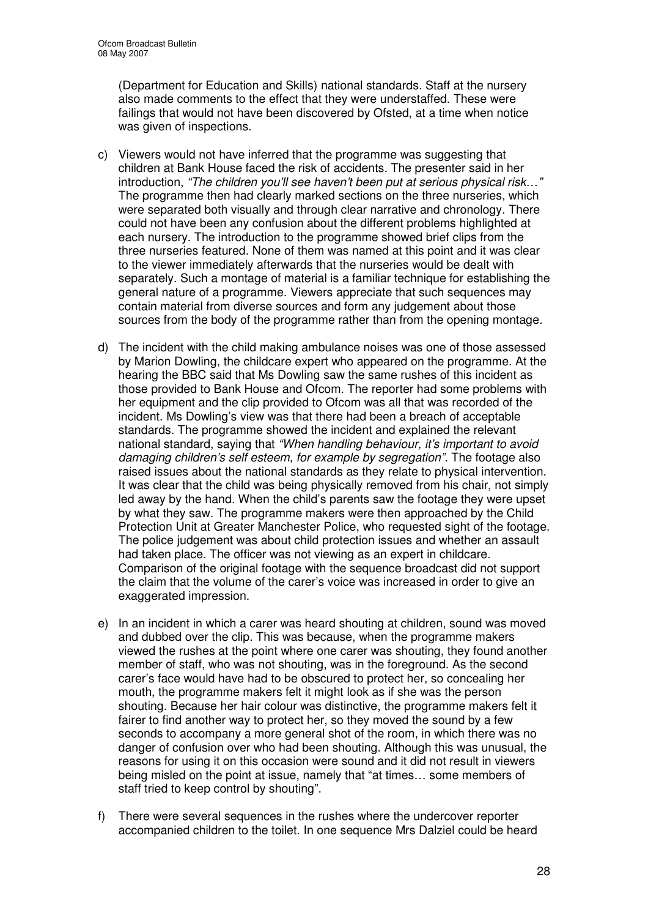(Department for Education and Skills) national standards. Staff at the nursery also made comments to the effect that they were understaffed. These were failings that would not have been discovered by Ofsted, at a time when notice was given of inspections.

c) Viewers would not have inferred that the programme was suggesting that children at Bank House faced the risk of accidents. The presenter said in her introduction, *"The children you'll see haven't been put at serious physical risk…"* The programme then had clearly marked sections on the three nurseries, which were separated both visually and through clear narrative and chronology. There could not have been any confusion about the different problems highlighted at each nursery. The introduction to the programme showed brief clips from the three nurseries featured. None of them was named at this point and it was clear to the viewer immediately afterwards that the nurseries would be dealt with separately. Such a montage of material is a familiar technique for establishing the general nature of a programme. Viewers appreciate that such sequences may contain material from diverse sources and form any judgement about those sources from the body of the programme rather than from the opening montage.

d) The incident with the child making ambulance noises was one of those assessed by Marion Dowling, the childcare expert who appeared on the programme. At the hearing the BBC said that Ms Dowling saw the same rushes of this incident as those provided to Bank House and Ofcom. The reporter had some problems with her equipment and the clip provided to Ofcom was all that was recorded of the incident. Ms Dowling's view was that there had been a breach of acceptable standards. The programme showed the incident and explained the relevant national standard, saying that *"When handling behaviour, it's important to avoid damaging children's self esteem, for example by segregation"*. The footage also raised issues about the national standards as they relate to physical intervention. It was clear that the child was being physically removed from his chair, not simply led away by the hand. When the child's parents saw the footage they were upset by what they saw. The programme makers were then approached by the Child Protection Unit at Greater Manchester Police, who requested sight of the footage. The police judgement was about child protection issues and whether an assault had taken place. The officer was not viewing as an expert in childcare. Comparison of the original footage with the sequence broadcast did not support the claim that the volume of the carer's voice was increased in order to give an exaggerated impression.

e) In an incident in which a carer was heard shouting at children, sound was moved and dubbed over the clip. This was because, when the programme makers viewed the rushes at the point where one carer was shouting, they found another member of staff, who was not shouting, was in the foreground. As the second carer's face would have had to be obscured to protect her, so concealing her mouth, the programme makers felt it might look as if she was the person shouting. Because her hair colour was distinctive, the programme makers felt it fairer to find another way to protect her, so they moved the sound by a few seconds to accompany a more general shot of the room, in which there was no danger of confusion over who had been shouting. Although this was unusual, the reasons for using it on this occasion were sound and it did not result in viewers being misled on the point at issue, namely that "at times… some members of staff tried to keep control by shouting".

f) There were several sequences in the rushes where the undercover reporter accompanied children to the toilet. In one sequence Mrs Dalziel could be heard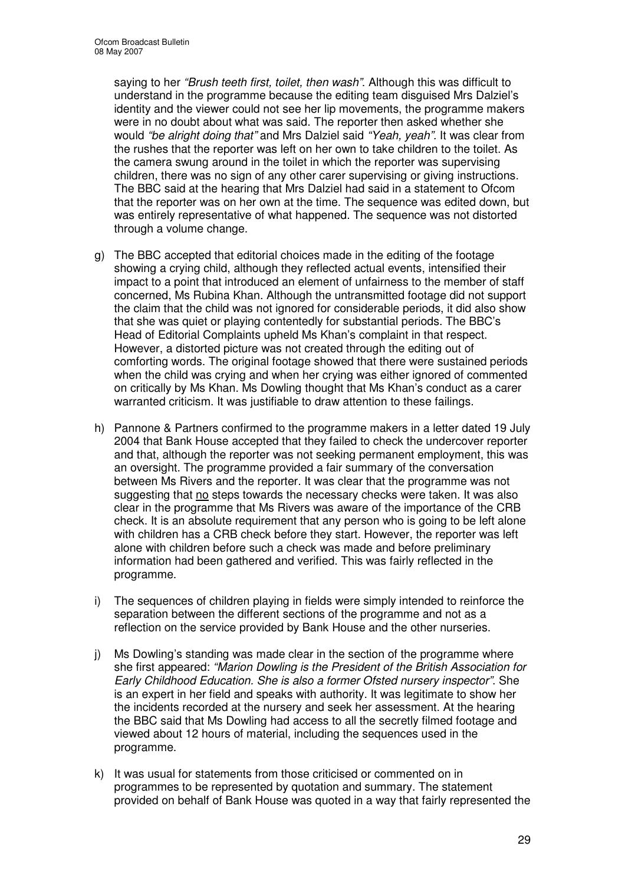saying to her *"Brush teeth first, toilet, then wash"*. Although this was difficult to understand in the programme because the editing team disguised Mrs Dalziel's identity and the viewer could not see her lip movements, the programme makers were in no doubt about what was said. The reporter then asked whether she would *"be alright doing that"* and Mrs Dalziel said *"Yeah, yeah"*. It was clear from the rushes that the reporter was left on her own to take children to the toilet. As the camera swung around in the toilet in which the reporter was supervising children, there was no sign of any other carer supervising or giving instructions. The BBC said at the hearing that Mrs Dalziel had said in a statement to Ofcom that the reporter was on her own at the time. The sequence was edited down, but was entirely representative of what happened. The sequence was not distorted through a volume change.

g) The BBC accepted that editorial choices made in the editing of the footage showing a crying child, although they reflected actual events, intensified their impact to a point that introduced an element of unfairness to the member of staff concerned, Ms Rubina Khan. Although the untransmitted footage did not support the claim that the child was not ignored for considerable periods, it did also show that she was quiet or playing contentedly for substantial periods. The BBC's Head of Editorial Complaints upheld Ms Khan's complaint in that respect. However, a distorted picture was not created through the editing out of comforting words. The original footage showed that there were sustained periods when the child was crying and when her crying was either ignored of commented on critically by Ms Khan. Ms Dowling thought that Ms Khan's conduct as a carer warranted criticism. It was justifiable to draw attention to these failings.

h) Pannone & Partners confirmed to the programme makers in a letter dated 19 July 2004 that Bank House accepted that they failed to check the undercover reporter and that, although the reporter was not seeking permanent employment, this was an oversight. The programme provided a fair summary of the conversation between Ms Rivers and the reporter. It was clear that the programme was not suggesting that <u>no</u> steps towards the necessary checks were taken. It was also clear in the programme that Ms Rivers was aware of the importance of the CRB check. It is an absolute requirement that any person who is going to be left alone with children has a CRB check before they start. However, the reporter was left alone with children before such a check was made and before preliminary information had been gathered and verified. This was fairly reflected in the programme.

i) The sequences of children playing in fields were simply intended to reinforce the separation between the different sections of the programme and not as a reflection on the service provided by Bank House and the other nurseries.

j) Ms Dowling's standing was made clear in the section of the programme where she first appeared: *"Marion Dowling is the President of the British Association for Early Childhood Education. She is also a former Ofsted nursery inspector"*. She is an expert in her field and speaks with authority. It was legitimate to show her the incidents recorded at the nursery and seek her assessment. At the hearing the BBC said that Ms Dowling had access to all the secretly filmed footage and viewed about 12 hours of material, including the sequences used in the programme.

k) It was usual for statements from those criticised or commented on in programmes to be represented by quotation and summary. The statement provided on behalf of Bank House was quoted in a way that fairly represented the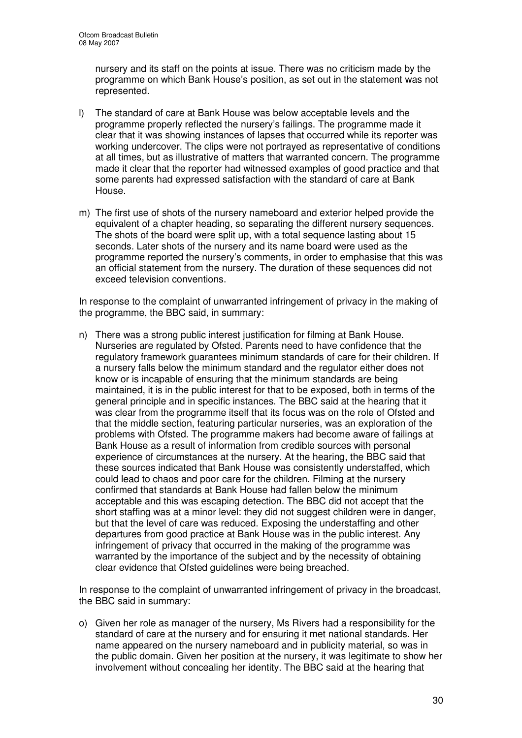nursery and its staff on the points at issue. There was no criticism made by the programme on which Bank House's position, as set out in the statement was not represented.

l) The standard of care at Bank House was below acceptable levels and the programme properly reflected the nursery's failings. The programme made it clear that it was showing instances of lapses that occurred while its reporter was working undercover. The clips were not portrayed as representative of conditions at all times, but as illustrative of matters that warranted concern. The programme made it clear that the reporter had witnessed examples of good practice and that some parents had expressed satisfaction with the standard of care at Bank House.

m) The first use of shots of the nursery nameboard and exterior helped provide the equivalent of a chapter heading, so separating the different nursery sequences. The shots of the board were split up, with a total sequence lasting about 15 seconds. Later shots of the nursery and its name board were used as the programme reported the nursery's comments, in order to emphasise that this was an official statement from the nursery. The duration of these sequences did not exceed television conventions.

In response to the complaint of unwarranted infringement of privacy in the making of the programme, the BBC said, in summary:

n) There was a strong public interest justification for filming at Bank House. Nurseries are regulated by Ofsted. Parents need to have confidence that the regulatory framework guarantees minimum standards of care for their children. If a nursery falls below the minimum standard and the regulator either does not know or is incapable of ensuring that the minimum standards are being maintained, it is in the public interest for that to be exposed, both in terms of the general principle and in specific instances. The BBC said at the hearing that it was clear from the programme itself that its focus was on the role of Ofsted and that the middle section, featuring particular nurseries, was an exploration of the problems with Ofsted. The programme makers had become aware of failings at Bank House as a result of information from credible sources with personal experience of circumstances at the nursery. At the hearing, the BBC said that these sources indicated that Bank House was consistently understaffed, which could lead to chaos and poor care for the children. Filming at the nursery confirmed that standards at Bank House had fallen below the minimum acceptable and this was escaping detection. The BBC did not accept that the short staffing was at a minor level: they did not suggest children were in danger, but that the level of care was reduced. Exposing the understaffing and other departures from good practice at Bank House was in the public interest. Any infringement of privacy that occurred in the making of the programme was warranted by the importance of the subject and by the necessity of obtaining clear evidence that Ofsted guidelines were being breached.

In response to the complaint of unwarranted infringement of privacy in the broadcast, the BBC said in summary:

o) Given her role as manager of the nursery, Ms Rivers had a responsibility for the standard of care at the nursery and for ensuring it met national standards. Her name appeared on the nursery nameboard and in publicity material, so was in the public domain. Given her position at the nursery, it was legitimate to show her involvement without concealing her identity. The BBC said at the hearing that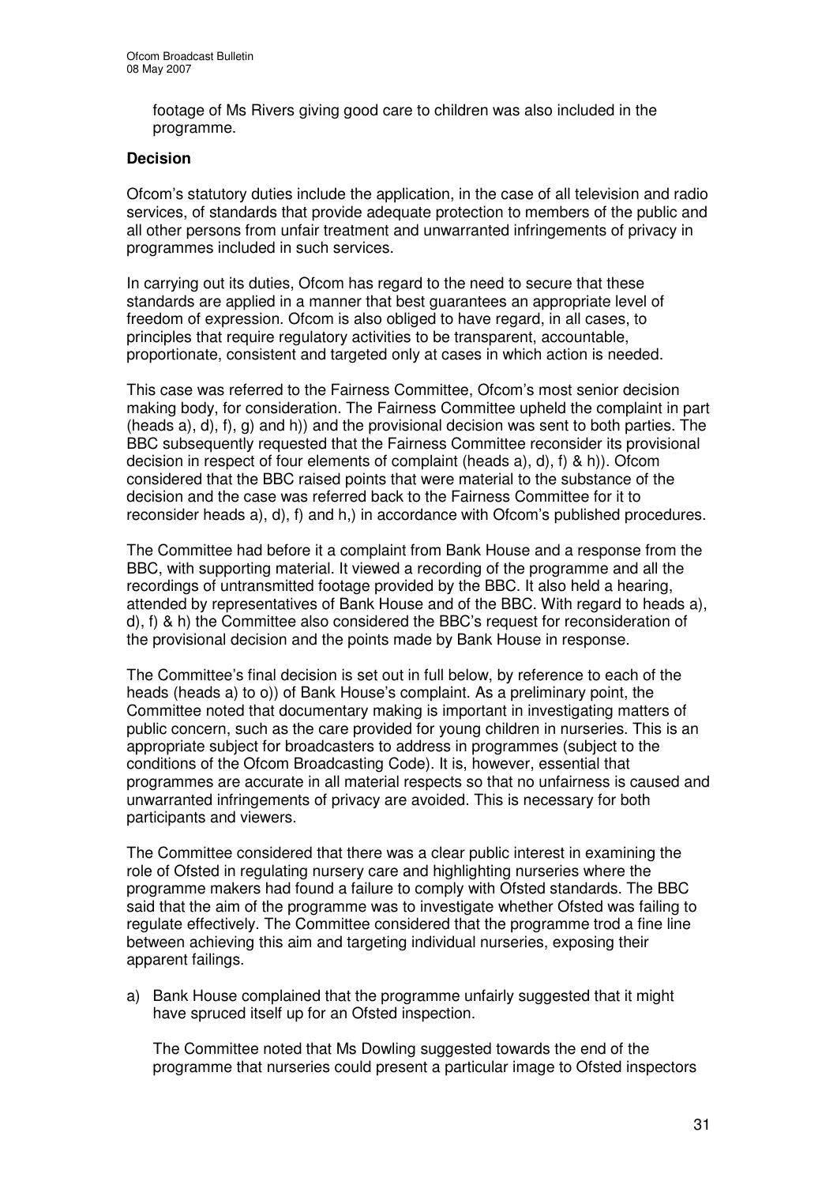footage of Ms Rivers giving good care to children was also included in the programme.

**Decision**

Ofcom's statutory duties include the application, in the case of all television and radio services, of standards that provide adequate protection to members of the public and all other persons from unfair treatment and unwarranted infringements of privacy in programmes included in such services.

In carrying out its duties, Ofcom has regard to the need to secure that these standards are applied in a manner that best guarantees an appropriate level of freedom of expression. Ofcom is also obliged to have regard, in all cases, to principles that require regulatory activities to be transparent, accountable, proportionate, consistent and targeted only at cases in which action is needed.

This case was referred to the Fairness Committee, Ofcom's most senior decision making body, for consideration. The Fairness Committee upheld the complaint in part (heads a), d), f), g) and h)) and the provisional decision was sent to both parties. The BBC subsequently requested that the Fairness Committee reconsider its provisional decision in respect of four elements of complaint (heads a), d), f) & h)). Ofcom considered that the BBC raised points that were material to the substance of the decision and the case was referred back to the Fairness Committee for it to reconsider heads a), d), f) and h,) in accordance with Ofcom's published procedures.

The Committee had before it a complaint from Bank House and a response from the BBC, with supporting material. It viewed a recording of the programme and all the recordings of untransmitted footage provided by the BBC. It also held a hearing, attended by representatives of Bank House and of the BBC. With regard to heads a), d), f) & h) the Committee also considered the BBC's request for reconsideration of the provisional decision and the points made by Bank House in response.

The Committee's final decision is set out in full below, by reference to each of the heads (heads a) to o)) of Bank House's complaint. As a preliminary point, the Committee noted that documentary making is important in investigating matters of public concern, such as the care provided for young children in nurseries. This is an appropriate subject for broadcasters to address in programmes (subject to the conditions of the Ofcom Broadcasting Code). It is, however, essential that programmes are accurate in all material respects so that no unfairness is caused and unwarranted infringements of privacy are avoided. This is necessary for both participants and viewers.

The Committee considered that there was a clear public interest in examining the role of Ofsted in regulating nursery care and highlighting nurseries where the programme makers had found a failure to comply with Ofsted standards. The BBC said that the aim of the programme was to investigate whether Ofsted was failing to regulate effectively. The Committee considered that the programme trod a fine line between achieving this aim and targeting individual nurseries, exposing their apparent failings.

a) Bank House complained that the programme unfairly suggested that it might have spruced itself up for an Ofsted inspection.

The Committee noted that Ms Dowling suggested towards the end of the programme that nurseries could present a particular image to Ofsted inspectors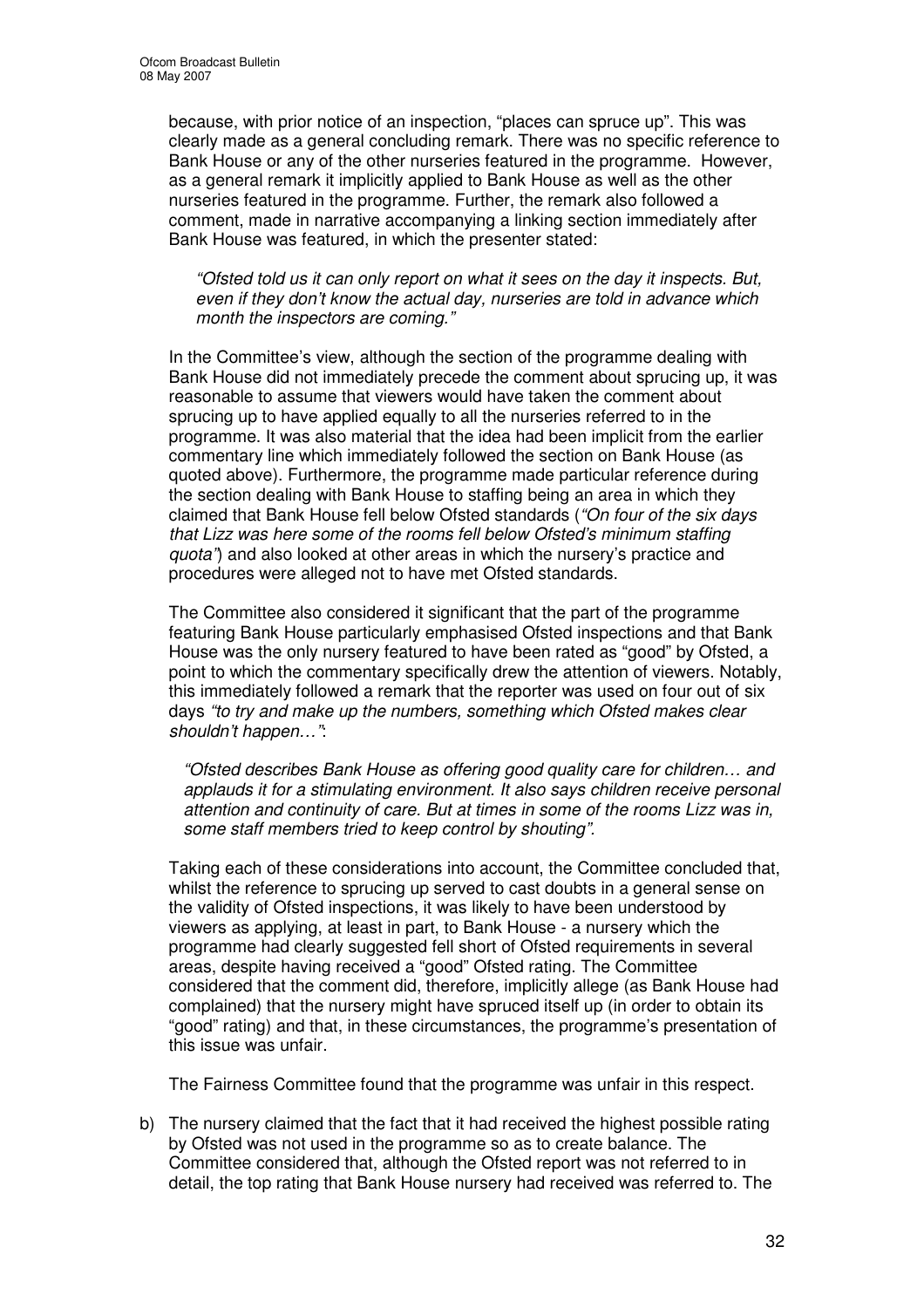because, with prior notice of an inspection, "places can spruce up". This was clearly made as a general concluding remark. There was no specific reference to Bank House or any of the other nurseries featured in the programme. However, as a general remark it implicitly applied to Bank House as well as the other nurseries featured in the programme. Further, the remark also followed a comment, made in narrative accompanying a linking section immediately after Bank House was featured, in which the presenter stated:

> *"Ofsted told us it can only report on what it sees on the day it inspects. But, even if they don't know the actual day, nurseries are told in advance which month the inspectors are coming."*

In the Committee's view, although the section of the programme dealing with Bank House did not immediately precede the comment about sprucing up, it was reasonable to assume that viewers would have taken the comment about sprucing up to have applied equally to all the nurseries referred to in the programme. It was also material that the idea had been implicit from the earlier commentary line which immediately followed the section on Bank House (as quoted above). Furthermore, the programme made particular reference during the section dealing with Bank House to staffing being an area in which they claimed that Bank House fell below Ofsted standards (*"On four of the six days that Lizz was here some of the rooms fell below Ofsted's minimum staffing quota"*) and also looked at other areas in which the nursery's practice and procedures were alleged not to have met Ofsted standards.

The Committee also considered it significant that the part of the programme featuring Bank House particularly emphasised Ofsted inspections and that Bank House was the only nursery featured to have been rated as "good" by Ofsted, a point to which the commentary specifically drew the attention of viewers. Notably, this immediately followed a remark that the reporter was used on four out of six days *"to try and make up the numbers, something which Ofsted makes clear shouldn't happen…"*:

> *"Ofsted describes Bank House as offering good quality care for children… and applauds it for a stimulating environment. It also says children receive personal attention and continuity of care. But at times in some of the rooms Lizz was in, some staff members tried to keep control by shouting".*

Taking each of these considerations into account, the Committee concluded that, whilst the reference to sprucing up served to cast doubts in a general sense on the validity of Ofsted inspections, it was likely to have been understood by viewers as applying, at least in part, to Bank House - a nursery which the programme had clearly suggested fell short of Ofsted requirements in several areas, despite having received a "good" Ofsted rating. The Committee considered that the comment did, therefore, implicitly allege (as Bank House had complained) that the nursery might have spruced itself up (in order to obtain its "good" rating) and that, in these circumstances, the programme's presentation of this issue was unfair.

The Fairness Committee found that the programme was unfair in this respect.

b) The nursery claimed that the fact that it had received the highest possible rating by Ofsted was not used in the programme so as to create balance. The Committee considered that, although the Ofsted report was not referred to in detail, the top rating that Bank House nursery had received was referred to. The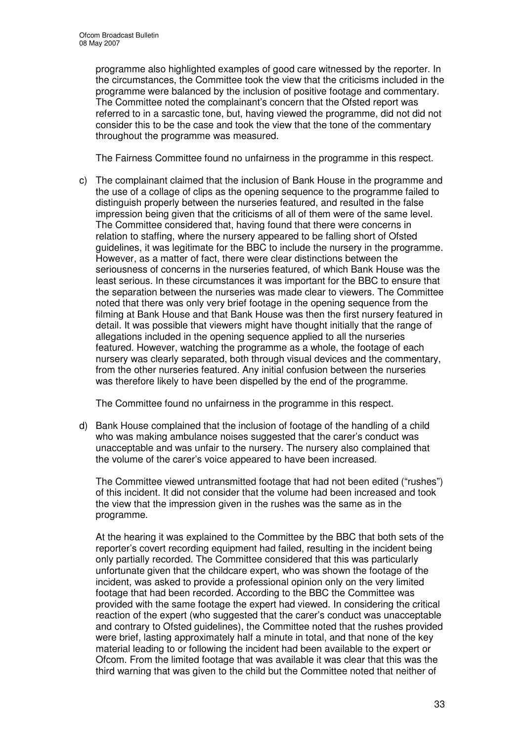programme also highlighted examples of good care witnessed by the reporter. In the circumstances, the Committee took the view that the criticisms included in the programme were balanced by the inclusion of positive footage and commentary. The Committee noted the complainant's concern that the Ofsted report was referred to in a sarcastic tone, but, having viewed the programme, did not did not consider this to be the case and took the view that the tone of the commentary throughout the programme was measured.

The Fairness Committee found no unfairness in the programme in this respect.

c) The complainant claimed that the inclusion of Bank House in the programme and the use of a collage of clips as the opening sequence to the programme failed to distinguish properly between the nurseries featured, and resulted in the false impression being given that the criticisms of all of them were of the same level. The Committee considered that, having found that there were concerns in relation to staffing, where the nursery appeared to be falling short of Ofsted guidelines, it was legitimate for the BBC to include the nursery in the programme. However, as a matter of fact, there were clear distinctions between the seriousness of concerns in the nurseries featured, of which Bank House was the least serious. In these circumstances it was important for the BBC to ensure that the separation between the nurseries was made clear to viewers. The Committee noted that there was only very brief footage in the opening sequence from the filming at Bank House and that Bank House was then the first nursery featured in detail. It was possible that viewers might have thought initially that the range of allegations included in the opening sequence applied to all the nurseries featured. However, watching the programme as a whole, the footage of each nursery was clearly separated, both through visual devices and the commentary, from the other nurseries featured. Any initial confusion between the nurseries was therefore likely to have been dispelled by the end of the programme.

The Committee found no unfairness in the programme in this respect.

d) Bank House complained that the inclusion of footage of the handling of a child who was making ambulance noises suggested that the carer's conduct was unacceptable and was unfair to the nursery. The nursery also complained that the volume of the carer's voice appeared to have been increased.

The Committee viewed untransmitted footage that had not been edited ("rushes") of this incident. It did not consider that the volume had been increased and took the view that the impression given in the rushes was the same as in the programme.

At the hearing it was explained to the Committee by the BBC that both sets of the reporter's covert recording equipment had failed, resulting in the incident being only partially recorded. The Committee considered that this was particularly unfortunate given that the childcare expert, who was shown the footage of the incident, was asked to provide a professional opinion only on the very limited footage that had been recorded. According to the BBC the Committee was provided with the same footage the expert had viewed. In considering the critical reaction of the expert (who suggested that the carer's conduct was unacceptable and contrary to Ofsted guidelines), the Committee noted that the rushes provided were brief, lasting approximately half a minute in total, and that none of the key material leading to or following the incident had been available to the expert or Ofcom. From the limited footage that was available it was clear that this was the third warning that was given to the child but the Committee noted that neither of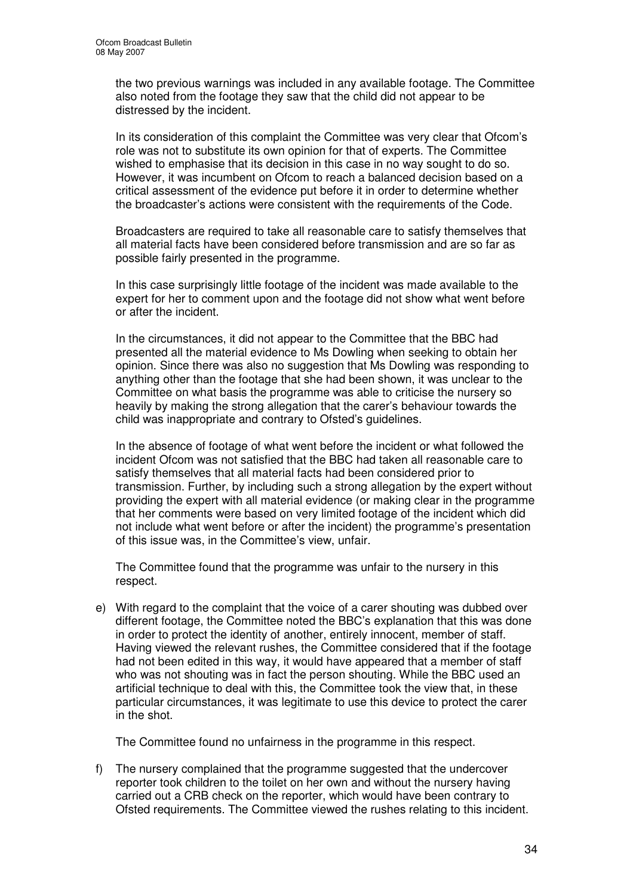the two previous warnings was included in any available footage. The Committee also noted from the footage they saw that the child did not appear to be distressed by the incident.

In its consideration of this complaint the Committee was very clear that Ofcom's role was not to substitute its own opinion for that of experts. The Committee wished to emphasise that its decision in this case in no way sought to do so. However, it was incumbent on Ofcom to reach a balanced decision based on a critical assessment of the evidence put before it in order to determine whether the broadcaster's actions were consistent with the requirements of the Code.

Broadcasters are required to take all reasonable care to satisfy themselves that all material facts have been considered before transmission and are so far as possible fairly presented in the programme.

In this case surprisingly little footage of the incident was made available to the expert for her to comment upon and the footage did not show what went before or after the incident.

In the circumstances, it did not appear to the Committee that the BBC had presented all the material evidence to Ms Dowling when seeking to obtain her opinion. Since there was also no suggestion that Ms Dowling was responding to anything other than the footage that she had been shown, it was unclear to the Committee on what basis the programme was able to criticise the nursery so heavily by making the strong allegation that the carer's behaviour towards the child was inappropriate and contrary to Ofsted's guidelines.

In the absence of footage of what went before the incident or what followed the incident Ofcom was not satisfied that the BBC had taken all reasonable care to satisfy themselves that all material facts had been considered prior to transmission. Further, by including such a strong allegation by the expert without providing the expert with all material evidence (or making clear in the programme that her comments were based on very limited footage of the incident which did not include what went before or after the incident) the programme's presentation of this issue was, in the Committee's view, unfair.

The Committee found that the programme was unfair to the nursery in this respect.

e) With regard to the complaint that the voice of a carer shouting was dubbed over different footage, the Committee noted the BBC's explanation that this was done in order to protect the identity of another, entirely innocent, member of staff. Having viewed the relevant rushes, the Committee considered that if the footage had not been edited in this way, it would have appeared that a member of staff who was not shouting was in fact the person shouting. While the BBC used an artificial technique to deal with this, the Committee took the view that, in these particular circumstances, it was legitimate to use this device to protect the carer in the shot.

   The Committee found no unfairness in the programme in this respect.

f) The nursery complained that the programme suggested that the undercover reporter took children to the toilet on her own and without the nursery having carried out a CRB check on the reporter, which would have been contrary to Ofsted requirements. The Committee viewed the rushes relating to this incident.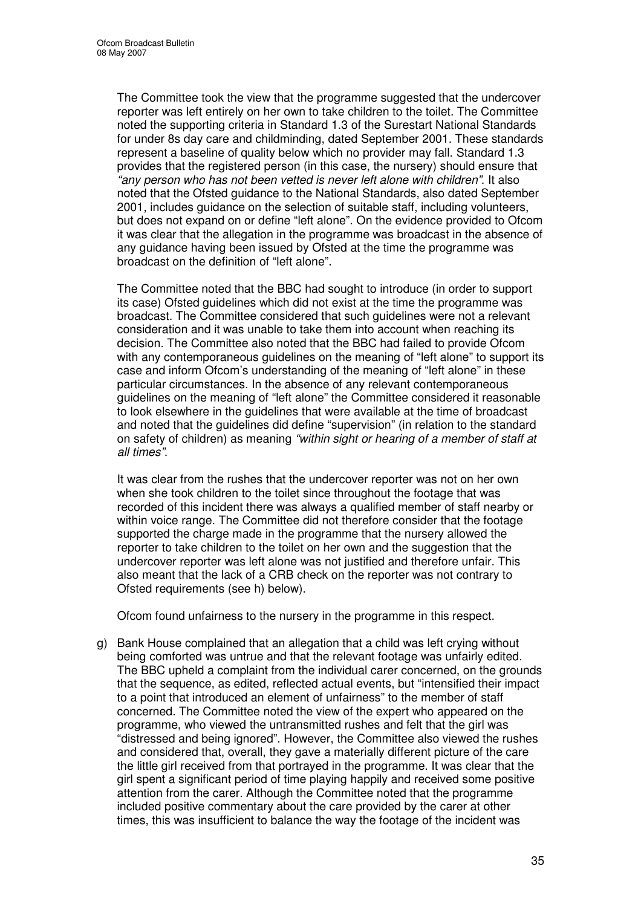The Committee took the view that the programme suggested that the undercover reporter was left entirely on her own to take children to the toilet. The Committee noted the supporting criteria in Standard 1.3 of the Surestart National Standards for under 8s day care and childminding, dated September 2001. These standards represent a baseline of quality below which no provider may fall. Standard 1.3 provides that the registered person (in this case, the nursery) should ensure that *"any person who has not been vetted is never left alone with children"*. It also noted that the Ofsted guidance to the National Standards, also dated September 2001, includes guidance on the selection of suitable staff, including volunteers, but does not expand on or define "left alone". On the evidence provided to Ofcom it was clear that the allegation in the programme was broadcast in the absence of any guidance having been issued by Ofsted at the time the programme was broadcast on the definition of "left alone".

The Committee noted that the BBC had sought to introduce (in order to support its case) Ofsted guidelines which did not exist at the time the programme was broadcast. The Committee considered that such guidelines were not a relevant consideration and it was unable to take them into account when reaching its decision. The Committee also noted that the BBC had failed to provide Ofcom with any contemporaneous guidelines on the meaning of "left alone" to support its case and inform Ofcom's understanding of the meaning of "left alone" in these particular circumstances. In the absence of any relevant contemporaneous guidelines on the meaning of "left alone" the Committee considered it reasonable to look elsewhere in the guidelines that were available at the time of broadcast and noted that the guidelines did define "supervision" (in relation to the standard on safety of children) as meaning *"within sight or hearing of a member of staff at all times"*.

It was clear from the rushes that the undercover reporter was not on her own when she took children to the toilet since throughout the footage that was recorded of this incident there was always a qualified member of staff nearby or within voice range. The Committee did not therefore consider that the footage supported the charge made in the programme that the nursery allowed the reporter to take children to the toilet on her own and the suggestion that the undercover reporter was left alone was not justified and therefore unfair. This also meant that the lack of a CRB check on the reporter was not contrary to Ofsted requirements (see h) below).

Ofcom found unfairness to the nursery in the programme in this respect.

g) Bank House complained that an allegation that a child was left crying without being comforted was untrue and that the relevant footage was unfairly edited. The BBC upheld a complaint from the individual carer concerned, on the grounds that the sequence, as edited, reflected actual events, but "intensified their impact to a point that introduced an element of unfairness" to the member of staff concerned. The Committee noted the view of the expert who appeared on the programme, who viewed the untransmitted rushes and felt that the girl was "distressed and being ignored". However, the Committee also viewed the rushes and considered that, overall, they gave a materially different picture of the care the little girl received from that portrayed in the programme. It was clear that the girl spent a significant period of time playing happily and received some positive attention from the carer. Although the Committee noted that the programme included positive commentary about the care provided by the carer at other times, this was insufficient to balance the way the footage of the incident was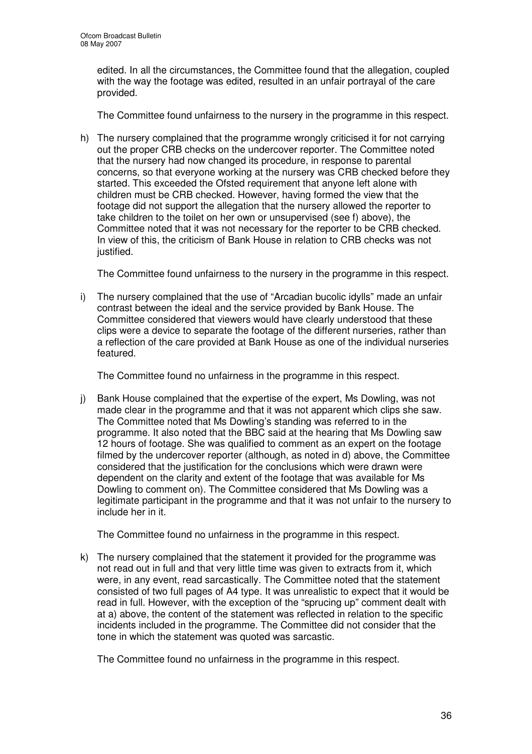edited. In all the circumstances, the Committee found that the allegation, coupled with the way the footage was edited, resulted in an unfair portrayal of the care provided.

The Committee found unfairness to the nursery in the programme in this respect.

h) The nursery complained that the programme wrongly criticised it for not carrying out the proper CRB checks on the undercover reporter. The Committee noted that the nursery had now changed its procedure, in response to parental concerns, so that everyone working at the nursery was CRB checked before they started. This exceeded the Ofsted requirement that anyone left alone with children must be CRB checked. However, having formed the view that the footage did not support the allegation that the nursery allowed the reporter to take children to the toilet on her own or unsupervised (see f) above), the Committee noted that it was not necessary for the reporter to be CRB checked. In view of this, the criticism of Bank House in relation to CRB checks was not justified.

The Committee found unfairness to the nursery in the programme in this respect.

i) The nursery complained that the use of "Arcadian bucolic idylls" made an unfair contrast between the ideal and the service provided by Bank House. The Committee considered that viewers would have clearly understood that these clips were a device to separate the footage of the different nurseries, rather than a reflection of the care provided at Bank House as one of the individual nurseries featured.

The Committee found no unfairness in the programme in this respect.

j) Bank House complained that the expertise of the expert, Ms Dowling, was not made clear in the programme and that it was not apparent which clips she saw. The Committee noted that Ms Dowling's standing was referred to in the programme. It also noted that the BBC said at the hearing that Ms Dowling saw 12 hours of footage. She was qualified to comment as an expert on the footage filmed by the undercover reporter (although, as noted in d) above, the Committee considered that the justification for the conclusions which were drawn were dependent on the clarity and extent of the footage that was available for Ms Dowling to comment on). The Committee considered that Ms Dowling was a legitimate participant in the programme and that it was not unfair to the nursery to include her in it.

The Committee found no unfairness in the programme in this respect.

k) The nursery complained that the statement it provided for the programme was not read out in full and that very little time was given to extracts from it, which were, in any event, read sarcastically. The Committee noted that the statement consisted of two full pages of A4 type. It was unrealistic to expect that it would be read in full. However, with the exception of the "sprucing up" comment dealt with at a) above, the content of the statement was reflected in relation to the specific incidents included in the programme. The Committee did not consider that the tone in which the statement was quoted was sarcastic.

The Committee found no unfairness in the programme in this respect.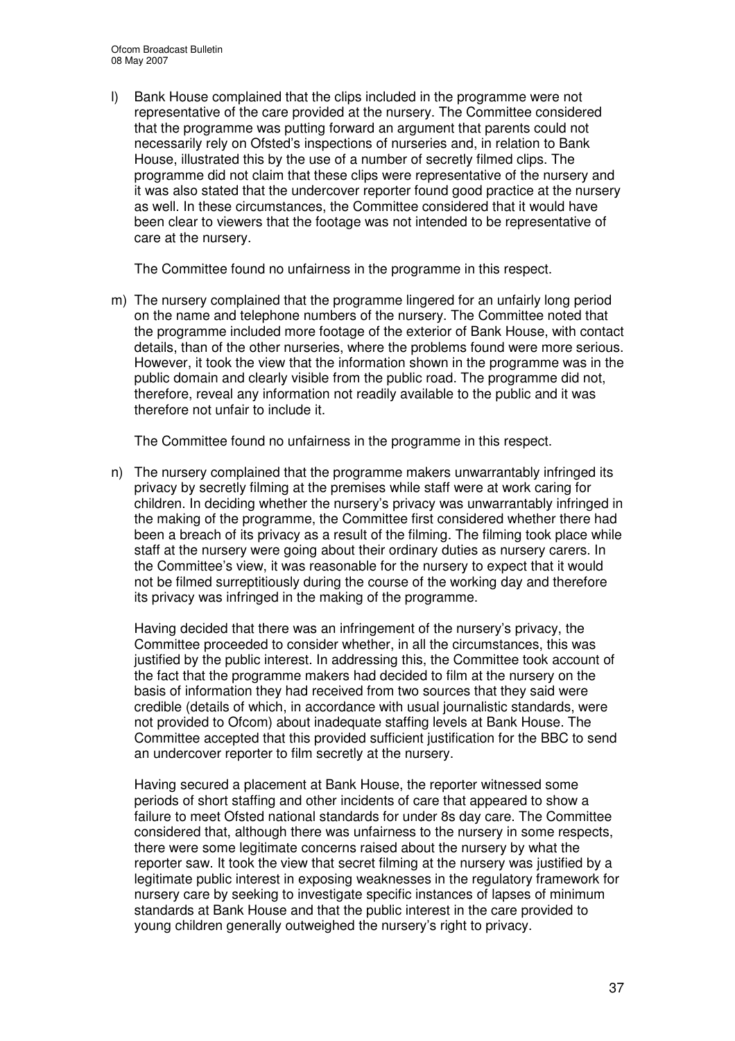l) Bank House complained that the clips included in the programme were not representative of the care provided at the nursery. The Committee considered that the programme was putting forward an argument that parents could not necessarily rely on Ofsted's inspections of nurseries and, in relation to Bank House, illustrated this by the use of a number of secretly filmed clips. The programme did not claim that these clips were representative of the nursery and it was also stated that the undercover reporter found good practice at the nursery as well. In these circumstances, the Committee considered that it would have been clear to viewers that the footage was not intended to be representative of care at the nursery.

   The Committee found no unfairness in the programme in this respect.

m) The nursery complained that the programme lingered for an unfairly long period on the name and telephone numbers of the nursery. The Committee noted that the programme included more footage of the exterior of Bank House, with contact details, than of the other nurseries, where the problems found were more serious. However, it took the view that the information shown in the programme was in the public domain and clearly visible from the public road. The programme did not, therefore, reveal any information not readily available to the public and it was therefore not unfair to include it.

   The Committee found no unfairness in the programme in this respect.

n) The nursery complained that the programme makers unwarrantably infringed its privacy by secretly filming at the premises while staff were at work caring for children. In deciding whether the nursery's privacy was unwarrantably infringed in the making of the programme, the Committee first considered whether there had been a breach of its privacy as a result of the filming. The filming took place while staff at the nursery were going about their ordinary duties as nursery carers. In the Committee's view, it was reasonable for the nursery to expect that it would not be filmed surreptitiously during the course of the working day and therefore its privacy was infringed in the making of the programme.

   Having decided that there was an infringement of the nursery's privacy, the Committee proceeded to consider whether, in all the circumstances, this was justified by the public interest. In addressing this, the Committee took account of the fact that the programme makers had decided to film at the nursery on the basis of information they had received from two sources that they said were credible (details of which, in accordance with usual journalistic standards, were not provided to Ofcom) about inadequate staffing levels at Bank House. The Committee accepted that this provided sufficient justification for the BBC to send an undercover reporter to film secretly at the nursery.

   Having secured a placement at Bank House, the reporter witnessed some periods of short staffing and other incidents of care that appeared to show a failure to meet Ofsted national standards for under 8s day care. The Committee considered that, although there was unfairness to the nursery in some respects, there were some legitimate concerns raised about the nursery by what the reporter saw. It took the view that secret filming at the nursery was justified by a legitimate public interest in exposing weaknesses in the regulatory framework for nursery care by seeking to investigate specific instances of lapses of minimum standards at Bank House and that the public interest in the care provided to young children generally outweighed the nursery's right to privacy.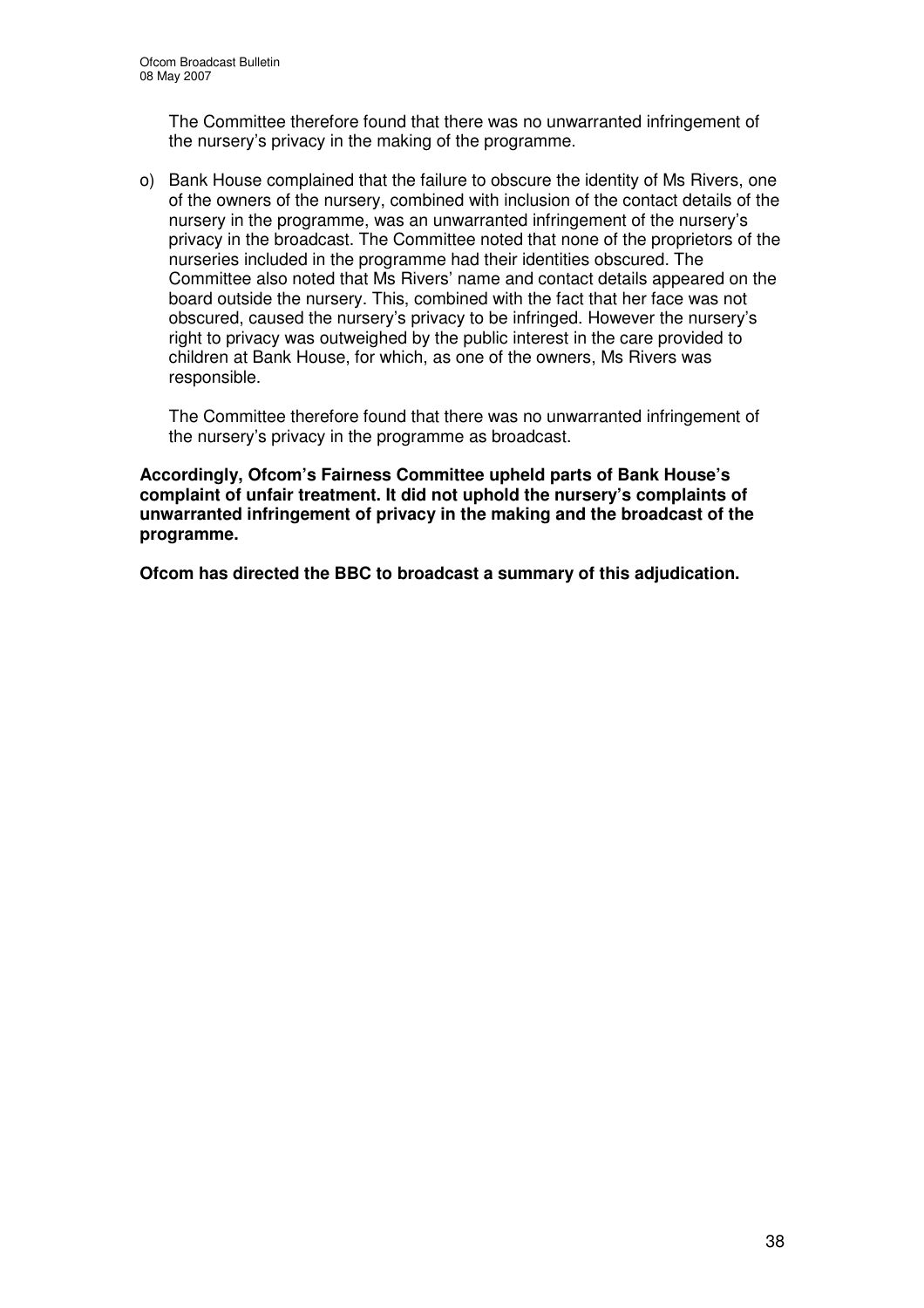The Committee therefore found that there was no unwarranted infringement of the nursery's privacy in the making of the programme.

o) Bank House complained that the failure to obscure the identity of Ms Rivers, one of the owners of the nursery, combined with inclusion of the contact details of the nursery in the programme, was an unwarranted infringement of the nursery's privacy in the broadcast. The Committee noted that none of the proprietors of the nurseries included in the programme had their identities obscured. The Committee also noted that Ms Rivers' name and contact details appeared on the board outside the nursery. This, combined with the fact that her face was not obscured, caused the nursery's privacy to be infringed. However the nursery's right to privacy was outweighed by the public interest in the care provided to children at Bank House, for which, as one of the owners, Ms Rivers was responsible.

   The Committee therefore found that there was no unwarranted infringement of the nursery's privacy in the programme as broadcast.

**Accordingly, Ofcom's Fairness Committee upheld parts of Bank House's complaint of unfair treatment. It did not uphold the nursery's complaints of unwarranted infringement of privacy in the making and the broadcast of the programme.**

**Ofcom has directed the BBC to broadcast a summary of this adjudication.**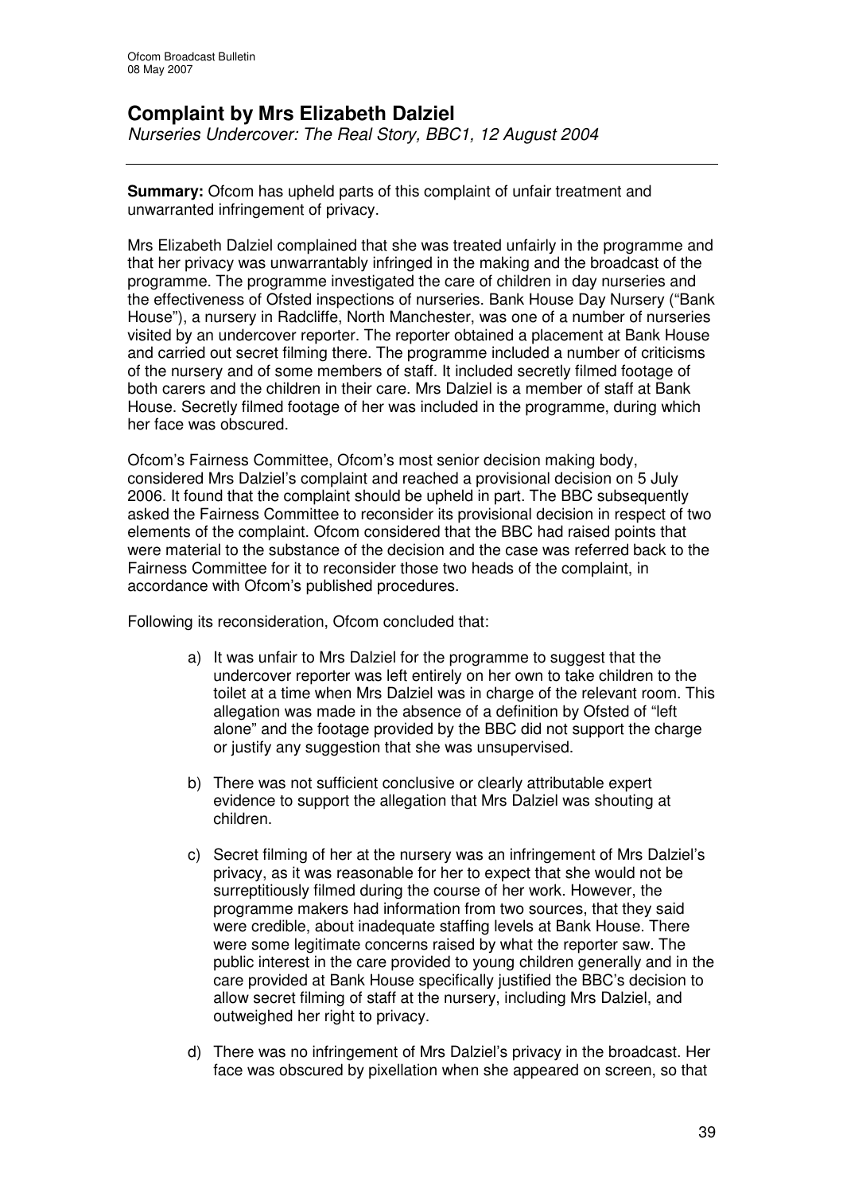## Complaint by Mrs Elizabeth Dalziel

*Nurseries Undercover: The Real Story, BBC1, 12 August 2004*

**Summary:** Ofcom has upheld parts of this complaint of unfair treatment and unwarranted infringement of privacy.

Mrs Elizabeth Dalziel complained that she was treated unfairly in the programme and that her privacy was unwarrantably infringed in the making and the broadcast of the programme. The programme investigated the care of children in day nurseries and the effectiveness of Ofsted inspections of nurseries. Bank House Day Nursery ("Bank House"), a nursery in Radcliffe, North Manchester, was one of a number of nurseries visited by an undercover reporter. The reporter obtained a placement at Bank House and carried out secret filming there. The programme included a number of criticisms of the nursery and of some members of staff. It included secretly filmed footage of both carers and the children in their care. Mrs Dalziel is a member of staff at Bank House. Secretly filmed footage of her was included in the programme, during which her face was obscured.

Ofcom's Fairness Committee, Ofcom's most senior decision making body, considered Mrs Dalziel's complaint and reached a provisional decision on 5 July 2006. It found that the complaint should be upheld in part. The BBC subsequently asked the Fairness Committee to reconsider its provisional decision in respect of two elements of the complaint. Ofcom considered that the BBC had raised points that were material to the substance of the decision and the case was referred back to the Fairness Committee for it to reconsider those two heads of the complaint, in accordance with Ofcom's published procedures.

Following its reconsideration, Ofcom concluded that:

a) It was unfair to Mrs Dalziel for the programme to suggest that the undercover reporter was left entirely on her own to take children to the toilet at a time when Mrs Dalziel was in charge of the relevant room. This allegation was made in the absence of a definition by Ofsted of "left alone" and the footage provided by the BBC did not support the charge or justify any suggestion that she was unsupervised.

b) There was not sufficient conclusive or clearly attributable expert evidence to support the allegation that Mrs Dalziel was shouting at children.

c) Secret filming of her at the nursery was an infringement of Mrs Dalziel's privacy, as it was reasonable for her to expect that she would not be surreptitiously filmed during the course of her work. However, the programme makers had information from two sources, that they said were credible, about inadequate staffing levels at Bank House. There were some legitimate concerns raised by what the reporter saw. The public interest in the care provided to young children generally and in the care provided at Bank House specifically justified the BBC's decision to allow secret filming of staff at the nursery, including Mrs Dalziel, and outweighed her right to privacy.

d) There was no infringement of Mrs Dalziel's privacy in the broadcast. Her face was obscured by pixellation when she appeared on screen, so that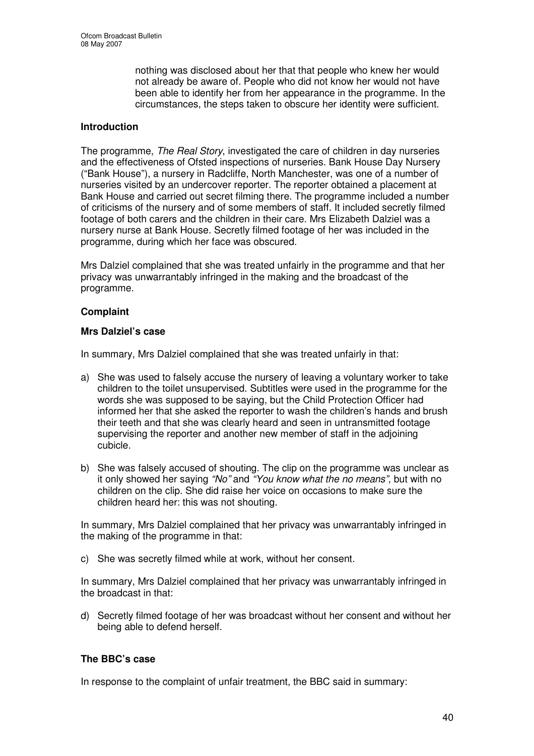nothing was disclosed about her that that people who knew her would not already be aware of. People who did not know her would not have been able to identify her from her appearance in the programme. In the circumstances, the steps taken to obscure her identity were sufficient.

**Introduction**

The programme, *The Real Story*, investigated the care of children in day nurseries and the effectiveness of Ofsted inspections of nurseries. Bank House Day Nursery ("Bank House"), a nursery in Radcliffe, North Manchester, was one of a number of nurseries visited by an undercover reporter. The reporter obtained a placement at Bank House and carried out secret filming there. The programme included a number of criticisms of the nursery and of some members of staff. It included secretly filmed footage of both carers and the children in their care. Mrs Elizabeth Dalziel was a nursery nurse at Bank House. Secretly filmed footage of her was included in the programme, during which her face was obscured.

Mrs Dalziel complained that she was treated unfairly in the programme and that her privacy was unwarrantably infringed in the making and the broadcast of the programme.

**Complaint**

**Mrs Dalziel's case**

In summary, Mrs Dalziel complained that she was treated unfairly in that:

a) She was used to falsely accuse the nursery of leaving a voluntary worker to take children to the toilet unsupervised. Subtitles were used in the programme for the words she was supposed to be saying, but the Child Protection Officer had informed her that she asked the reporter to wash the children's hands and brush their teeth and that she was clearly heard and seen in untransmitted footage supervising the reporter and another new member of staff in the adjoining cubicle.

b) She was falsely accused of shouting. The clip on the programme was unclear as it only showed her saying *"No"* and *"You know what the no means",* but with no children on the clip. She did raise her voice on occasions to make sure the children heard her: this was not shouting.

In summary, Mrs Dalziel complained that her privacy was unwarrantably infringed in the making of the programme in that:

c) She was secretly filmed while at work, without her consent.

In summary, Mrs Dalziel complained that her privacy was unwarrantably infringed in the broadcast in that:

d) Secretly filmed footage of her was broadcast without her consent and without her being able to defend herself.

**The BBC's case**

In response to the complaint of unfair treatment, the BBC said in summary: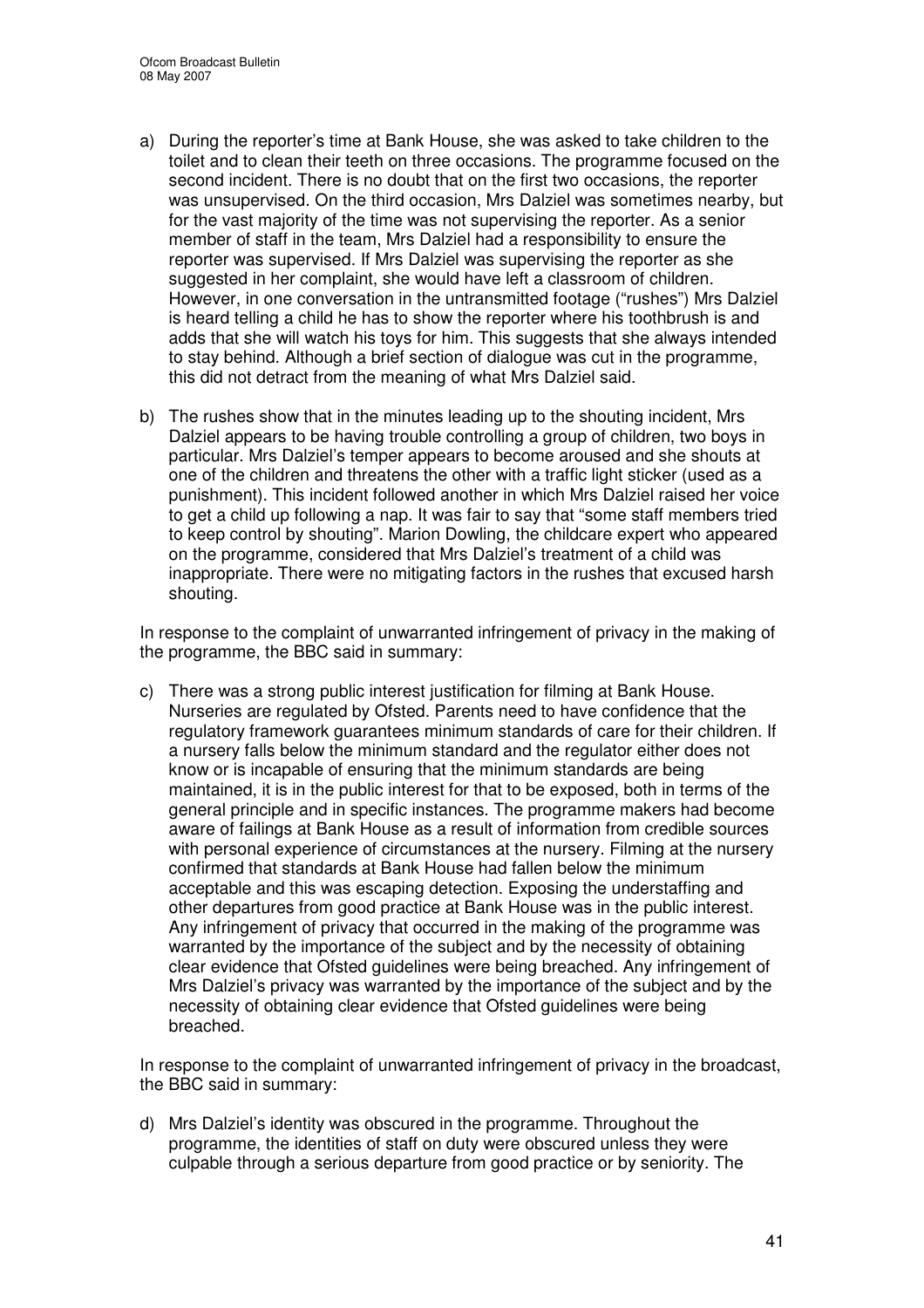a) During the reporter's time at Bank House, she was asked to take children to the toilet and to clean their teeth on three occasions. The programme focused on the second incident. There is no doubt that on the first two occasions, the reporter was unsupervised. On the third occasion, Mrs Dalziel was sometimes nearby, but for the vast majority of the time was not supervising the reporter. As a senior member of staff in the team, Mrs Dalziel had a responsibility to ensure the reporter was supervised. If Mrs Dalziel was supervising the reporter as she suggested in her complaint, she would have left a classroom of children. However, in one conversation in the untransmitted footage ("rushes") Mrs Dalziel is heard telling a child he has to show the reporter where his toothbrush is and adds that she will watch his toys for him. This suggests that she always intended to stay behind. Although a brief section of dialogue was cut in the programme, this did not detract from the meaning of what Mrs Dalziel said.

b) The rushes show that in the minutes leading up to the shouting incident, Mrs Dalziel appears to be having trouble controlling a group of children, two boys in particular. Mrs Dalziel's temper appears to become aroused and she shouts at one of the children and threatens the other with a traffic light sticker (used as a punishment). This incident followed another in which Mrs Dalziel raised her voice to get a child up following a nap. It was fair to say that "some staff members tried to keep control by shouting". Marion Dowling, the childcare expert who appeared on the programme, considered that Mrs Dalziel's treatment of a child was inappropriate. There were no mitigating factors in the rushes that excused harsh shouting.

In response to the complaint of unwarranted infringement of privacy in the making of the programme, the BBC said in summary:

c) There was a strong public interest justification for filming at Bank House. Nurseries are regulated by Ofsted. Parents need to have confidence that the regulatory framework guarantees minimum standards of care for their children. If a nursery falls below the minimum standard and the regulator either does not know or is incapable of ensuring that the minimum standards are being maintained, it is in the public interest for that to be exposed, both in terms of the general principle and in specific instances. The programme makers had become aware of failings at Bank House as a result of information from credible sources with personal experience of circumstances at the nursery. Filming at the nursery confirmed that standards at Bank House had fallen below the minimum acceptable and this was escaping detection. Exposing the understaffing and other departures from good practice at Bank House was in the public interest. Any infringement of privacy that occurred in the making of the programme was warranted by the importance of the subject and by the necessity of obtaining clear evidence that Ofsted guidelines were being breached. Any infringement of Mrs Dalziel's privacy was warranted by the importance of the subject and by the necessity of obtaining clear evidence that Ofsted guidelines were being breached.

In response to the complaint of unwarranted infringement of privacy in the broadcast, the BBC said in summary:

d) Mrs Dalziel's identity was obscured in the programme. Throughout the programme, the identities of staff on duty were obscured unless they were culpable through a serious departure from good practice or by seniority. The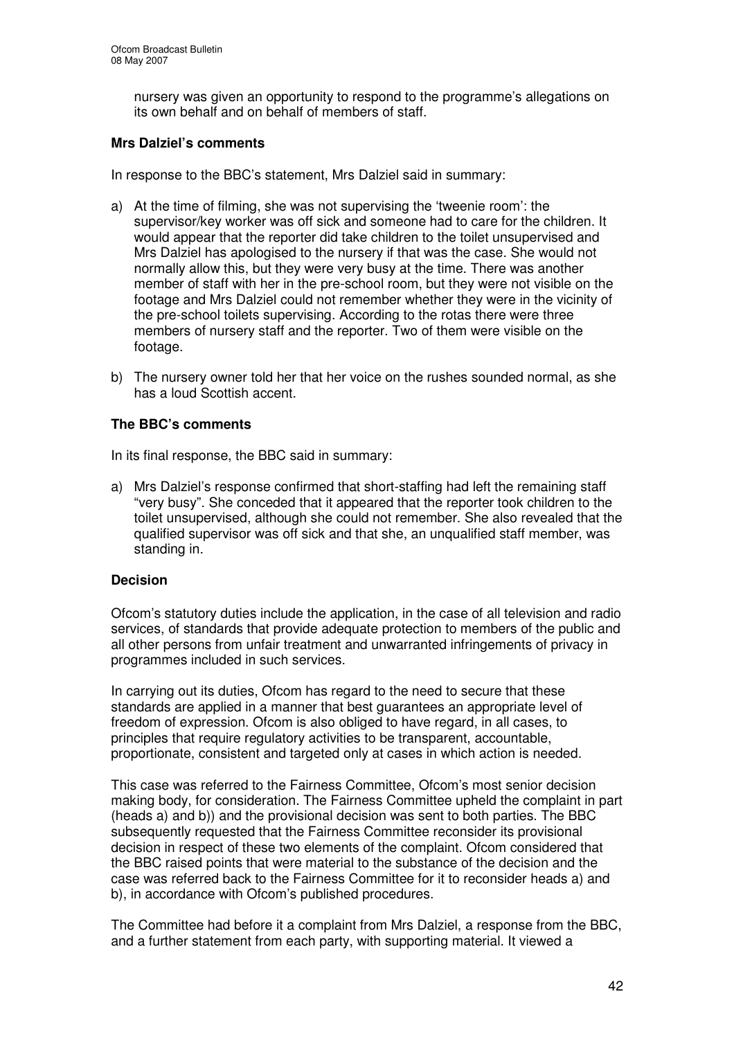nursery was given an opportunity to respond to the programme's allegations on its own behalf and on behalf of members of staff.

**Mrs Dalziel's comments**

In response to the BBC's statement, Mrs Dalziel said in summary:

a) At the time of filming, she was not supervising the 'tweenie room': the supervisor/key worker was off sick and someone had to care for the children. It would appear that the reporter did take children to the toilet unsupervised and Mrs Dalziel has apologised to the nursery if that was the case. She would not normally allow this, but they were very busy at the time. There was another member of staff with her in the pre-school room, but they were not visible on the footage and Mrs Dalziel could not remember whether they were in the vicinity of the pre-school toilets supervising. According to the rotas there were three members of nursery staff and the reporter. Two of them were visible on the footage.

b) The nursery owner told her that her voice on the rushes sounded normal, as she has a loud Scottish accent.

**The BBC's comments**

In its final response, the BBC said in summary:

a) Mrs Dalziel's response confirmed that short-staffing had left the remaining staff "very busy". She conceded that it appeared that the reporter took children to the toilet unsupervised, although she could not remember. She also revealed that the qualified supervisor was off sick and that she, an unqualified staff member, was standing in.

**Decision**

Ofcom's statutory duties include the application, in the case of all television and radio services, of standards that provide adequate protection to members of the public and all other persons from unfair treatment and unwarranted infringements of privacy in programmes included in such services.

In carrying out its duties, Ofcom has regard to the need to secure that these standards are applied in a manner that best guarantees an appropriate level of freedom of expression. Ofcom is also obliged to have regard, in all cases, to principles that require regulatory activities to be transparent, accountable, proportionate, consistent and targeted only at cases in which action is needed.

This case was referred to the Fairness Committee, Ofcom's most senior decision making body, for consideration. The Fairness Committee upheld the complaint in part (heads a) and b)) and the provisional decision was sent to both parties. The BBC subsequently requested that the Fairness Committee reconsider its provisional decision in respect of these two elements of the complaint. Ofcom considered that the BBC raised points that were material to the substance of the decision and the case was referred back to the Fairness Committee for it to reconsider heads a) and b), in accordance with Ofcom's published procedures.

The Committee had before it a complaint from Mrs Dalziel, a response from the BBC, and a further statement from each party, with supporting material. It viewed a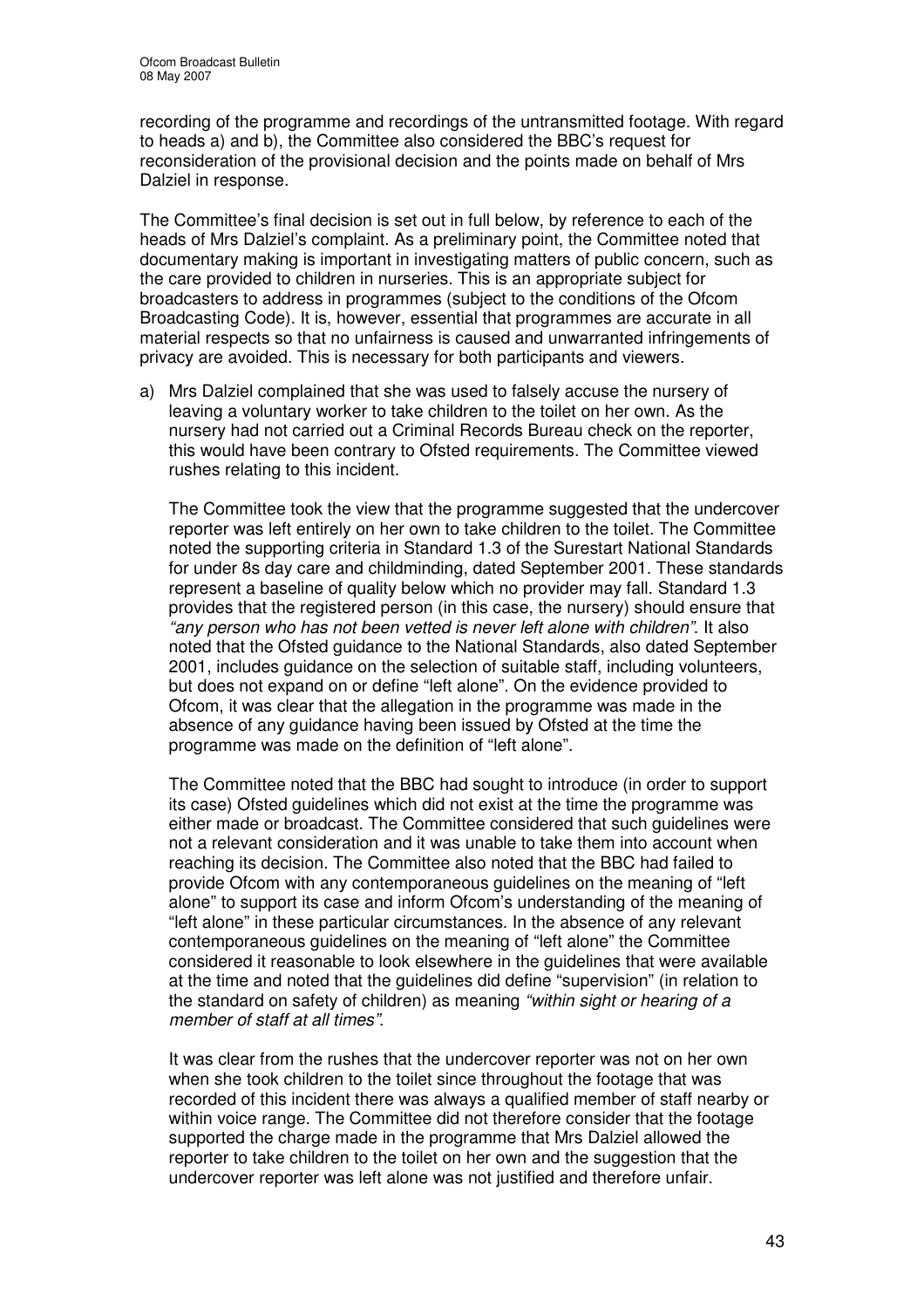recording of the programme and recordings of the untransmitted footage. With regard to heads a) and b), the Committee also considered the BBC's request for reconsideration of the provisional decision and the points made on behalf of Mrs Dalziel in response.

The Committee's final decision is set out in full below, by reference to each of the heads of Mrs Dalziel's complaint. As a preliminary point, the Committee noted that documentary making is important in investigating matters of public concern, such as the care provided to children in nurseries. This is an appropriate subject for broadcasters to address in programmes (subject to the conditions of the Ofcom Broadcasting Code). It is, however, essential that programmes are accurate in all material respects so that no unfairness is caused and unwarranted infringements of privacy are avoided. This is necessary for both participants and viewers.

a) Mrs Dalziel complained that she was used to falsely accuse the nursery of leaving a voluntary worker to take children to the toilet on her own. As the nursery had not carried out a Criminal Records Bureau check on the reporter, this would have been contrary to Ofsted requirements. The Committee viewed rushes relating to this incident.

   The Committee took the view that the programme suggested that the undercover reporter was left entirely on her own to take children to the toilet. The Committee noted the supporting criteria in Standard 1.3 of the Surestart National Standards for under 8s day care and childminding, dated September 2001. These standards represent a baseline of quality below which no provider may fall. Standard 1.3 provides that the registered person (in this case, the nursery) should ensure that *"any person who has not been vetted is never left alone with children"*. It also noted that the Ofsted guidance to the National Standards, also dated September 2001, includes guidance on the selection of suitable staff, including volunteers, but does not expand on or define "left alone". On the evidence provided to Ofcom, it was clear that the allegation in the programme was made in the absence of any guidance having been issued by Ofsted at the time the programme was made on the definition of "left alone".

   The Committee noted that the BBC had sought to introduce (in order to support its case) Ofsted guidelines which did not exist at the time the programme was either made or broadcast. The Committee considered that such guidelines were not a relevant consideration and it was unable to take them into account when reaching its decision. The Committee also noted that the BBC had failed to provide Ofcom with any contemporaneous guidelines on the meaning of "left alone" to support its case and inform Ofcom's understanding of the meaning of "left alone" in these particular circumstances. In the absence of any relevant contemporaneous guidelines on the meaning of "left alone" the Committee considered it reasonable to look elsewhere in the guidelines that were available at the time and noted that the guidelines did define "supervision" (in relation to the standard on safety of children) as meaning *"within sight or hearing of a member of staff at all times"*.

   It was clear from the rushes that the undercover reporter was not on her own when she took children to the toilet since throughout the footage that was recorded of this incident there was always a qualified member of staff nearby or within voice range. The Committee did not therefore consider that the footage supported the charge made in the programme that Mrs Dalziel allowed the reporter to take children to the toilet on her own and the suggestion that the undercover reporter was left alone was not justified and therefore unfair.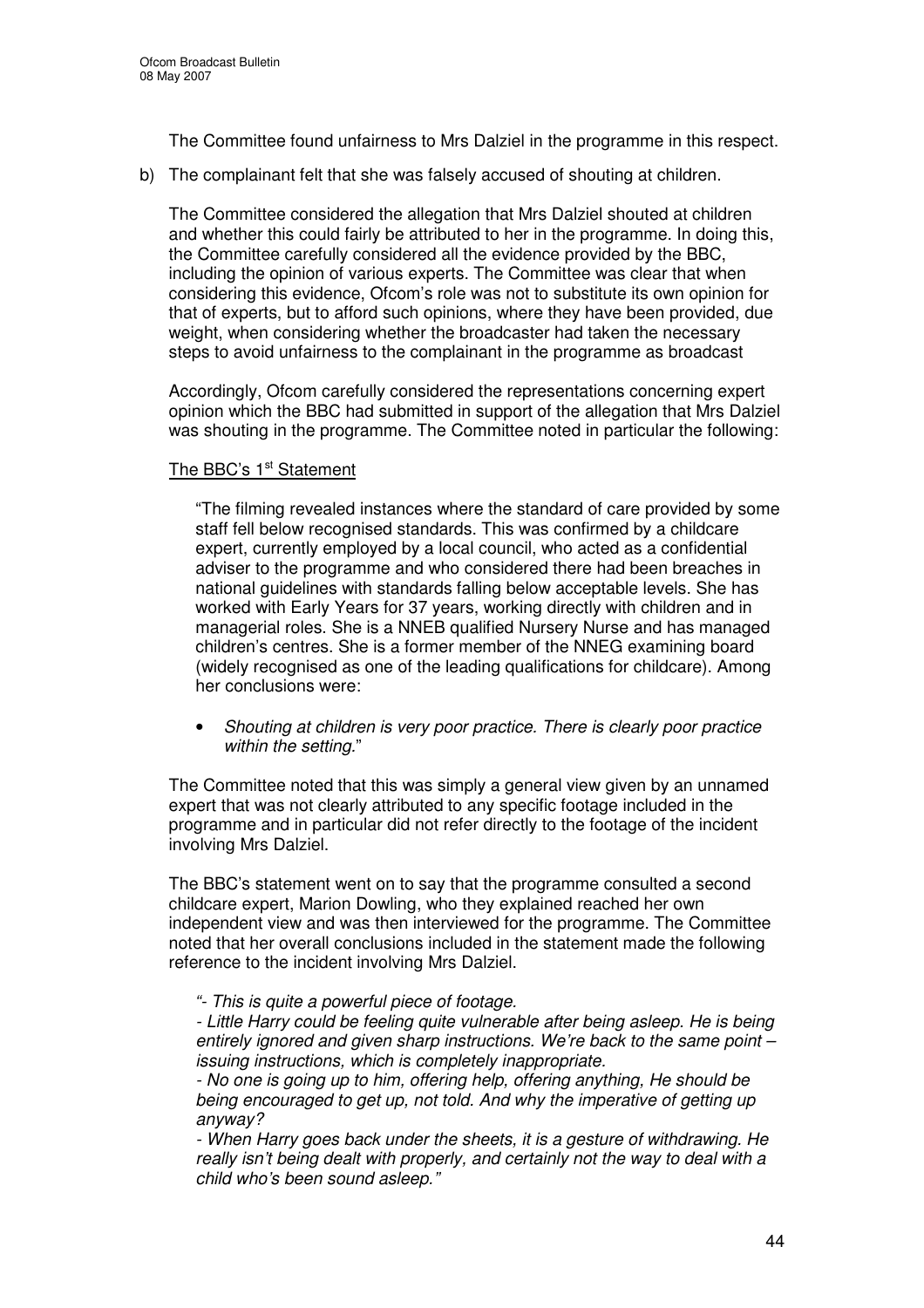The Committee found unfairness to Mrs Dalziel in the programme in this respect.

b) The complainant felt that she was falsely accused of shouting at children.

The Committee considered the allegation that Mrs Dalziel shouted at children and whether this could fairly be attributed to her in the programme. In doing this, the Committee carefully considered all the evidence provided by the BBC, including the opinion of various experts. The Committee was clear that when considering this evidence, Ofcom's role was not to substitute its own opinion for that of experts, but to afford such opinions, where they have been provided, due weight, when considering whether the broadcaster had taken the necessary steps to avoid unfairness to the complainant in the programme as broadcast

Accordingly, Ofcom carefully considered the representations concerning expert opinion which the BBC had submitted in support of the allegation that Mrs Dalziel was shouting in the programme. The Committee noted in particular the following:

The BBC's 1st Statement

"The filming revealed instances where the standard of care provided by some staff fell below recognised standards. This was confirmed by a childcare expert, currently employed by a local council, who acted as a confidential adviser to the programme and who considered there had been breaches in national guidelines with standards falling below acceptable levels. She has worked with Early Years for 37 years, working directly with children and in managerial roles. She is a NNEB qualified Nursery Nurse and has managed children's centres. She is a former member of the NNEG examining board (widely recognised as one of the leading qualifications for childcare). Among her conclusions were:

- *Shouting at children is very poor practice. There is clearly poor practice within the setting.*"

The Committee noted that this was simply a general view given by an unnamed expert that was not clearly attributed to any specific footage included in the programme and in particular did not refer directly to the footage of the incident involving Mrs Dalziel.

The BBC's statement went on to say that the programme consulted a second childcare expert, Marion Dowling, who they explained reached her own independent view and was then interviewed for the programme. The Committee noted that her overall conclusions included in the statement made the following reference to the incident involving Mrs Dalziel.

*"- This is quite a powerful piece of footage.*

*- Little Harry could be feeling quite vulnerable after being asleep. He is being entirely ignored and given sharp instructions. We're back to the same point – issuing instructions, which is completely inappropriate.*

*- No one is going up to him, offering help, offering anything, He should be being encouraged to get up, not told. And why the imperative of getting up anyway?*

*- When Harry goes back under the sheets, it is a gesture of withdrawing. He really isn't being dealt with properly, and certainly not the way to deal with a child who's been sound asleep."*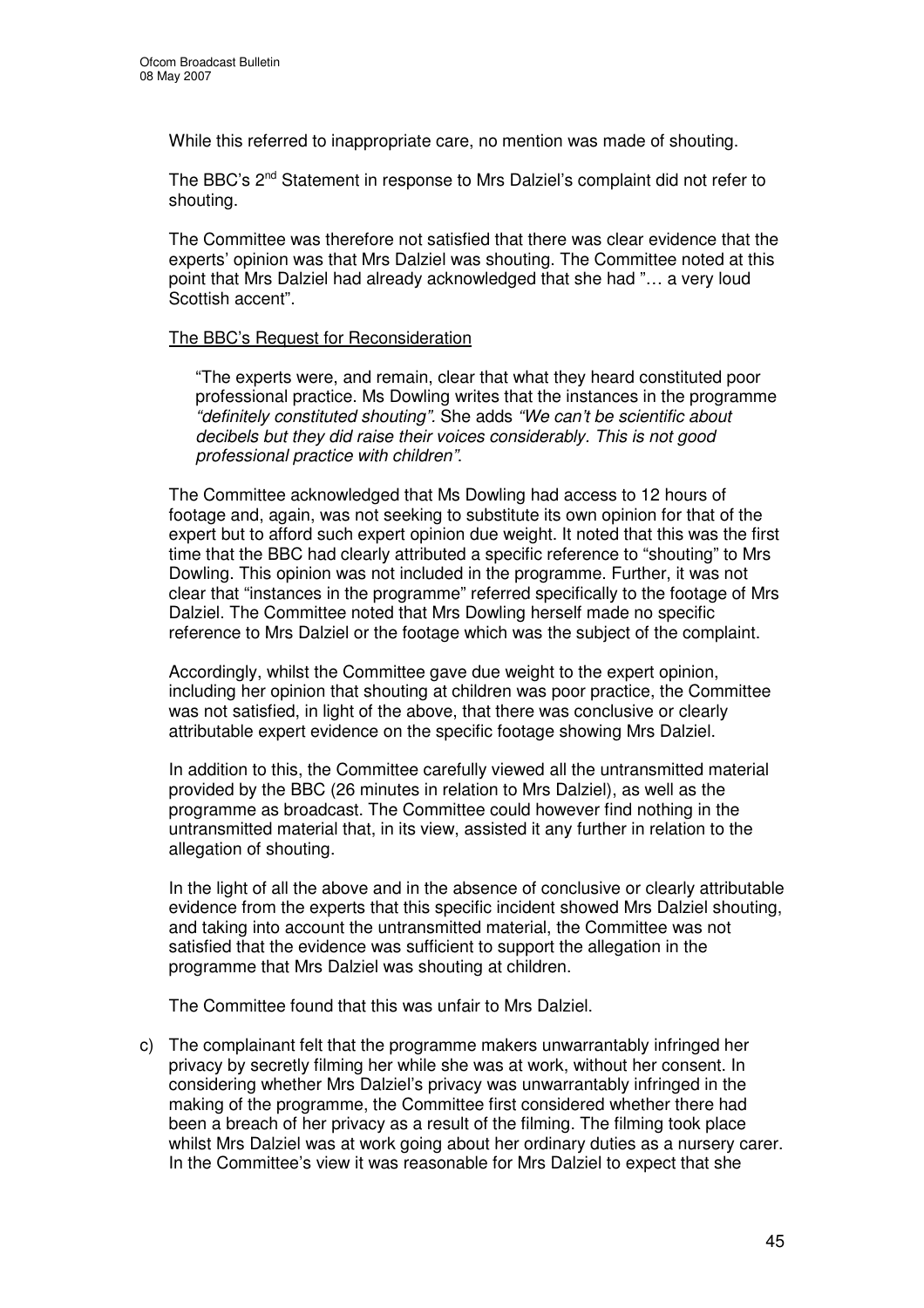While this referred to inappropriate care, no mention was made of shouting.

The BBC's 2nd Statement in response to Mrs Dalziel's complaint did not refer to shouting.

The Committee was therefore not satisfied that there was clear evidence that the experts' opinion was that Mrs Dalziel was shouting. The Committee noted at this point that Mrs Dalziel had already acknowledged that she had "… a very loud Scottish accent".

The BBC's Request for Reconsideration

> "The experts were, and remain, clear that what they heard constituted poor professional practice. Ms Dowling writes that the instances in the programme *"definitely constituted shouting".* She adds *"We can't be scientific about decibels but they did raise their voices considerably. This is not good professional practice with children".*

The Committee acknowledged that Ms Dowling had access to 12 hours of footage and, again, was not seeking to substitute its own opinion for that of the expert but to afford such expert opinion due weight. It noted that this was the first time that the BBC had clearly attributed a specific reference to "shouting" to Mrs Dowling. This opinion was not included in the programme. Further, it was not clear that "instances in the programme" referred specifically to the footage of Mrs Dalziel. The Committee noted that Mrs Dowling herself made no specific reference to Mrs Dalziel or the footage which was the subject of the complaint.

Accordingly, whilst the Committee gave due weight to the expert opinion, including her opinion that shouting at children was poor practice, the Committee was not satisfied, in light of the above, that there was conclusive or clearly attributable expert evidence on the specific footage showing Mrs Dalziel.

In addition to this, the Committee carefully viewed all the untransmitted material provided by the BBC (26 minutes in relation to Mrs Dalziel), as well as the programme as broadcast. The Committee could however find nothing in the untransmitted material that, in its view, assisted it any further in relation to the allegation of shouting.

In the light of all the above and in the absence of conclusive or clearly attributable evidence from the experts that this specific incident showed Mrs Dalziel shouting, and taking into account the untransmitted material, the Committee was not satisfied that the evidence was sufficient to support the allegation in the programme that Mrs Dalziel was shouting at children.

The Committee found that this was unfair to Mrs Dalziel.

c) The complainant felt that the programme makers unwarrantably infringed her privacy by secretly filming her while she was at work, without her consent. In considering whether Mrs Dalziel's privacy was unwarrantably infringed in the making of the programme, the Committee first considered whether there had been a breach of her privacy as a result of the filming. The filming took place whilst Mrs Dalziel was at work going about her ordinary duties as a nursery carer. In the Committee's view it was reasonable for Mrs Dalziel to expect that she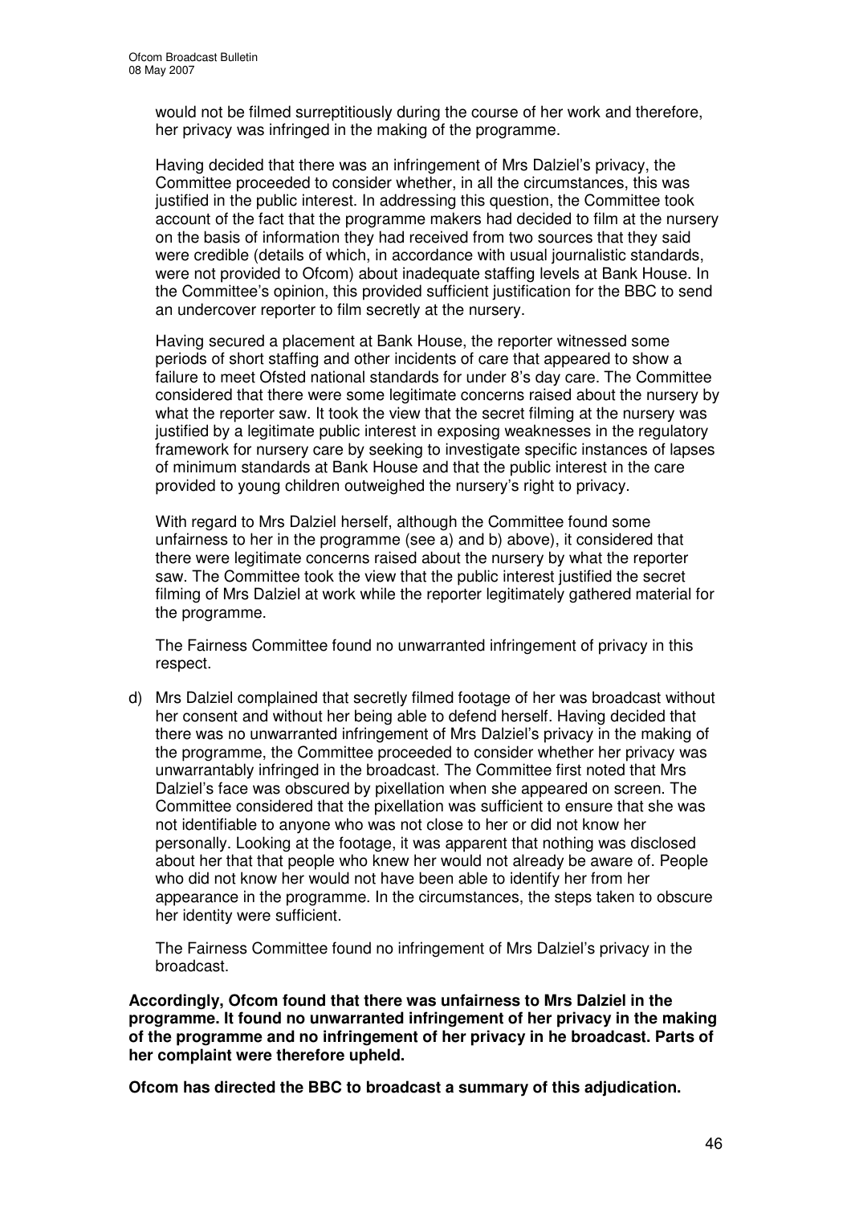would not be filmed surreptitiously during the course of her work and therefore, her privacy was infringed in the making of the programme.

Having decided that there was an infringement of Mrs Dalziel's privacy, the Committee proceeded to consider whether, in all the circumstances, this was justified in the public interest. In addressing this question, the Committee took account of the fact that the programme makers had decided to film at the nursery on the basis of information they had received from two sources that they said were credible (details of which, in accordance with usual journalistic standards, were not provided to Ofcom) about inadequate staffing levels at Bank House. In the Committee's opinion, this provided sufficient justification for the BBC to send an undercover reporter to film secretly at the nursery.

Having secured a placement at Bank House, the reporter witnessed some periods of short staffing and other incidents of care that appeared to show a failure to meet Ofsted national standards for under 8's day care. The Committee considered that there were some legitimate concerns raised about the nursery by what the reporter saw. It took the view that the secret filming at the nursery was justified by a legitimate public interest in exposing weaknesses in the regulatory framework for nursery care by seeking to investigate specific instances of lapses of minimum standards at Bank House and that the public interest in the care provided to young children outweighed the nursery's right to privacy.

With regard to Mrs Dalziel herself, although the Committee found some unfairness to her in the programme (see a) and b) above), it considered that there were legitimate concerns raised about the nursery by what the reporter saw. The Committee took the view that the public interest justified the secret filming of Mrs Dalziel at work while the reporter legitimately gathered material for the programme.

The Fairness Committee found no unwarranted infringement of privacy in this respect.

d) Mrs Dalziel complained that secretly filmed footage of her was broadcast without her consent and without her being able to defend herself. Having decided that there was no unwarranted infringement of Mrs Dalziel's privacy in the making of the programme, the Committee proceeded to consider whether her privacy was unwarrantably infringed in the broadcast. The Committee first noted that Mrs Dalziel's face was obscured by pixellation when she appeared on screen. The Committee considered that the pixellation was sufficient to ensure that she was not identifiable to anyone who was not close to her or did not know her personally. Looking at the footage, it was apparent that nothing was disclosed about her that that people who knew her would not already be aware of. People who did not know her would not have been able to identify her from her appearance in the programme. In the circumstances, the steps taken to obscure her identity were sufficient.

The Fairness Committee found no infringement of Mrs Dalziel's privacy in the broadcast.

**Accordingly, Ofcom found that there was unfairness to Mrs Dalziel in the programme. It found no unwarranted infringement of her privacy in the making of the programme and no infringement of her privacy in he broadcast. Parts of her complaint were therefore upheld.**

**Ofcom has directed the BBC to broadcast a summary of this adjudication.**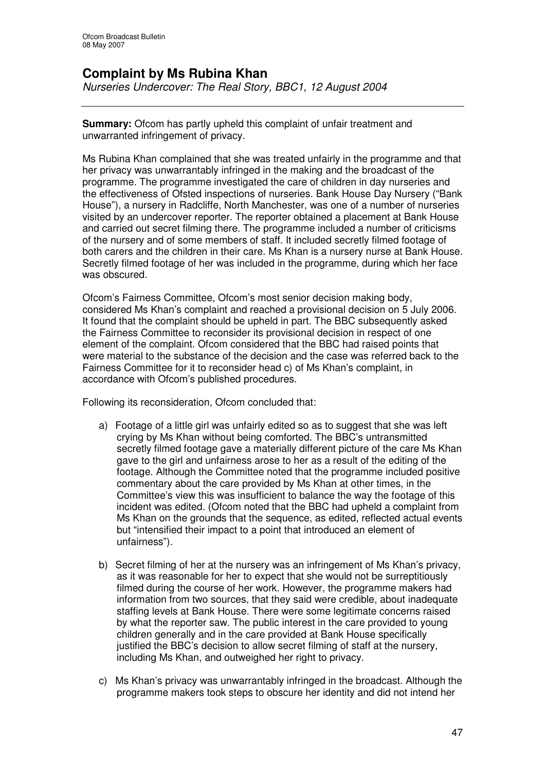# Complaint by Ms Rubina Khan

*Nurseries Undercover: The Real Story, BBC1, 12 August 2004*

---

**Summary:** Ofcom has partly upheld this complaint of unfair treatment and unwarranted infringement of privacy.

Ms Rubina Khan complained that she was treated unfairly in the programme and that her privacy was unwarrantably infringed in the making and the broadcast of the programme. The programme investigated the care of children in day nurseries and the effectiveness of Ofsted inspections of nurseries. Bank House Day Nursery ("Bank House"), a nursery in Radcliffe, North Manchester, was one of a number of nurseries visited by an undercover reporter. The reporter obtained a placement at Bank House and carried out secret filming there. The programme included a number of criticisms of the nursery and of some members of staff. It included secretly filmed footage of both carers and the children in their care. Ms Khan is a nursery nurse at Bank House. Secretly filmed footage of her was included in the programme, during which her face was obscured.

Ofcom's Fairness Committee, Ofcom's most senior decision making body, considered Ms Khan's complaint and reached a provisional decision on 5 July 2006. It found that the complaint should be upheld in part. The BBC subsequently asked the Fairness Committee to reconsider its provisional decision in respect of one element of the complaint. Ofcom considered that the BBC had raised points that were material to the substance of the decision and the case was referred back to the Fairness Committee for it to reconsider head c) of Ms Khan's complaint, in accordance with Ofcom's published procedures.

Following its reconsideration, Ofcom concluded that:

a) Footage of a little girl was unfairly edited so as to suggest that she was left crying by Ms Khan without being comforted. The BBC's untransmitted secretly filmed footage gave a materially different picture of the care Ms Khan gave to the girl and unfairness arose to her as a result of the editing of the footage. Although the Committee noted that the programme included positive commentary about the care provided by Ms Khan at other times, in the Committee's view this was insufficient to balance the way the footage of this incident was edited. (Ofcom noted that the BBC had upheld a complaint from Ms Khan on the grounds that the sequence, as edited, reflected actual events but "intensified their impact to a point that introduced an element of unfairness").

b) Secret filming of her at the nursery was an infringement of Ms Khan's privacy, as it was reasonable for her to expect that she would not be surreptitiously filmed during the course of her work. However, the programme makers had information from two sources, that they said were credible, about inadequate staffing levels at Bank House. There were some legitimate concerns raised by what the reporter saw. The public interest in the care provided to young children generally and in the care provided at Bank House specifically justified the BBC's decision to allow secret filming of staff at the nursery, including Ms Khan, and outweighed her right to privacy.

c) Ms Khan's privacy was unwarrantably infringed in the broadcast. Although the programme makers took steps to obscure her identity and did not intend her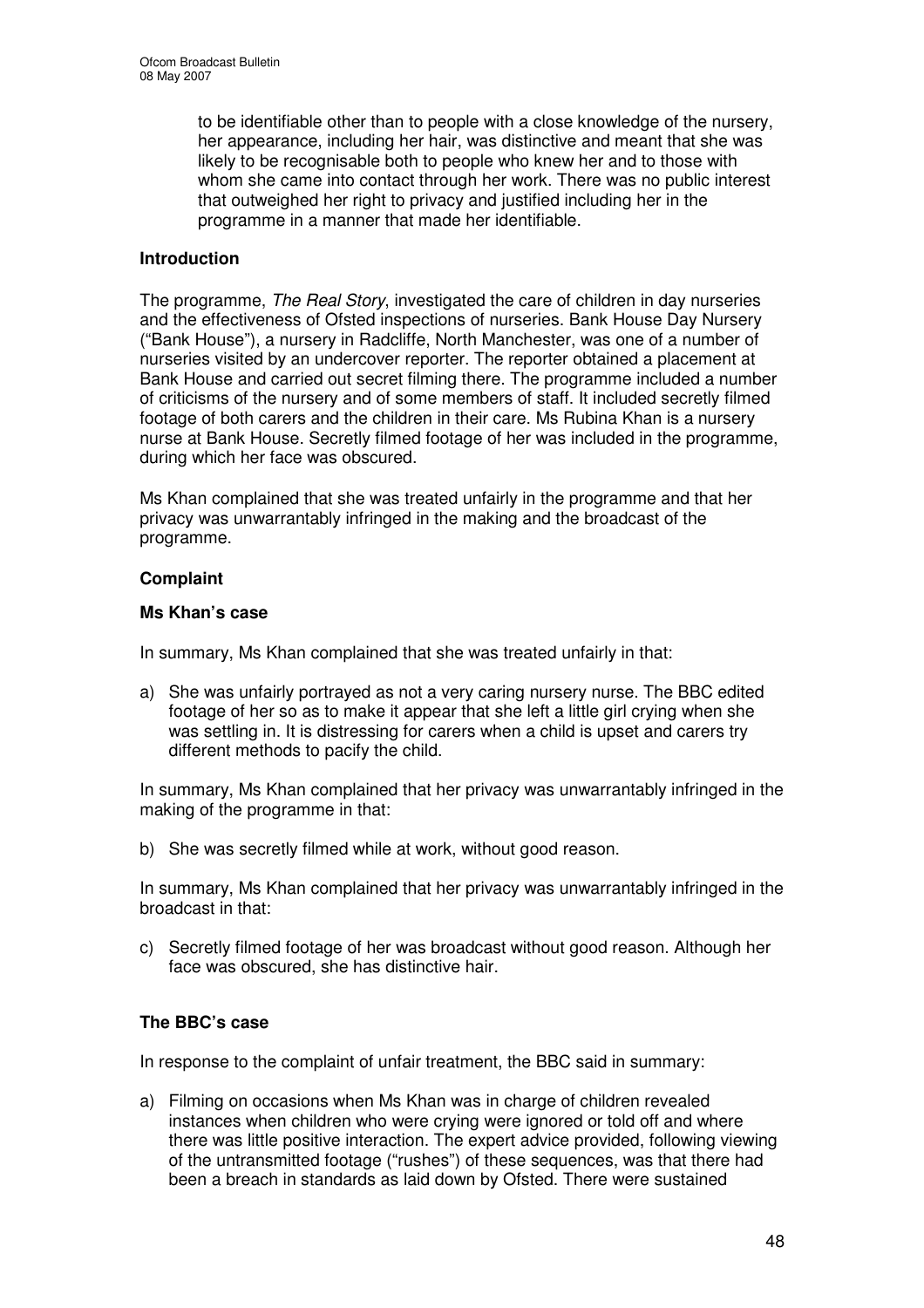to be identifiable other than to people with a close knowledge of the nursery, her appearance, including her hair, was distinctive and meant that she was likely to be recognisable both to people who knew her and to those with whom she came into contact through her work. There was no public interest that outweighed her right to privacy and justified including her in the programme in a manner that made her identifiable.

**Introduction**

The programme, *The Real Story*, investigated the care of children in day nurseries and the effectiveness of Ofsted inspections of nurseries. Bank House Day Nursery ("Bank House"), a nursery in Radcliffe, North Manchester, was one of a number of nurseries visited by an undercover reporter. The reporter obtained a placement at Bank House and carried out secret filming there. The programme included a number of criticisms of the nursery and of some members of staff. It included secretly filmed footage of both carers and the children in their care. Ms Rubina Khan is a nursery nurse at Bank House. Secretly filmed footage of her was included in the programme, during which her face was obscured.

Ms Khan complained that she was treated unfairly in the programme and that her privacy was unwarrantably infringed in the making and the broadcast of the programme.

**Complaint**

**Ms Khan's case**

In summary, Ms Khan complained that she was treated unfairly in that:

a) She was unfairly portrayed as not a very caring nursery nurse. The BBC edited footage of her so as to make it appear that she left a little girl crying when she was settling in. It is distressing for carers when a child is upset and carers try different methods to pacify the child.

In summary, Ms Khan complained that her privacy was unwarrantably infringed in the making of the programme in that:

b) She was secretly filmed while at work, without good reason.

In summary, Ms Khan complained that her privacy was unwarrantably infringed in the broadcast in that:

c) Secretly filmed footage of her was broadcast without good reason. Although her face was obscured, she has distinctive hair.

**The BBC's case**

In response to the complaint of unfair treatment, the BBC said in summary:

a) Filming on occasions when Ms Khan was in charge of children revealed instances when children who were crying were ignored or told off and where there was little positive interaction. The expert advice provided, following viewing of the untransmitted footage ("rushes") of these sequences, was that there had been a breach in standards as laid down by Ofsted. There were sustained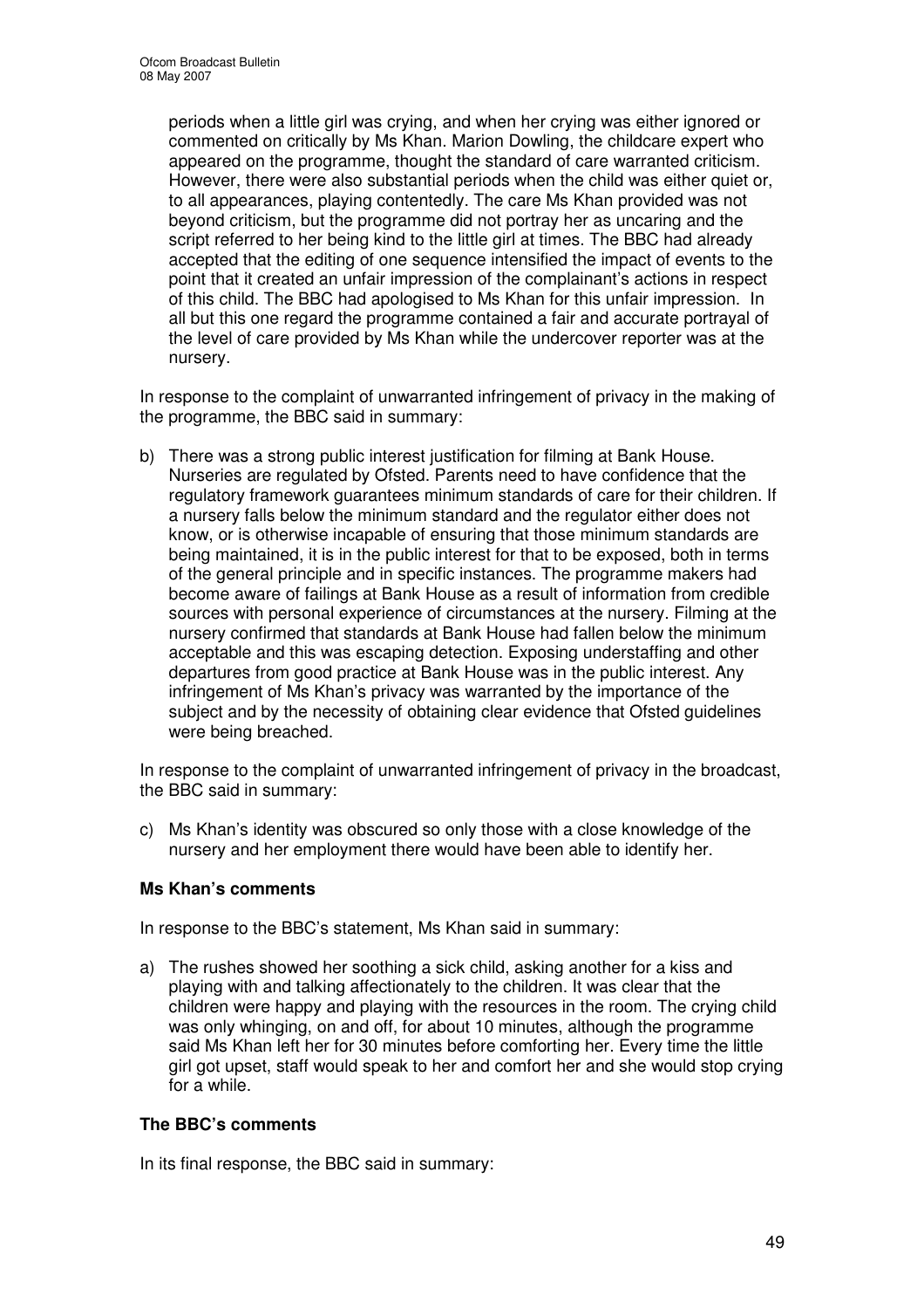periods when a little girl was crying, and when her crying was either ignored or commented on critically by Ms Khan. Marion Dowling, the childcare expert who appeared on the programme, thought the standard of care warranted criticism. However, there were also substantial periods when the child was either quiet or, to all appearances, playing contentedly. The care Ms Khan provided was not beyond criticism, but the programme did not portray her as uncaring and the script referred to her being kind to the little girl at times. The BBC had already accepted that the editing of one sequence intensified the impact of events to the point that it created an unfair impression of the complainant's actions in respect of this child. The BBC had apologised to Ms Khan for this unfair impression. In all but this one regard the programme contained a fair and accurate portrayal of the level of care provided by Ms Khan while the undercover reporter was at the nursery.

In response to the complaint of unwarranted infringement of privacy in the making of the programme, the BBC said in summary:

b) There was a strong public interest justification for filming at Bank House. Nurseries are regulated by Ofsted. Parents need to have confidence that the regulatory framework guarantees minimum standards of care for their children. If a nursery falls below the minimum standard and the regulator either does not know, or is otherwise incapable of ensuring that those minimum standards are being maintained, it is in the public interest for that to be exposed, both in terms of the general principle and in specific instances. The programme makers had become aware of failings at Bank House as a result of information from credible sources with personal experience of circumstances at the nursery. Filming at the nursery confirmed that standards at Bank House had fallen below the minimum acceptable and this was escaping detection. Exposing understaffing and other departures from good practice at Bank House was in the public interest. Any infringement of Ms Khan's privacy was warranted by the importance of the subject and by the necessity of obtaining clear evidence that Ofsted guidelines were being breached.

In response to the complaint of unwarranted infringement of privacy in the broadcast, the BBC said in summary:

c) Ms Khan's identity was obscured so only those with a close knowledge of the nursery and her employment there would have been able to identify her.

### Ms Khan's comments

In response to the BBC's statement, Ms Khan said in summary:

a) The rushes showed her soothing a sick child, asking another for a kiss and playing with and talking affectionately to the children. It was clear that the children were happy and playing with the resources in the room. The crying child was only whinging, on and off, for about 10 minutes, although the programme said Ms Khan left her for 30 minutes before comforting her. Every time the little girl got upset, staff would speak to her and comfort her and she would stop crying for a while.

### The BBC's comments

In its final response, the BBC said in summary: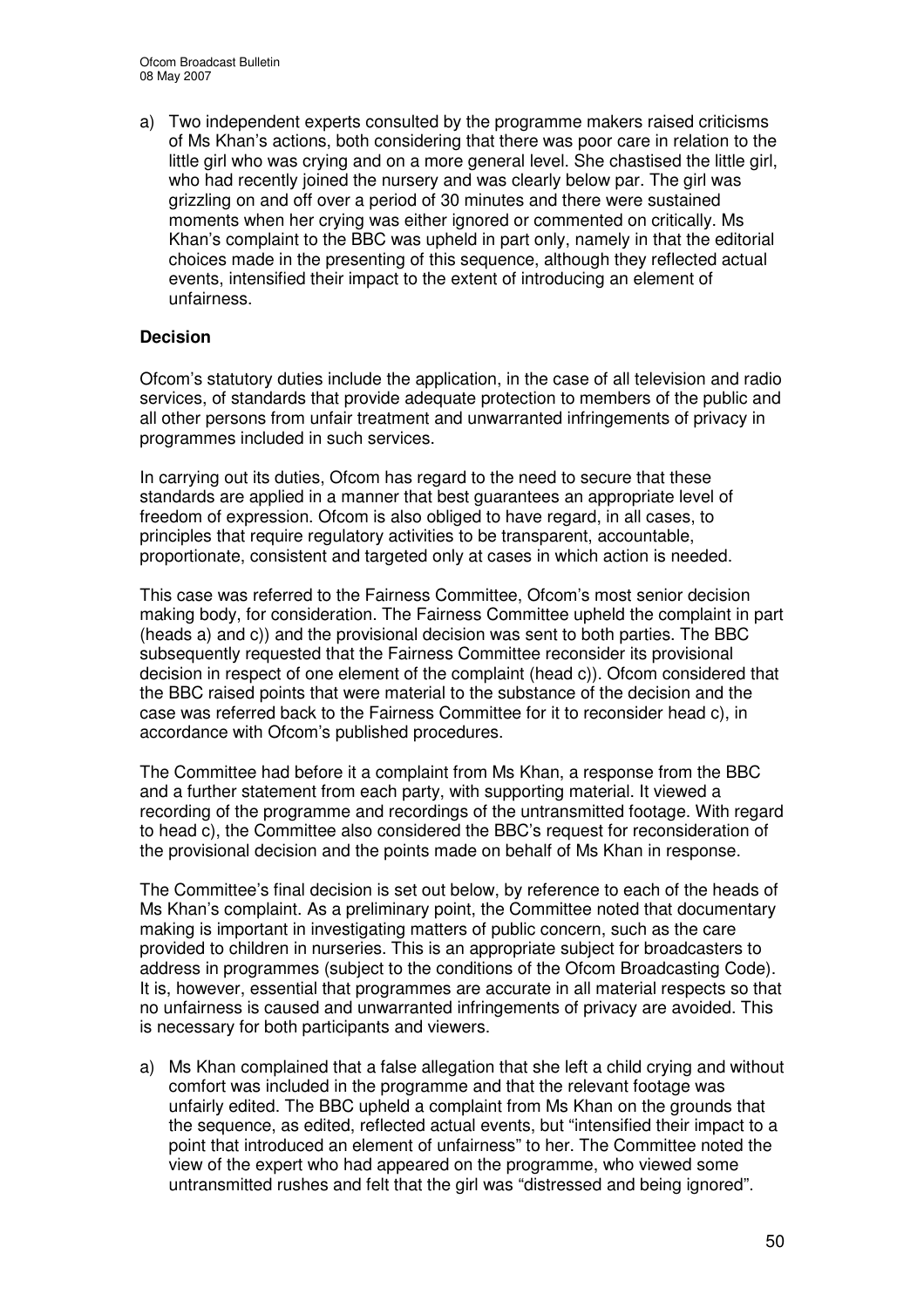a) Two independent experts consulted by the programme makers raised criticisms of Ms Khan's actions, both considering that there was poor care in relation to the little girl who was crying and on a more general level. She chastised the little girl, who had recently joined the nursery and was clearly below par. The girl was grizzling on and off over a period of 30 minutes and there were sustained moments when her crying was either ignored or commented on critically. Ms Khan's complaint to the BBC was upheld in part only, namely in that the editorial choices made in the presenting of this sequence, although they reflected actual events, intensified their impact to the extent of introducing an element of unfairness.

**Decision**

Ofcom's statutory duties include the application, in the case of all television and radio services, of standards that provide adequate protection to members of the public and all other persons from unfair treatment and unwarranted infringements of privacy in programmes included in such services.

In carrying out its duties, Ofcom has regard to the need to secure that these standards are applied in a manner that best guarantees an appropriate level of freedom of expression. Ofcom is also obliged to have regard, in all cases, to principles that require regulatory activities to be transparent, accountable, proportionate, consistent and targeted only at cases in which action is needed.

This case was referred to the Fairness Committee, Ofcom's most senior decision making body, for consideration. The Fairness Committee upheld the complaint in part (heads a) and c)) and the provisional decision was sent to both parties. The BBC subsequently requested that the Fairness Committee reconsider its provisional decision in respect of one element of the complaint (head c)). Ofcom considered that the BBC raised points that were material to the substance of the decision and the case was referred back to the Fairness Committee for it to reconsider head c), in accordance with Ofcom's published procedures.

The Committee had before it a complaint from Ms Khan, a response from the BBC and a further statement from each party, with supporting material. It viewed a recording of the programme and recordings of the untransmitted footage. With regard to head c), the Committee also considered the BBC's request for reconsideration of the provisional decision and the points made on behalf of Ms Khan in response.

The Committee's final decision is set out below, by reference to each of the heads of Ms Khan's complaint. As a preliminary point, the Committee noted that documentary making is important in investigating matters of public concern, such as the care provided to children in nurseries. This is an appropriate subject for broadcasters to address in programmes (subject to the conditions of the Ofcom Broadcasting Code). It is, however, essential that programmes are accurate in all material respects so that no unfairness is caused and unwarranted infringements of privacy are avoided. This is necessary for both participants and viewers.

a) Ms Khan complained that a false allegation that she left a child crying and without comfort was included in the programme and that the relevant footage was unfairly edited. The BBC upheld a complaint from Ms Khan on the grounds that the sequence, as edited, reflected actual events, but "intensified their impact to a point that introduced an element of unfairness" to her. The Committee noted the view of the expert who had appeared on the programme, who viewed some untransmitted rushes and felt that the girl was "distressed and being ignored".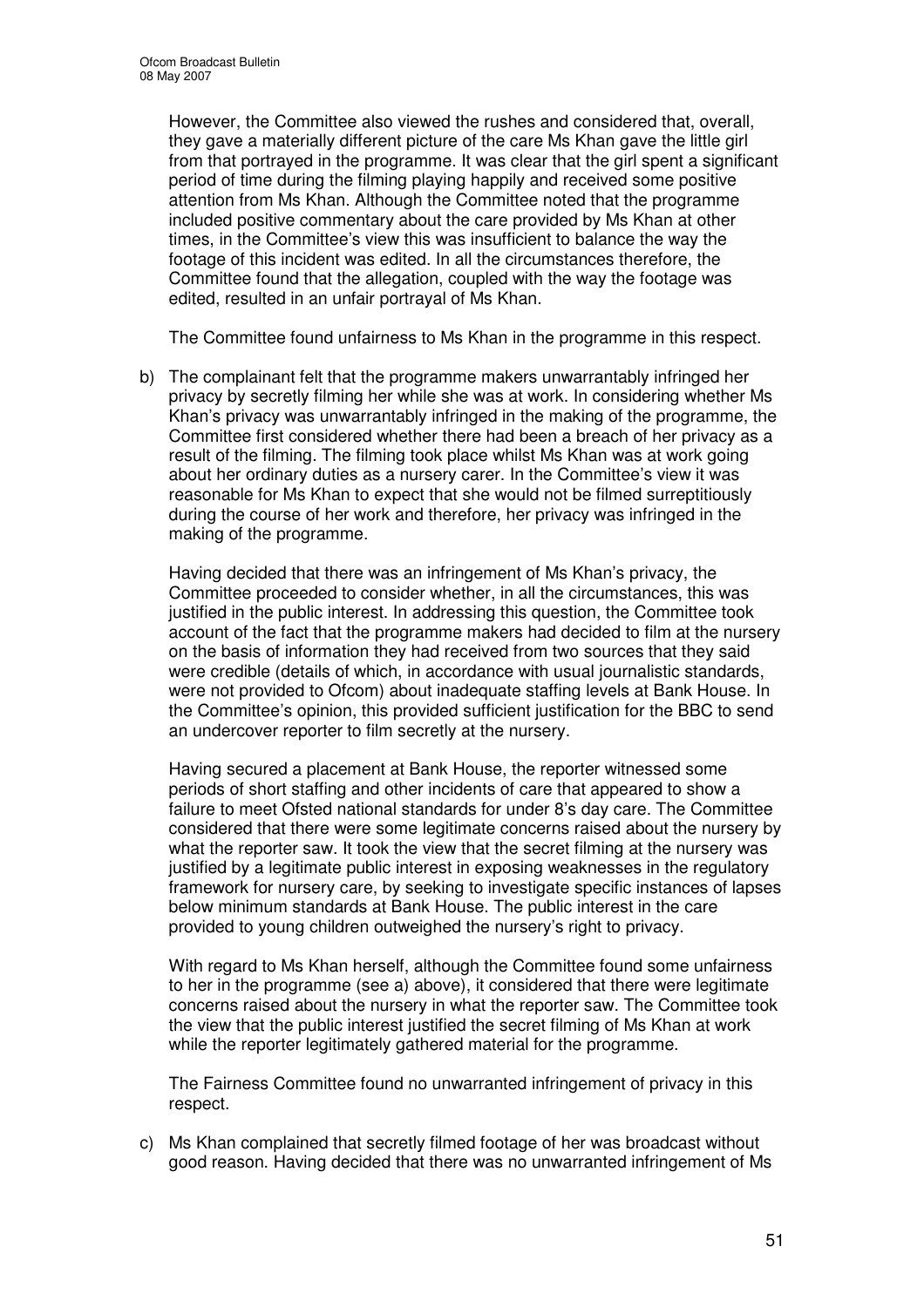However, the Committee also viewed the rushes and considered that, overall, they gave a materially different picture of the care Ms Khan gave the little girl from that portrayed in the programme. It was clear that the girl spent a significant period of time during the filming playing happily and received some positive attention from Ms Khan. Although the Committee noted that the programme included positive commentary about the care provided by Ms Khan at other times, in the Committee's view this was insufficient to balance the way the footage of this incident was edited. In all the circumstances therefore, the Committee found that the allegation, coupled with the way the footage was edited, resulted in an unfair portrayal of Ms Khan.

The Committee found unfairness to Ms Khan in the programme in this respect.

b) The complainant felt that the programme makers unwarrantably infringed her privacy by secretly filming her while she was at work. In considering whether Ms Khan's privacy was unwarrantably infringed in the making of the programme, the Committee first considered whether there had been a breach of her privacy as a result of the filming. The filming took place whilst Ms Khan was at work going about her ordinary duties as a nursery carer. In the Committee's view it was reasonable for Ms Khan to expect that she would not be filmed surreptitiously during the course of her work and therefore, her privacy was infringed in the making of the programme.

   Having decided that there was an infringement of Ms Khan's privacy, the Committee proceeded to consider whether, in all the circumstances, this was justified in the public interest. In addressing this question, the Committee took account of the fact that the programme makers had decided to film at the nursery on the basis of information they had received from two sources that they said were credible (details of which, in accordance with usual journalistic standards, were not provided to Ofcom) about inadequate staffing levels at Bank House. In the Committee's opinion, this provided sufficient justification for the BBC to send an undercover reporter to film secretly at the nursery.

   Having secured a placement at Bank House, the reporter witnessed some periods of short staffing and other incidents of care that appeared to show a failure to meet Ofsted national standards for under 8's day care. The Committee considered that there were some legitimate concerns raised about the nursery by what the reporter saw. It took the view that the secret filming at the nursery was justified by a legitimate public interest in exposing weaknesses in the regulatory framework for nursery care, by seeking to investigate specific instances of lapses below minimum standards at Bank House. The public interest in the care provided to young children outweighed the nursery's right to privacy.

   With regard to Ms Khan herself, although the Committee found some unfairness to her in the programme (see a) above), it considered that there were legitimate concerns raised about the nursery in what the reporter saw. The Committee took the view that the public interest justified the secret filming of Ms Khan at work while the reporter legitimately gathered material for the programme.

   The Fairness Committee found no unwarranted infringement of privacy in this respect.

c) Ms Khan complained that secretly filmed footage of her was broadcast without good reason. Having decided that there was no unwarranted infringement of Ms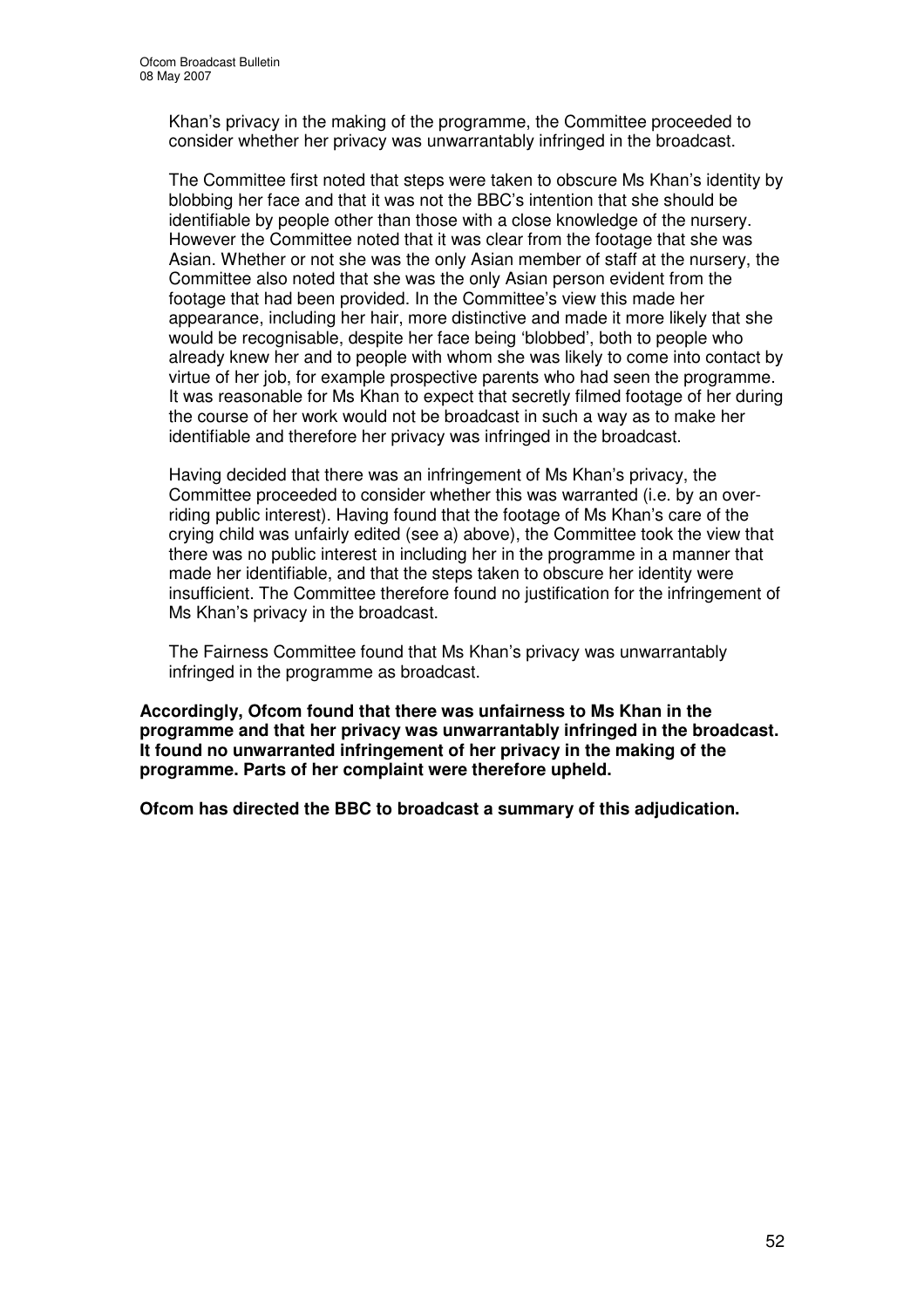Khan's privacy in the making of the programme, the Committee proceeded to consider whether her privacy was unwarrantably infringed in the broadcast.

The Committee first noted that steps were taken to obscure Ms Khan's identity by blobbing her face and that it was not the BBC's intention that she should be identifiable by people other than those with a close knowledge of the nursery. However the Committee noted that it was clear from the footage that she was Asian. Whether or not she was the only Asian member of staff at the nursery, the Committee also noted that she was the only Asian person evident from the footage that had been provided. In the Committee's view this made her appearance, including her hair, more distinctive and made it more likely that she would be recognisable, despite her face being 'blobbed', both to people who already knew her and to people with whom she was likely to come into contact by virtue of her job, for example prospective parents who had seen the programme. It was reasonable for Ms Khan to expect that secretly filmed footage of her during the course of her work would not be broadcast in such a way as to make her identifiable and therefore her privacy was infringed in the broadcast.

Having decided that there was an infringement of Ms Khan's privacy, the Committee proceeded to consider whether this was warranted (i.e. by an over-riding public interest). Having found that the footage of Ms Khan's care of the crying child was unfairly edited (see a) above), the Committee took the view that there was no public interest in including her in the programme in a manner that made her identifiable, and that the steps taken to obscure her identity were insufficient. The Committee therefore found no justification for the infringement of Ms Khan's privacy in the broadcast.

The Fairness Committee found that Ms Khan's privacy was unwarrantably infringed in the programme as broadcast.

**Accordingly, Ofcom found that there was unfairness to Ms Khan in the programme and that her privacy was unwarrantably infringed in the broadcast. It found no unwarranted infringement of her privacy in the making of the programme. Parts of her complaint were therefore upheld.**

**Ofcom has directed the BBC to broadcast a summary of this adjudication.**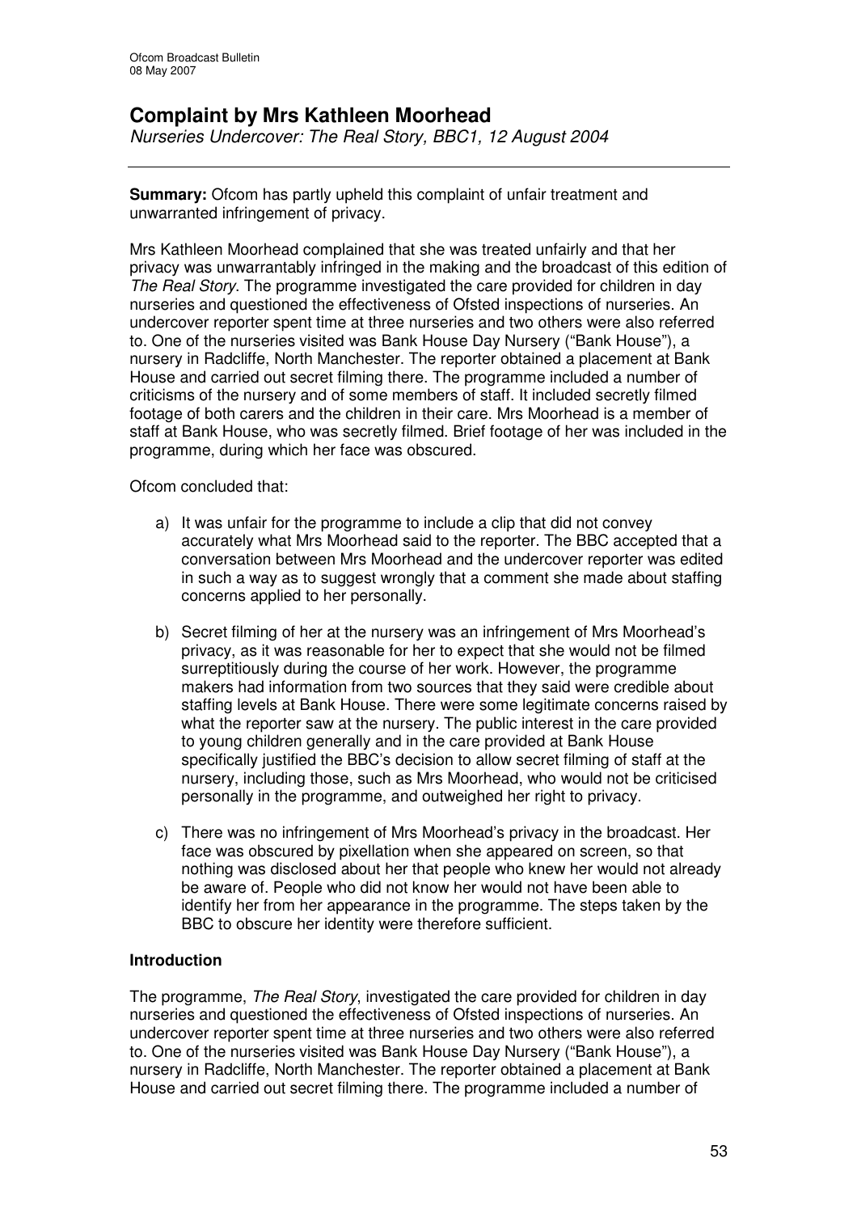# Complaint by Mrs Kathleen Moorhead

*Nurseries Undercover: The Real Story, BBC1, 12 August 2004*

---

**Summary:** Ofcom has partly upheld this complaint of unfair treatment and unwarranted infringement of privacy.

Mrs Kathleen Moorhead complained that she was treated unfairly and that her privacy was unwarrantably infringed in the making and the broadcast of this edition of *The Real Story*. The programme investigated the care provided for children in day nurseries and questioned the effectiveness of Ofsted inspections of nurseries. An undercover reporter spent time at three nurseries and two others were also referred to. One of the nurseries visited was Bank House Day Nursery ("Bank House"), a nursery in Radcliffe, North Manchester. The reporter obtained a placement at Bank House and carried out secret filming there. The programme included a number of criticisms of the nursery and of some members of staff. It included secretly filmed footage of both carers and the children in their care. Mrs Moorhead is a member of staff at Bank House, who was secretly filmed. Brief footage of her was included in the programme, during which her face was obscured.

Ofcom concluded that:

a) It was unfair for the programme to include a clip that did not convey accurately what Mrs Moorhead said to the reporter. The BBC accepted that a conversation between Mrs Moorhead and the undercover reporter was edited in such a way as to suggest wrongly that a comment she made about staffing concerns applied to her personally.

b) Secret filming of her at the nursery was an infringement of Mrs Moorhead's privacy, as it was reasonable for her to expect that she would not be filmed surreptitiously during the course of her work. However, the programme makers had information from two sources that they said were credible about staffing levels at Bank House. There were some legitimate concerns raised by what the reporter saw at the nursery. The public interest in the care provided to young children generally and in the care provided at Bank House specifically justified the BBC's decision to allow secret filming of staff at the nursery, including those, such as Mrs Moorhead, who would not be criticised personally in the programme, and outweighed her right to privacy.

c) There was no infringement of Mrs Moorhead's privacy in the broadcast. Her face was obscured by pixellation when she appeared on screen, so that nothing was disclosed about her that people who knew her would not already be aware of. People who did not know her would not have been able to identify her from her appearance in the programme. The steps taken by the BBC to obscure her identity were therefore sufficient.

## Introduction

The programme, *The Real Story*, investigated the care provided for children in day nurseries and questioned the effectiveness of Ofsted inspections of nurseries. An undercover reporter spent time at three nurseries and two others were also referred to. One of the nurseries visited was Bank House Day Nursery ("Bank House"), a nursery in Radcliffe, North Manchester. The reporter obtained a placement at Bank House and carried out secret filming there. The programme included a number of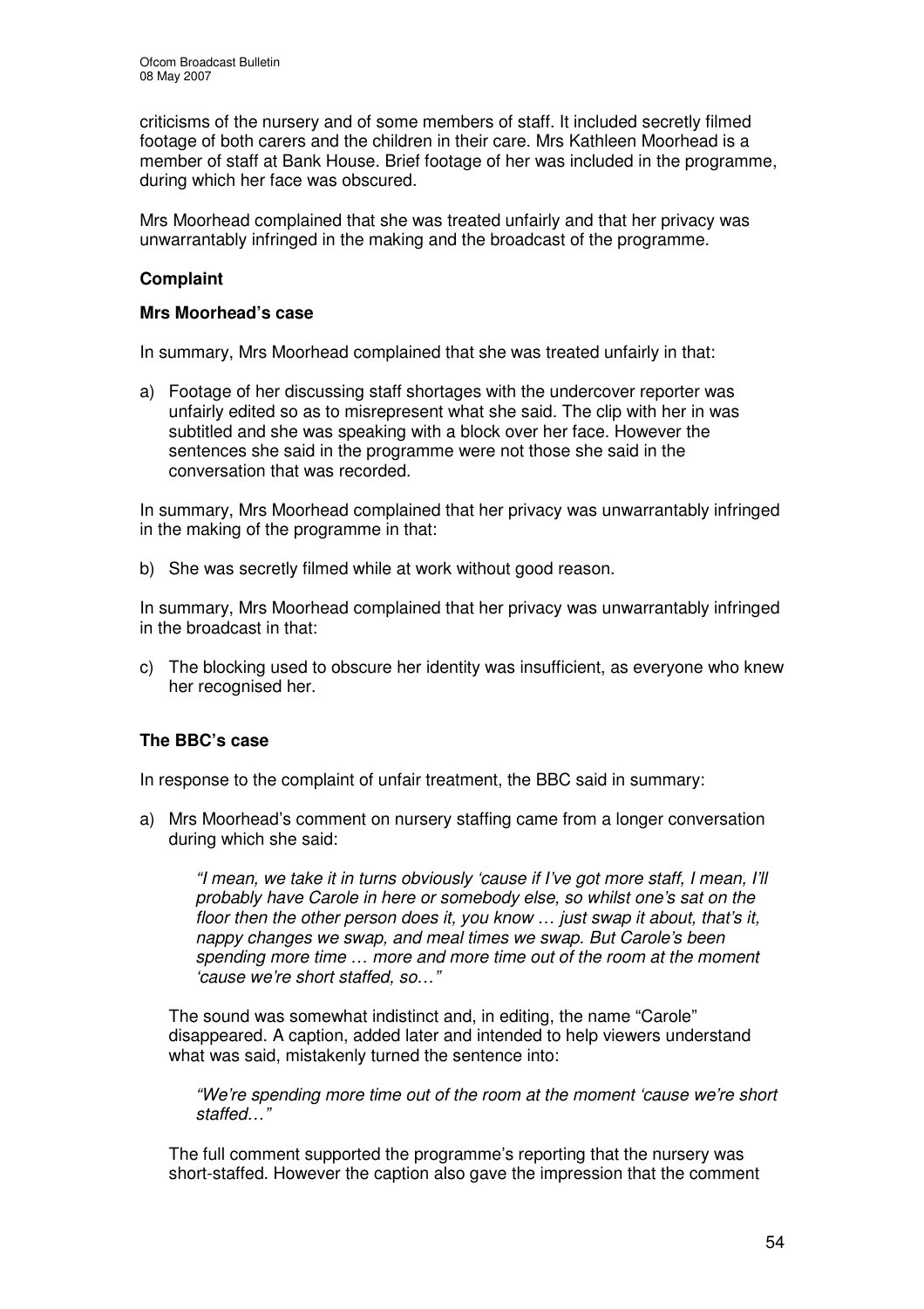criticisms of the nursery and of some members of staff. It included secretly filmed footage of both carers and the children in their care. Mrs Kathleen Moorhead is a member of staff at Bank House. Brief footage of her was included in the programme, during which her face was obscured.

Mrs Moorhead complained that she was treated unfairly and that her privacy was unwarrantably infringed in the making and the broadcast of the programme.

## Complaint

### Mrs Moorhead's case

In summary, Mrs Moorhead complained that she was treated unfairly in that:

a) Footage of her discussing staff shortages with the undercover reporter was unfairly edited so as to misrepresent what she said. The clip with her in was subtitled and she was speaking with a block over her face. However the sentences she said in the programme were not those she said in the conversation that was recorded.

In summary, Mrs Moorhead complained that her privacy was unwarrantably infringed in the making of the programme in that:

b) She was secretly filmed while at work without good reason.

In summary, Mrs Moorhead complained that her privacy was unwarrantably infringed in the broadcast in that:

c) The blocking used to obscure her identity was insufficient, as everyone who knew her recognised her.

### The BBC's case

In response to the complaint of unfair treatment, the BBC said in summary:

a) Mrs Moorhead's comment on nursery staffing came from a longer conversation during which she said:

   *"I mean, we take it in turns obviously 'cause if I've got more staff, I mean, I'll probably have Carole in here or somebody else, so whilst one's sat on the floor then the other person does it, you know … just swap it about, that's it, nappy changes we swap, and meal times we swap. But Carole's been spending more time … more and more time out of the room at the moment 'cause we're short staffed, so…"*

   The sound was somewhat indistinct and, in editing, the name "Carole" disappeared. A caption, added later and intended to help viewers understand what was said, mistakenly turned the sentence into:

   *"We're spending more time out of the room at the moment 'cause we're short staffed…"*

   The full comment supported the programme's reporting that the nursery was short-staffed. However the caption also gave the impression that the comment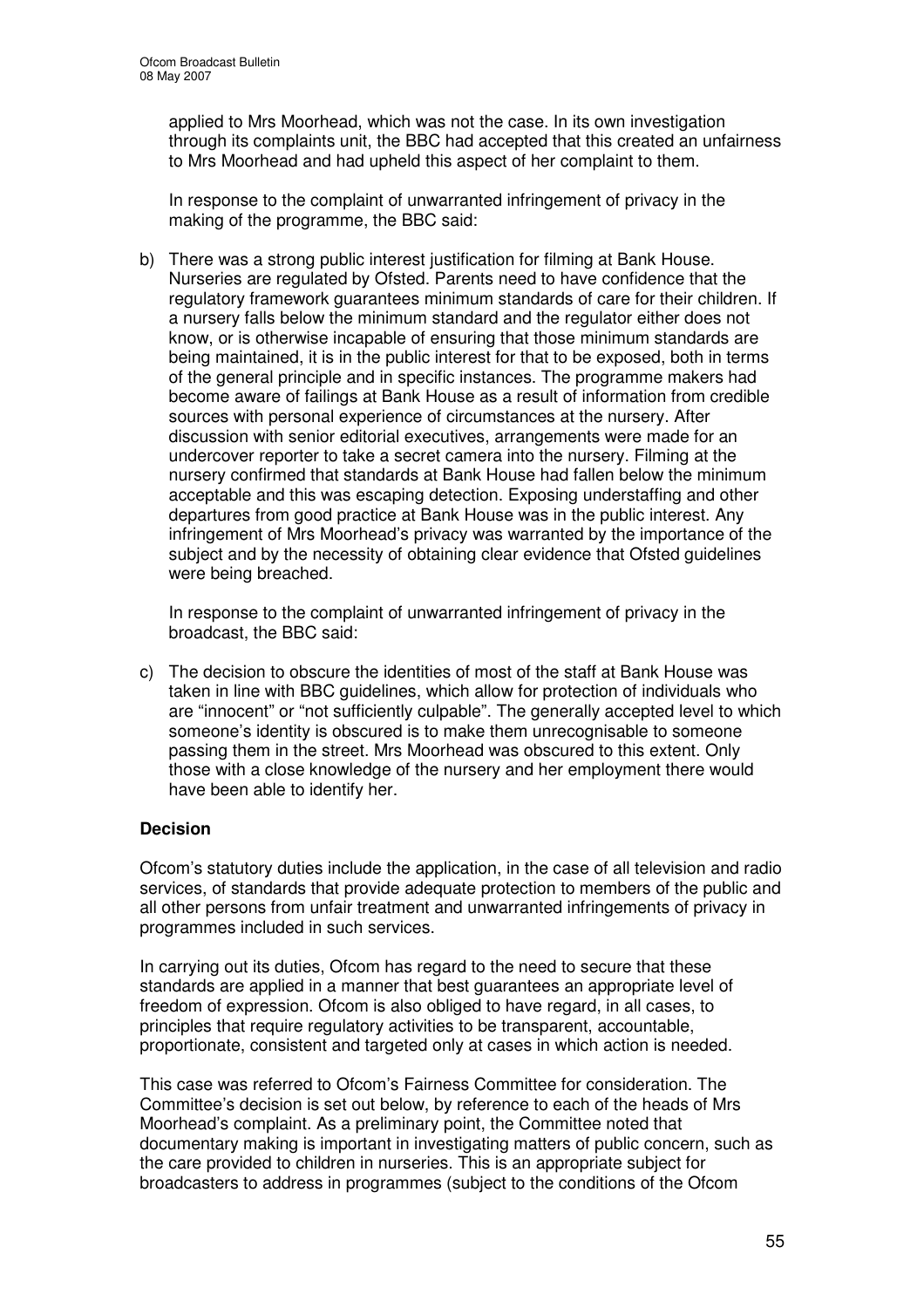applied to Mrs Moorhead, which was not the case. In its own investigation through its complaints unit, the BBC had accepted that this created an unfairness to Mrs Moorhead and had upheld this aspect of her complaint to them.

In response to the complaint of unwarranted infringement of privacy in the making of the programme, the BBC said:

b) There was a strong public interest justification for filming at Bank House. Nurseries are regulated by Ofsted. Parents need to have confidence that the regulatory framework guarantees minimum standards of care for their children. If a nursery falls below the minimum standard and the regulator either does not know, or is otherwise incapable of ensuring that those minimum standards are being maintained, it is in the public interest for that to be exposed, both in terms of the general principle and in specific instances. The programme makers had become aware of failings at Bank House as a result of information from credible sources with personal experience of circumstances at the nursery. After discussion with senior editorial executives, arrangements were made for an undercover reporter to take a secret camera into the nursery. Filming at the nursery confirmed that standards at Bank House had fallen below the minimum acceptable and this was escaping detection. Exposing understaffing and other departures from good practice at Bank House was in the public interest. Any infringement of Mrs Moorhead's privacy was warranted by the importance of the subject and by the necessity of obtaining clear evidence that Ofsted guidelines were being breached.

In response to the complaint of unwarranted infringement of privacy in the broadcast, the BBC said:

c) The decision to obscure the identities of most of the staff at Bank House was taken in line with BBC guidelines, which allow for protection of individuals who are "innocent" or "not sufficiently culpable". The generally accepted level to which someone's identity is obscured is to make them unrecognisable to someone passing them in the street. Mrs Moorhead was obscured to this extent. Only those with a close knowledge of the nursery and her employment there would have been able to identify her.

**Decision**

Ofcom's statutory duties include the application, in the case of all television and radio services, of standards that provide adequate protection to members of the public and all other persons from unfair treatment and unwarranted infringements of privacy in programmes included in such services.

In carrying out its duties, Ofcom has regard to the need to secure that these standards are applied in a manner that best guarantees an appropriate level of freedom of expression. Ofcom is also obliged to have regard, in all cases, to principles that require regulatory activities to be transparent, accountable, proportionate, consistent and targeted only at cases in which action is needed.

This case was referred to Ofcom's Fairness Committee for consideration. The Committee's decision is set out below, by reference to each of the heads of Mrs Moorhead's complaint. As a preliminary point, the Committee noted that documentary making is important in investigating matters of public concern, such as the care provided to children in nurseries. This is an appropriate subject for broadcasters to address in programmes (subject to the conditions of the Ofcom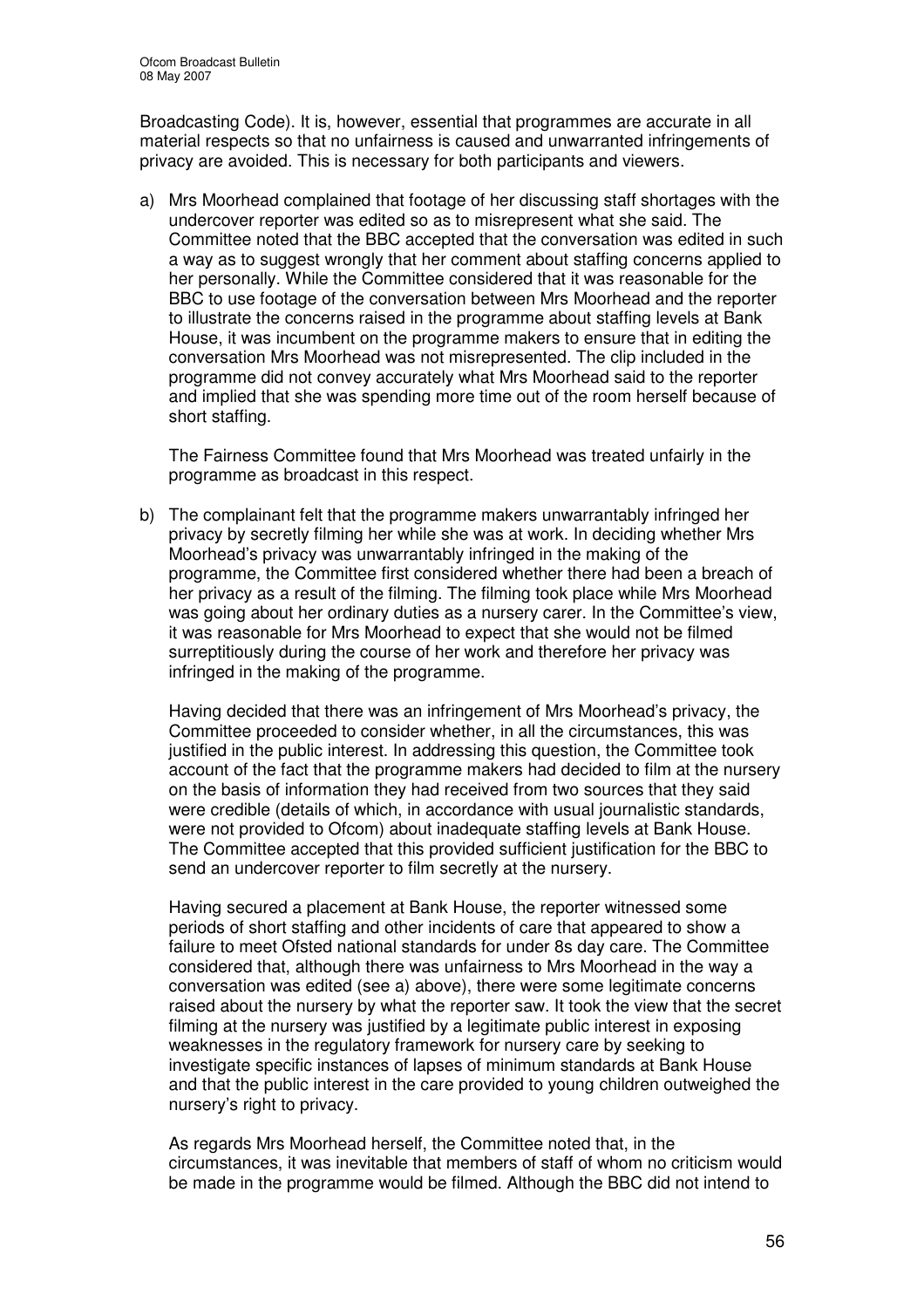Broadcasting Code). It is, however, essential that programmes are accurate in all material respects so that no unfairness is caused and unwarranted infringements of privacy are avoided. This is necessary for both participants and viewers.

a) Mrs Moorhead complained that footage of her discussing staff shortages with the undercover reporter was edited so as to misrepresent what she said. The Committee noted that the BBC accepted that the conversation was edited in such a way as to suggest wrongly that her comment about staffing concerns applied to her personally. While the Committee considered that it was reasonable for the BBC to use footage of the conversation between Mrs Moorhead and the reporter to illustrate the concerns raised in the programme about staffing levels at Bank House, it was incumbent on the programme makers to ensure that in editing the conversation Mrs Moorhead was not misrepresented. The clip included in the programme did not convey accurately what Mrs Moorhead said to the reporter and implied that she was spending more time out of the room herself because of short staffing.

   The Fairness Committee found that Mrs Moorhead was treated unfairly in the programme as broadcast in this respect.

b) The complainant felt that the programme makers unwarrantably infringed her privacy by secretly filming her while she was at work. In deciding whether Mrs Moorhead's privacy was unwarrantably infringed in the making of the programme, the Committee first considered whether there had been a breach of her privacy as a result of the filming. The filming took place while Mrs Moorhead was going about her ordinary duties as a nursery carer. In the Committee's view, it was reasonable for Mrs Moorhead to expect that she would not be filmed surreptitiously during the course of her work and therefore her privacy was infringed in the making of the programme.

   Having decided that there was an infringement of Mrs Moorhead's privacy, the Committee proceeded to consider whether, in all the circumstances, this was justified in the public interest. In addressing this question, the Committee took account of the fact that the programme makers had decided to film at the nursery on the basis of information they had received from two sources that they said were credible (details of which, in accordance with usual journalistic standards, were not provided to Ofcom) about inadequate staffing levels at Bank House. The Committee accepted that this provided sufficient justification for the BBC to send an undercover reporter to film secretly at the nursery.

   Having secured a placement at Bank House, the reporter witnessed some periods of short staffing and other incidents of care that appeared to show a failure to meet Ofsted national standards for under 8s day care. The Committee considered that, although there was unfairness to Mrs Moorhead in the way a conversation was edited (see a) above), there were some legitimate concerns raised about the nursery by what the reporter saw. It took the view that the secret filming at the nursery was justified by a legitimate public interest in exposing weaknesses in the regulatory framework for nursery care by seeking to investigate specific instances of lapses of minimum standards at Bank House and that the public interest in the care provided to young children outweighed the nursery's right to privacy.

   As regards Mrs Moorhead herself, the Committee noted that, in the circumstances, it was inevitable that members of staff of whom no criticism would be made in the programme would be filmed. Although the BBC did not intend to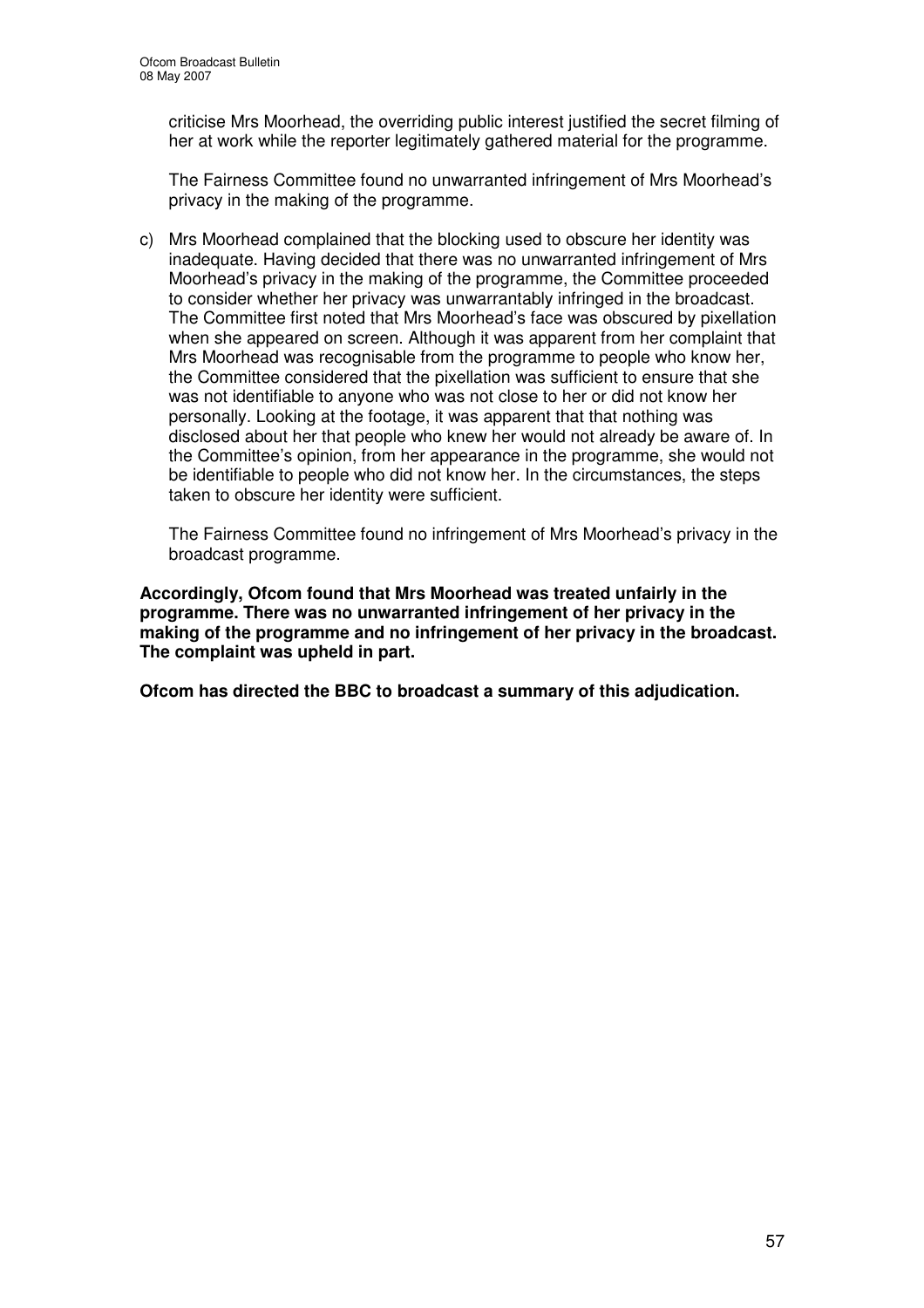criticise Mrs Moorhead, the overriding public interest justified the secret filming of her at work while the reporter legitimately gathered material for the programme.

The Fairness Committee found no unwarranted infringement of Mrs Moorhead's privacy in the making of the programme.

c) Mrs Moorhead complained that the blocking used to obscure her identity was inadequate. Having decided that there was no unwarranted infringement of Mrs Moorhead's privacy in the making of the programme, the Committee proceeded to consider whether her privacy was unwarrantably infringed in the broadcast. The Committee first noted that Mrs Moorhead's face was obscured by pixellation when she appeared on screen. Although it was apparent from her complaint that Mrs Moorhead was recognisable from the programme to people who know her, the Committee considered that the pixellation was sufficient to ensure that she was not identifiable to anyone who was not close to her or did not know her personally. Looking at the footage, it was apparent that that nothing was disclosed about her that people who knew her would not already be aware of. In the Committee's opinion, from her appearance in the programme, she would not be identifiable to people who did not know her. In the circumstances, the steps taken to obscure her identity were sufficient.

The Fairness Committee found no infringement of Mrs Moorhead's privacy in the broadcast programme.

**Accordingly, Ofcom found that Mrs Moorhead was treated unfairly in the programme. There was no unwarranted infringement of her privacy in the making of the programme and no infringement of her privacy in the broadcast. The complaint was upheld in part.**

**Ofcom has directed the BBC to broadcast a summary of this adjudication.**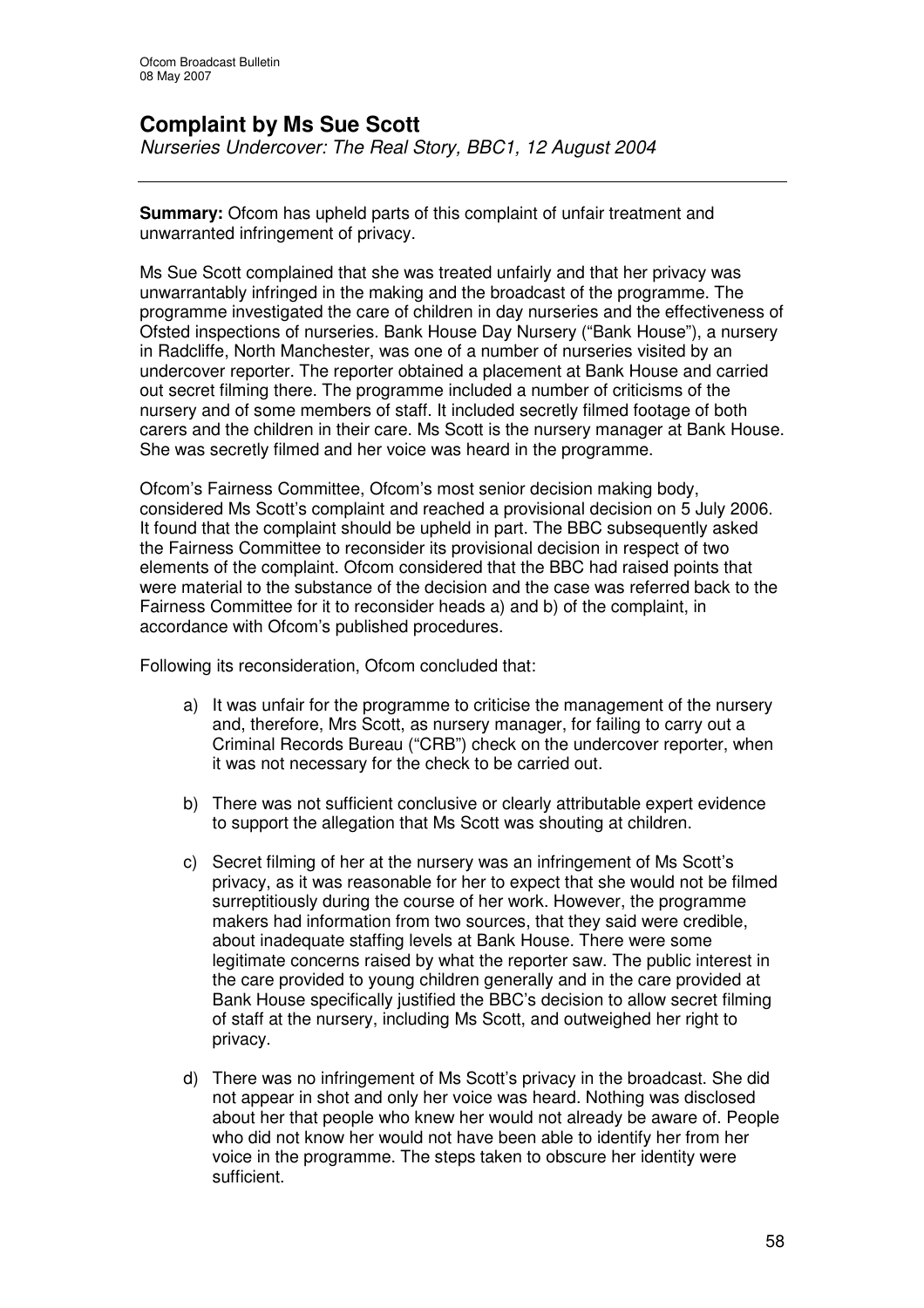# Complaint by Ms Sue Scott

*Nurseries Undercover: The Real Story, BBC1, 12 August 2004*

---

**Summary:** Ofcom has upheld parts of this complaint of unfair treatment and unwarranted infringement of privacy.

Ms Sue Scott complained that she was treated unfairly and that her privacy was unwarrantably infringed in the making and the broadcast of the programme. The programme investigated the care of children in day nurseries and the effectiveness of Ofsted inspections of nurseries. Bank House Day Nursery ("Bank House"), a nursery in Radcliffe, North Manchester, was one of a number of nurseries visited by an undercover reporter. The reporter obtained a placement at Bank House and carried out secret filming there. The programme included a number of criticisms of the nursery and of some members of staff. It included secretly filmed footage of both carers and the children in their care. Ms Scott is the nursery manager at Bank House. She was secretly filmed and her voice was heard in the programme.

Ofcom's Fairness Committee, Ofcom's most senior decision making body, considered Ms Scott's complaint and reached a provisional decision on 5 July 2006. It found that the complaint should be upheld in part. The BBC subsequently asked the Fairness Committee to reconsider its provisional decision in respect of two elements of the complaint. Ofcom considered that the BBC had raised points that were material to the substance of the decision and the case was referred back to the Fairness Committee for it to reconsider heads a) and b) of the complaint, in accordance with Ofcom's published procedures.

Following its reconsideration, Ofcom concluded that:

a) It was unfair for the programme to criticise the management of the nursery and, therefore, Mrs Scott, as nursery manager, for failing to carry out a Criminal Records Bureau ("CRB") check on the undercover reporter, when it was not necessary for the check to be carried out.

b) There was not sufficient conclusive or clearly attributable expert evidence to support the allegation that Ms Scott was shouting at children.

c) Secret filming of her at the nursery was an infringement of Ms Scott's privacy, as it was reasonable for her to expect that she would not be filmed surreptitiously during the course of her work. However, the programme makers had information from two sources, that they said were credible, about inadequate staffing levels at Bank House. There were some legitimate concerns raised by what the reporter saw. The public interest in the care provided to young children generally and in the care provided at Bank House specifically justified the BBC's decision to allow secret filming of staff at the nursery, including Ms Scott, and outweighed her right to privacy.

d) There was no infringement of Ms Scott's privacy in the broadcast. She did not appear in shot and only her voice was heard. Nothing was disclosed about her that people who knew her would not already be aware of. People who did not know her would not have been able to identify her from her voice in the programme. The steps taken to obscure her identity were sufficient.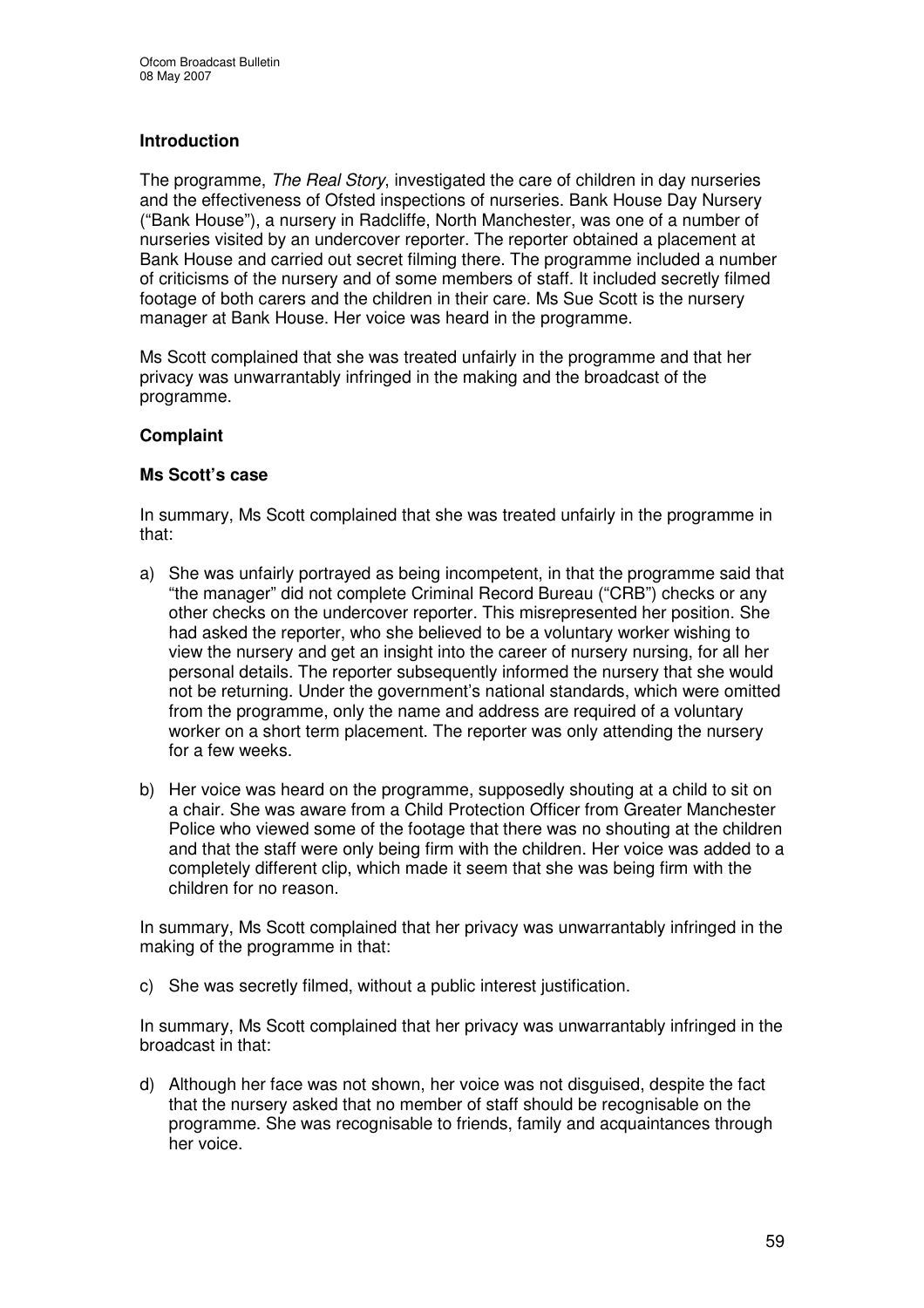## Introduction

The programme, *The Real Story*, investigated the care of children in day nurseries and the effectiveness of Ofsted inspections of nurseries. Bank House Day Nursery ("Bank House"), a nursery in Radcliffe, North Manchester, was one of a number of nurseries visited by an undercover reporter. The reporter obtained a placement at Bank House and carried out secret filming there. The programme included a number of criticisms of the nursery and of some members of staff. It included secretly filmed footage of both carers and the children in their care. Ms Sue Scott is the nursery manager at Bank House. Her voice was heard in the programme.

Ms Scott complained that she was treated unfairly in the programme and that her privacy was unwarrantably infringed in the making and the broadcast of the programme.

## Complaint

### Ms Scott's case

In summary, Ms Scott complained that she was treated unfairly in the programme in that:

a) She was unfairly portrayed as being incompetent, in that the programme said that "the manager" did not complete Criminal Record Bureau ("CRB") checks or any other checks on the undercover reporter. This misrepresented her position. She had asked the reporter, who she believed to be a voluntary worker wishing to view the nursery and get an insight into the career of nursery nursing, for all her personal details. The reporter subsequently informed the nursery that she would not be returning. Under the government's national standards, which were omitted from the programme, only the name and address are required of a voluntary worker on a short term placement. The reporter was only attending the nursery for a few weeks.

b) Her voice was heard on the programme, supposedly shouting at a child to sit on a chair. She was aware from a Child Protection Officer from Greater Manchester Police who viewed some of the footage that there was no shouting at the children and that the staff were only being firm with the children. Her voice was added to a completely different clip, which made it seem that she was being firm with the children for no reason.

In summary, Ms Scott complained that her privacy was unwarrantably infringed in the making of the programme in that:

c) She was secretly filmed, without a public interest justification.

In summary, Ms Scott complained that her privacy was unwarrantably infringed in the broadcast in that:

d) Although her face was not shown, her voice was not disguised, despite the fact that the nursery asked that no member of staff should be recognisable on the programme. She was recognisable to friends, family and acquaintances through her voice.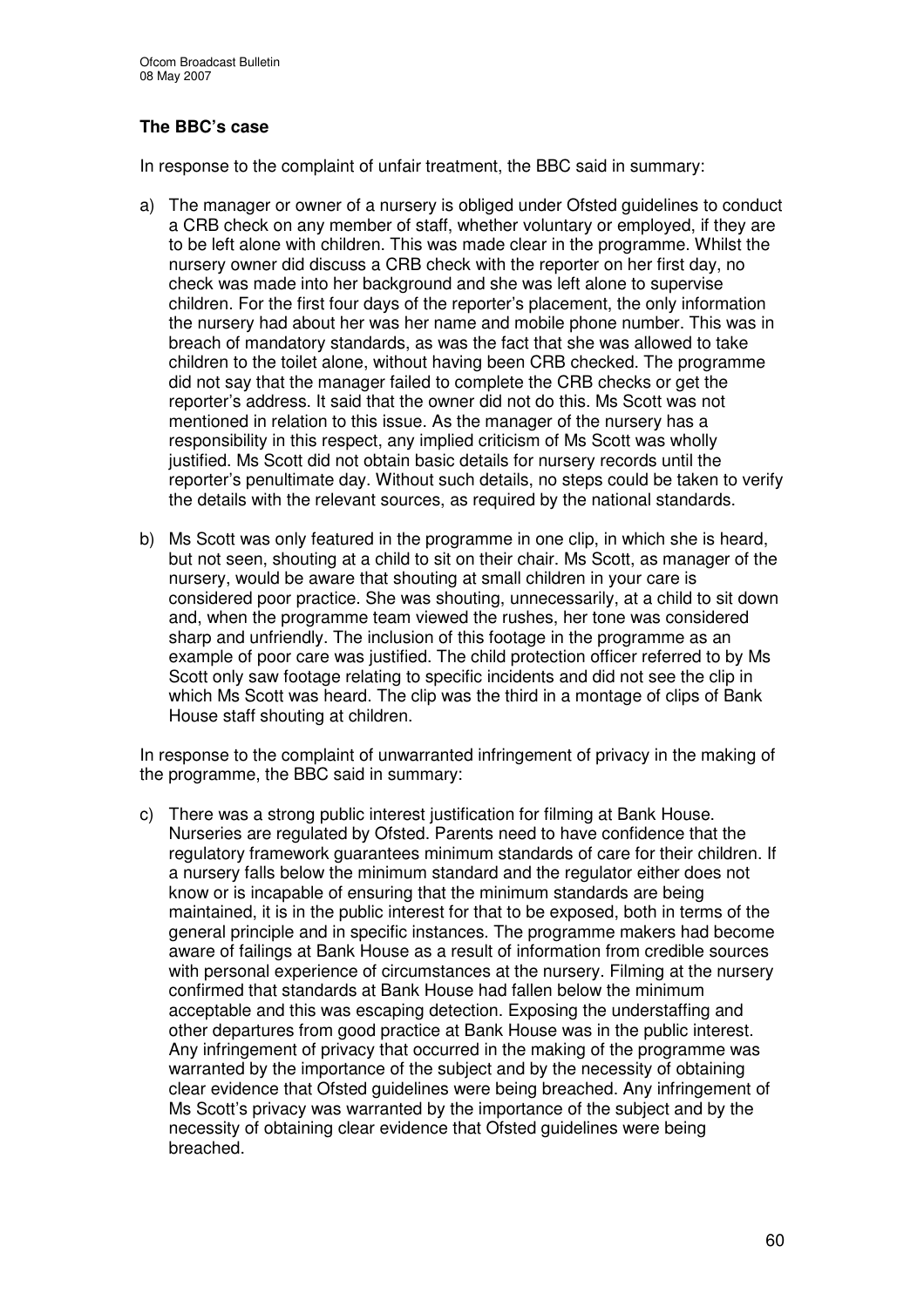### The BBC's case

In response to the complaint of unfair treatment, the BBC said in summary:

a) The manager or owner of a nursery is obliged under Ofsted guidelines to conduct a CRB check on any member of staff, whether voluntary or employed, if they are to be left alone with children. This was made clear in the programme. Whilst the nursery owner did discuss a CRB check with the reporter on her first day, no check was made into her background and she was left alone to supervise children. For the first four days of the reporter's placement, the only information the nursery had about her was her name and mobile phone number. This was in breach of mandatory standards, as was the fact that she was allowed to take children to the toilet alone, without having been CRB checked. The programme did not say that the manager failed to complete the CRB checks or get the reporter's address. It said that the owner did not do this. Ms Scott was not mentioned in relation to this issue. As the manager of the nursery has a responsibility in this respect, any implied criticism of Ms Scott was wholly justified. Ms Scott did not obtain basic details for nursery records until the reporter's penultimate day. Without such details, no steps could be taken to verify the details with the relevant sources, as required by the national standards.

b) Ms Scott was only featured in the programme in one clip, in which she is heard, but not seen, shouting at a child to sit on their chair. Ms Scott, as manager of the nursery, would be aware that shouting at small children in your care is considered poor practice. She was shouting, unnecessarily, at a child to sit down and, when the programme team viewed the rushes, her tone was considered sharp and unfriendly. The inclusion of this footage in the programme as an example of poor care was justified. The child protection officer referred to by Ms Scott only saw footage relating to specific incidents and did not see the clip in which Ms Scott was heard. The clip was the third in a montage of clips of Bank House staff shouting at children.

In response to the complaint of unwarranted infringement of privacy in the making of the programme, the BBC said in summary:

c) There was a strong public interest justification for filming at Bank House. Nurseries are regulated by Ofsted. Parents need to have confidence that the regulatory framework guarantees minimum standards of care for their children. If a nursery falls below the minimum standard and the regulator either does not know or is incapable of ensuring that the minimum standards are being maintained, it is in the public interest for that to be exposed, both in terms of the general principle and in specific instances. The programme makers had become aware of failings at Bank House as a result of information from credible sources with personal experience of circumstances at the nursery. Filming at the nursery confirmed that standards at Bank House had fallen below the minimum acceptable and this was escaping detection. Exposing the understaffing and other departures from good practice at Bank House was in the public interest. Any infringement of privacy that occurred in the making of the programme was warranted by the importance of the subject and by the necessity of obtaining clear evidence that Ofsted guidelines were being breached. Any infringement of Ms Scott's privacy was warranted by the importance of the subject and by the necessity of obtaining clear evidence that Ofsted guidelines were being breached.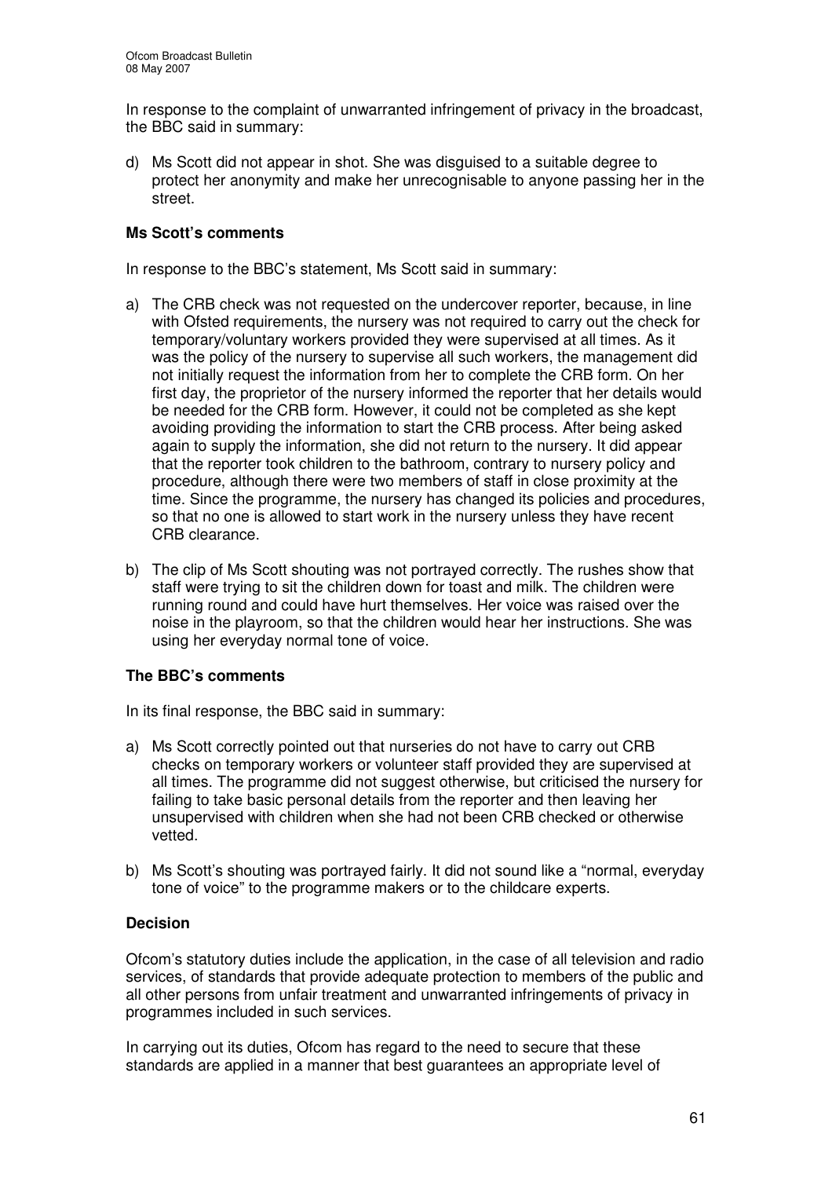In response to the complaint of unwarranted infringement of privacy in the broadcast, the BBC said in summary:

d) Ms Scott did not appear in shot. She was disguised to a suitable degree to protect her anonymity and make her unrecognisable to anyone passing her in the street.

**Ms Scott's comments**

In response to the BBC's statement, Ms Scott said in summary:

a) The CRB check was not requested on the undercover reporter, because, in line with Ofsted requirements, the nursery was not required to carry out the check for temporary/voluntary workers provided they were supervised at all times. As it was the policy of the nursery to supervise all such workers, the management did not initially request the information from her to complete the CRB form. On her first day, the proprietor of the nursery informed the reporter that her details would be needed for the CRB form. However, it could not be completed as she kept avoiding providing the information to start the CRB process. After being asked again to supply the information, she did not return to the nursery. It did appear that the reporter took children to the bathroom, contrary to nursery policy and procedure, although there were two members of staff in close proximity at the time. Since the programme, the nursery has changed its policies and procedures, so that no one is allowed to start work in the nursery unless they have recent CRB clearance.

b) The clip of Ms Scott shouting was not portrayed correctly. The rushes show that staff were trying to sit the children down for toast and milk. The children were running round and could have hurt themselves. Her voice was raised over the noise in the playroom, so that the children would hear her instructions. She was using her everyday normal tone of voice.

**The BBC's comments**

In its final response, the BBC said in summary:

a) Ms Scott correctly pointed out that nurseries do not have to carry out CRB checks on temporary workers or volunteer staff provided they are supervised at all times. The programme did not suggest otherwise, but criticised the nursery for failing to take basic personal details from the reporter and then leaving her unsupervised with children when she had not been CRB checked or otherwise vetted.

b) Ms Scott's shouting was portrayed fairly. It did not sound like a "normal, everyday tone of voice" to the programme makers or to the childcare experts.

**Decision**

Ofcom's statutory duties include the application, in the case of all television and radio services, of standards that provide adequate protection to members of the public and all other persons from unfair treatment and unwarranted infringements of privacy in programmes included in such services.

In carrying out its duties, Ofcom has regard to the need to secure that these standards are applied in a manner that best guarantees an appropriate level of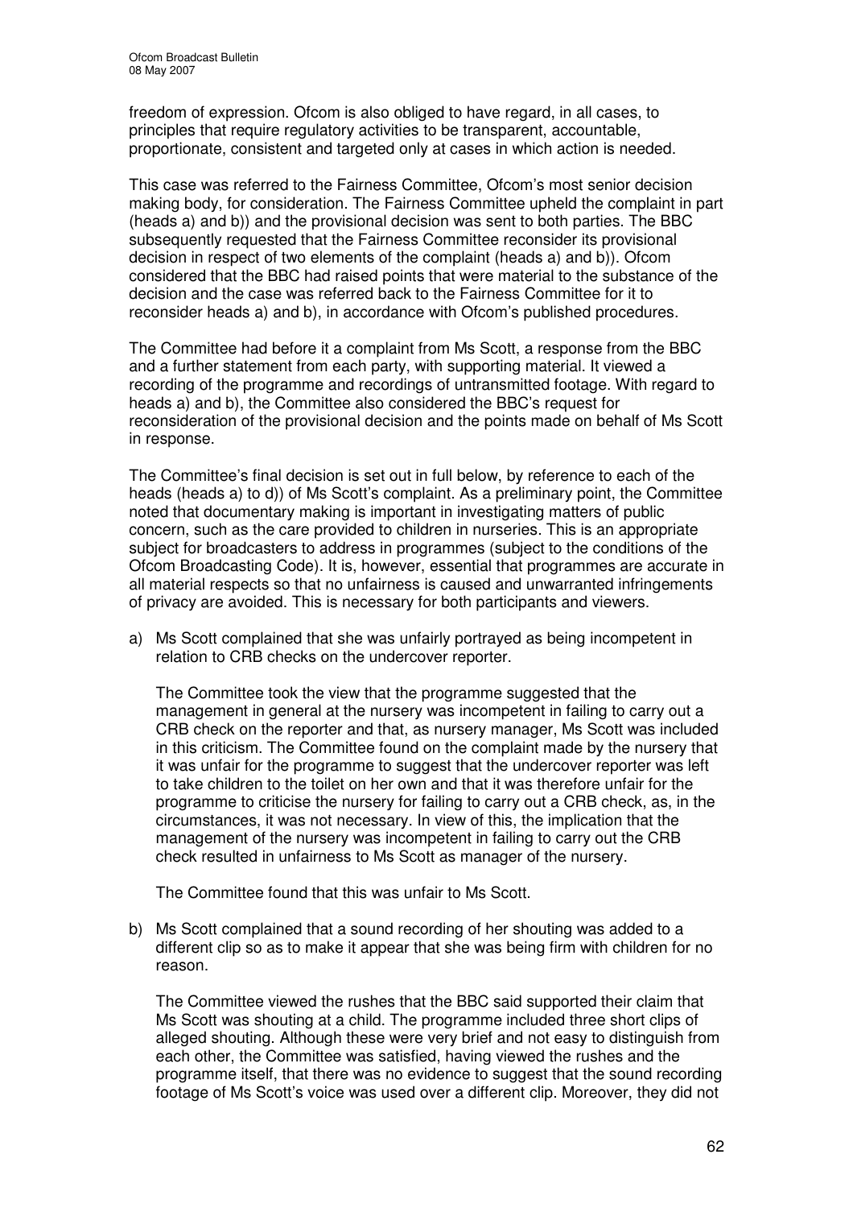freedom of expression. Ofcom is also obliged to have regard, in all cases, to principles that require regulatory activities to be transparent, accountable, proportionate, consistent and targeted only at cases in which action is needed.

This case was referred to the Fairness Committee, Ofcom's most senior decision making body, for consideration. The Fairness Committee upheld the complaint in part (heads a) and b)) and the provisional decision was sent to both parties. The BBC subsequently requested that the Fairness Committee reconsider its provisional decision in respect of two elements of the complaint (heads a) and b)). Ofcom considered that the BBC had raised points that were material to the substance of the decision and the case was referred back to the Fairness Committee for it to reconsider heads a) and b), in accordance with Ofcom's published procedures.

The Committee had before it a complaint from Ms Scott, a response from the BBC and a further statement from each party, with supporting material. It viewed a recording of the programme and recordings of untransmitted footage. With regard to heads a) and b), the Committee also considered the BBC's request for reconsideration of the provisional decision and the points made on behalf of Ms Scott in response.

The Committee's final decision is set out in full below, by reference to each of the heads (heads a) to d)) of Ms Scott's complaint. As a preliminary point, the Committee noted that documentary making is important in investigating matters of public concern, such as the care provided to children in nurseries. This is an appropriate subject for broadcasters to address in programmes (subject to the conditions of the Ofcom Broadcasting Code). It is, however, essential that programmes are accurate in all material respects so that no unfairness is caused and unwarranted infringements of privacy are avoided. This is necessary for both participants and viewers.

a) Ms Scott complained that she was unfairly portrayed as being incompetent in relation to CRB checks on the undercover reporter.

   The Committee took the view that the programme suggested that the management in general at the nursery was incompetent in failing to carry out a CRB check on the reporter and that, as nursery manager, Ms Scott was included in this criticism. The Committee found on the complaint made by the nursery that it was unfair for the programme to suggest that the undercover reporter was left to take children to the toilet on her own and that it was therefore unfair for the programme to criticise the nursery for failing to carry out a CRB check, as, in the circumstances, it was not necessary. In view of this, the implication that the management of the nursery was incompetent in failing to carry out the CRB check resulted in unfairness to Ms Scott as manager of the nursery.

   The Committee found that this was unfair to Ms Scott.

b) Ms Scott complained that a sound recording of her shouting was added to a different clip so as to make it appear that she was being firm with children for no reason.

   The Committee viewed the rushes that the BBC said supported their claim that Ms Scott was shouting at a child. The programme included three short clips of alleged shouting. Although these were very brief and not easy to distinguish from each other, the Committee was satisfied, having viewed the rushes and the programme itself, that there was no evidence to suggest that the sound recording footage of Ms Scott's voice was used over a different clip. Moreover, they did not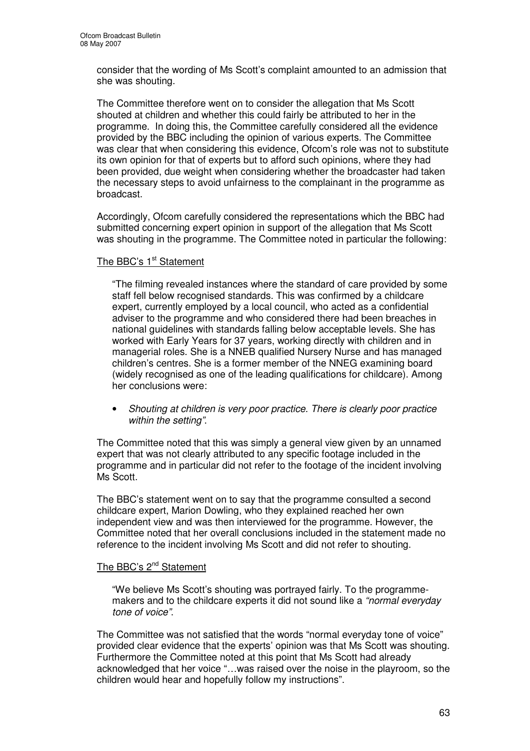consider that the wording of Ms Scott's complaint amounted to an admission that she was shouting.

The Committee therefore went on to consider the allegation that Ms Scott shouted at children and whether this could fairly be attributed to her in the programme. In doing this, the Committee carefully considered all the evidence provided by the BBC including the opinion of various experts. The Committee was clear that when considering this evidence, Ofcom's role was not to substitute its own opinion for that of experts but to afford such opinions, where they had been provided, due weight when considering whether the broadcaster had taken the necessary steps to avoid unfairness to the complainant in the programme as broadcast.

Accordingly, Ofcom carefully considered the representations which the BBC had submitted concerning expert opinion in support of the allegation that Ms Scott was shouting in the programme. The Committee noted in particular the following:

<u>The BBC's 1st Statement</u>

> "The filming revealed instances where the standard of care provided by some staff fell below recognised standards. This was confirmed by a childcare expert, currently employed by a local council, who acted as a confidential adviser to the programme and who considered there had been breaches in national guidelines with standards falling below acceptable levels. She has worked with Early Years for 37 years, working directly with children and in managerial roles. She is a NNEB qualified Nursery Nurse and has managed children's centres. She is a former member of the NNEG examining board (widely recognised as one of the leading qualifications for childcare). Among her conclusions were:
>
> - *Shouting at children is very poor practice. There is clearly poor practice within the setting"*.

The Committee noted that this was simply a general view given by an unnamed expert that was not clearly attributed to any specific footage included in the programme and in particular did not refer to the footage of the incident involving Ms Scott.

The BBC's statement went on to say that the programme consulted a second childcare expert, Marion Dowling, who they explained reached her own independent view and was then interviewed for the programme. However, the Committee noted that her overall conclusions included in the statement made no reference to the incident involving Ms Scott and did not refer to shouting.

<u>The BBC's 2nd Statement</u>

> "We believe Ms Scott's shouting was portrayed fairly. To the programme-makers and to the childcare experts it did not sound like a *"normal everyday tone of voice"*.

The Committee was not satisfied that the words "normal everyday tone of voice" provided clear evidence that the experts' opinion was that Ms Scott was shouting. Furthermore the Committee noted at this point that Ms Scott had already acknowledged that her voice "…was raised over the noise in the playroom, so the children would hear and hopefully follow my instructions".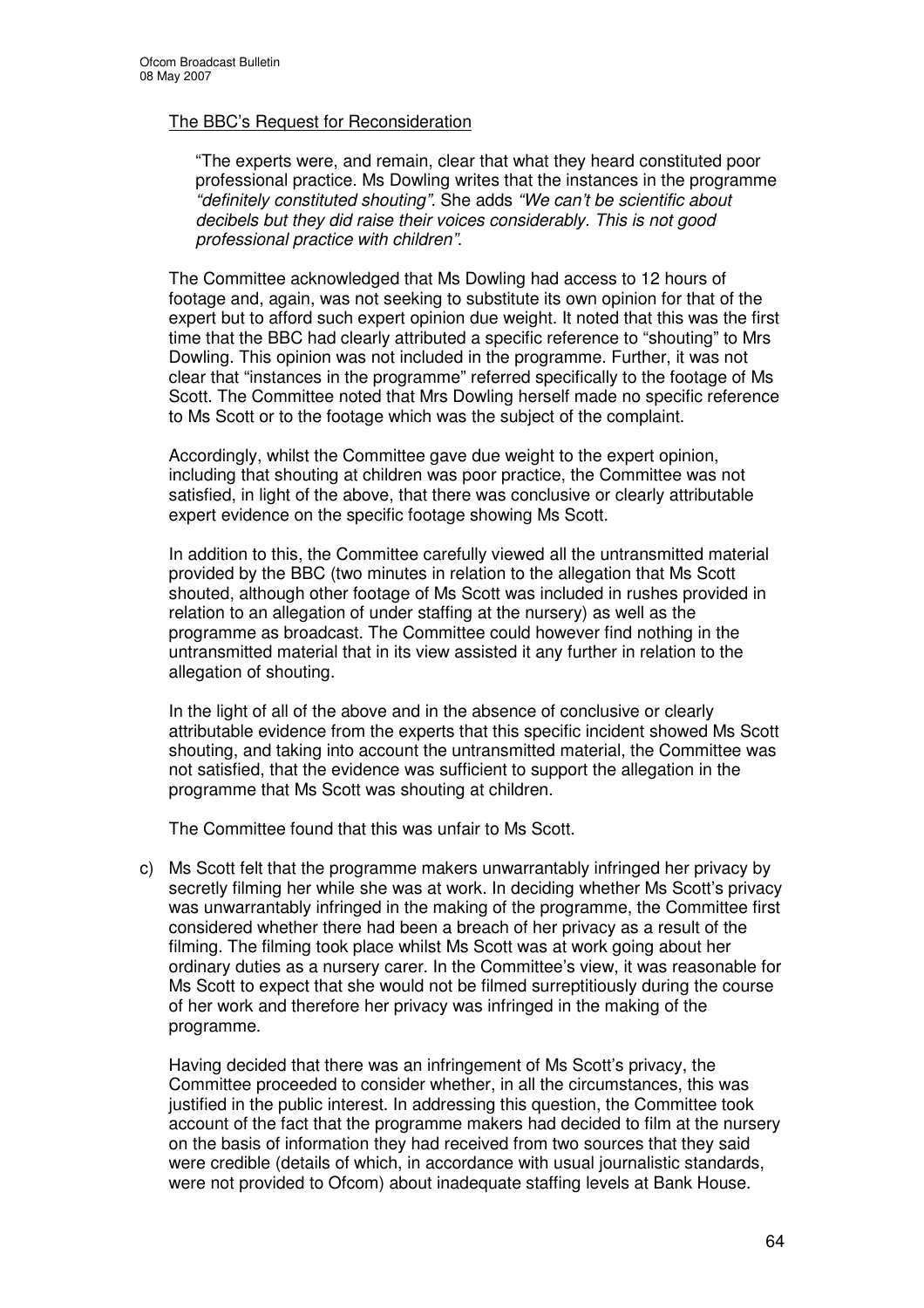The BBC's Request for Reconsideration

> "The experts were, and remain, clear that what they heard constituted poor professional practice. Ms Dowling writes that the instances in the programme *"definitely constituted shouting"*. She adds *"We can't be scientific about decibels but they did raise their voices considerably. This is not good professional practice with children"*.

The Committee acknowledged that Ms Dowling had access to 12 hours of footage and, again, was not seeking to substitute its own opinion for that of the expert but to afford such expert opinion due weight. It noted that this was the first time that the BBC had clearly attributed a specific reference to "shouting" to Mrs Dowling. This opinion was not included in the programme. Further, it was not clear that "instances in the programme" referred specifically to the footage of Ms Scott. The Committee noted that Mrs Dowling herself made no specific reference to Ms Scott or to the footage which was the subject of the complaint.

Accordingly, whilst the Committee gave due weight to the expert opinion, including that shouting at children was poor practice, the Committee was not satisfied, in light of the above, that there was conclusive or clearly attributable expert evidence on the specific footage showing Ms Scott.

In addition to this, the Committee carefully viewed all the untransmitted material provided by the BBC (two minutes in relation to the allegation that Ms Scott shouted, although other footage of Ms Scott was included in rushes provided in relation to an allegation of under staffing at the nursery) as well as the programme as broadcast. The Committee could however find nothing in the untransmitted material that in its view assisted it any further in relation to the allegation of shouting.

In the light of all of the above and in the absence of conclusive or clearly attributable evidence from the experts that this specific incident showed Ms Scott shouting, and taking into account the untransmitted material, the Committee was not satisfied, that the evidence was sufficient to support the allegation in the programme that Ms Scott was shouting at children.

The Committee found that this was unfair to Ms Scott.

c) Ms Scott felt that the programme makers unwarrantably infringed her privacy by secretly filming her while she was at work. In deciding whether Ms Scott's privacy was unwarrantably infringed in the making of the programme, the Committee first considered whether there had been a breach of her privacy as a result of the filming. The filming took place whilst Ms Scott was at work going about her ordinary duties as a nursery carer. In the Committee's view, it was reasonable for Ms Scott to expect that she would not be filmed surreptitiously during the course of her work and therefore her privacy was infringed in the making of the programme.

   Having decided that there was an infringement of Ms Scott's privacy, the Committee proceeded to consider whether, in all the circumstances, this was justified in the public interest. In addressing this question, the Committee took account of the fact that the programme makers had decided to film at the nursery on the basis of information they had received from two sources that they said were credible (details of which, in accordance with usual journalistic standards, were not provided to Ofcom) about inadequate staffing levels at Bank House.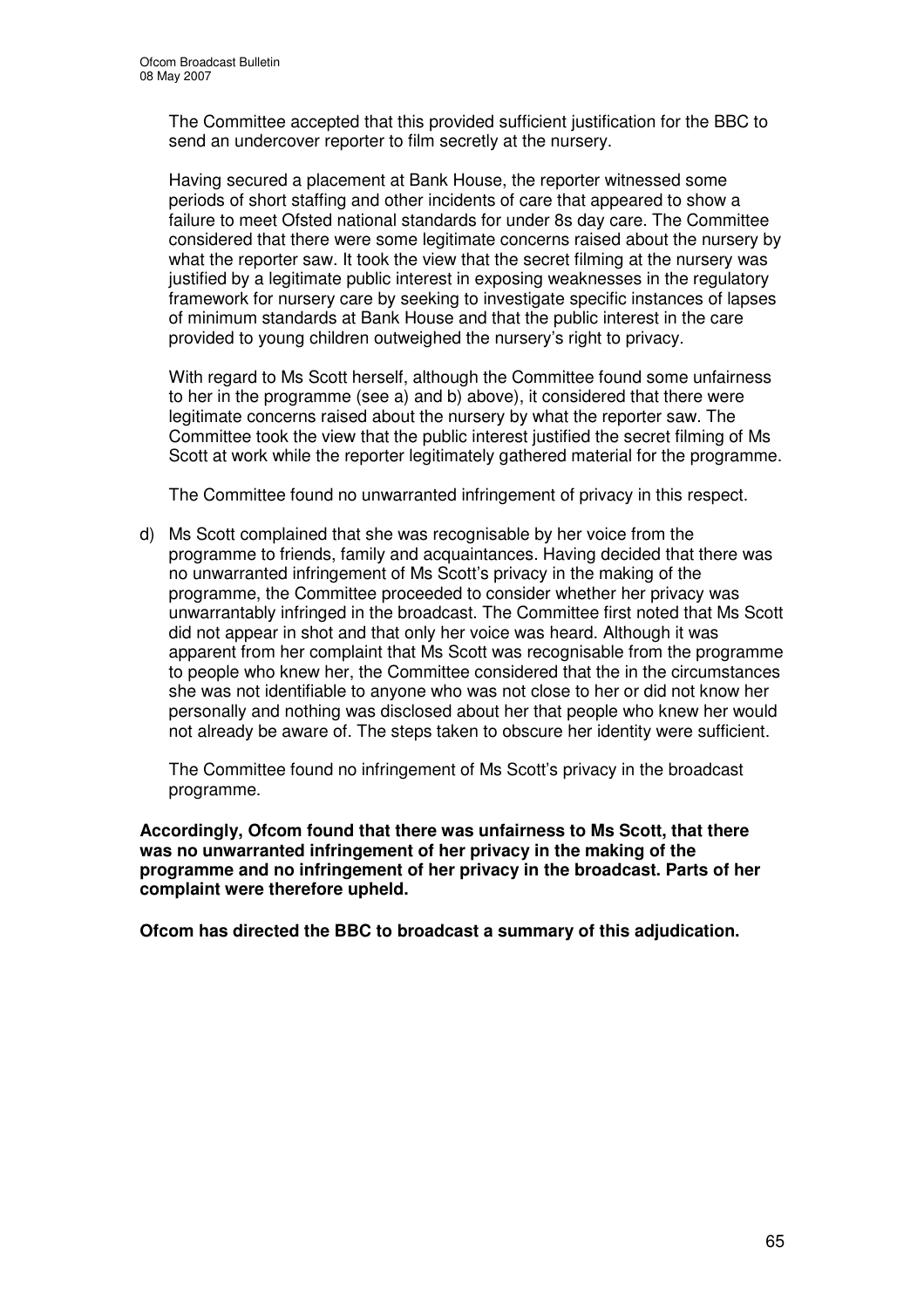The Committee accepted that this provided sufficient justification for the BBC to send an undercover reporter to film secretly at the nursery.

Having secured a placement at Bank House, the reporter witnessed some periods of short staffing and other incidents of care that appeared to show a failure to meet Ofsted national standards for under 8s day care. The Committee considered that there were some legitimate concerns raised about the nursery by what the reporter saw. It took the view that the secret filming at the nursery was justified by a legitimate public interest in exposing weaknesses in the regulatory framework for nursery care by seeking to investigate specific instances of lapses of minimum standards at Bank House and that the public interest in the care provided to young children outweighed the nursery's right to privacy.

With regard to Ms Scott herself, although the Committee found some unfairness to her in the programme (see a) and b) above), it considered that there were legitimate concerns raised about the nursery by what the reporter saw. The Committee took the view that the public interest justified the secret filming of Ms Scott at work while the reporter legitimately gathered material for the programme.

The Committee found no unwarranted infringement of privacy in this respect.

d) Ms Scott complained that she was recognisable by her voice from the programme to friends, family and acquaintances. Having decided that there was no unwarranted infringement of Ms Scott's privacy in the making of the programme, the Committee proceeded to consider whether her privacy was unwarrantably infringed in the broadcast. The Committee first noted that Ms Scott did not appear in shot and that only her voice was heard. Although it was apparent from her complaint that Ms Scott was recognisable from the programme to people who knew her, the Committee considered that the in the circumstances she was not identifiable to anyone who was not close to her or did not know her personally and nothing was disclosed about her that people who knew her would not already be aware of. The steps taken to obscure her identity were sufficient.

The Committee found no infringement of Ms Scott's privacy in the broadcast programme.

**Accordingly, Ofcom found that there was unfairness to Ms Scott, that there was no unwarranted infringement of her privacy in the making of the programme and no infringement of her privacy in the broadcast. Parts of her complaint were therefore upheld.**

**Ofcom has directed the BBC to broadcast a summary of this adjudication.**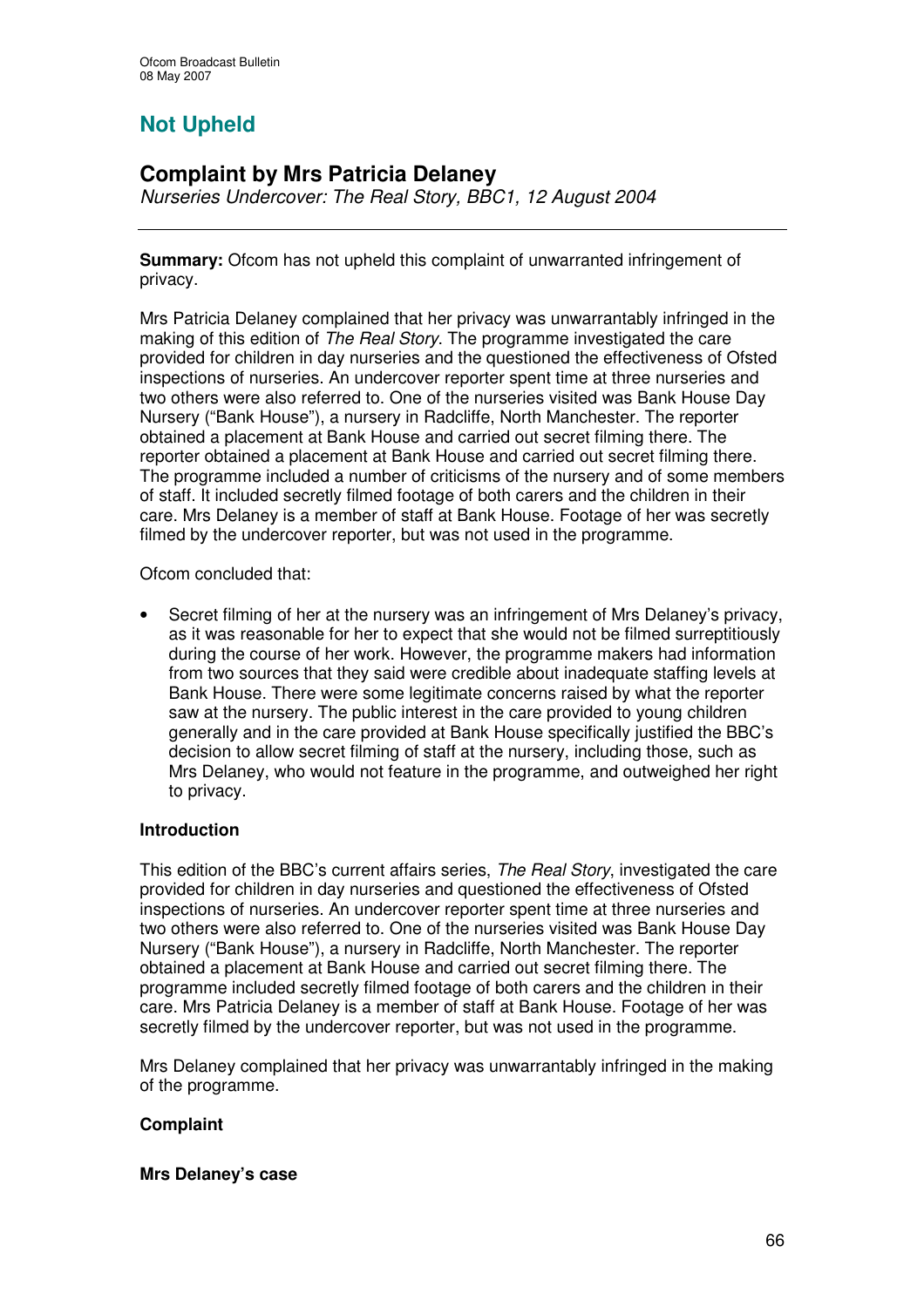## Not Upheld

## Complaint by Mrs Patricia Delaney

*Nurseries Undercover: The Real Story, BBC1, 12 August 2004*

**Summary:** Ofcom has not upheld this complaint of unwarranted infringement of privacy.

Mrs Patricia Delaney complained that her privacy was unwarrantably infringed in the making of this edition of *The Real Story*. The programme investigated the care provided for children in day nurseries and the questioned the effectiveness of Ofsted inspections of nurseries. An undercover reporter spent time at three nurseries and two others were also referred to. One of the nurseries visited was Bank House Day Nursery ("Bank House"), a nursery in Radcliffe, North Manchester. The reporter obtained a placement at Bank House and carried out secret filming there. The reporter obtained a placement at Bank House and carried out secret filming there. The programme included a number of criticisms of the nursery and of some members of staff. It included secretly filmed footage of both carers and the children in their care. Mrs Delaney is a member of staff at Bank House. Footage of her was secretly filmed by the undercover reporter, but was not used in the programme.

Ofcom concluded that:

- Secret filming of her at the nursery was an infringement of Mrs Delaney's privacy, as it was reasonable for her to expect that she would not be filmed surreptitiously during the course of her work. However, the programme makers had information from two sources that they said were credible about inadequate staffing levels at Bank House. There were some legitimate concerns raised by what the reporter saw at the nursery. The public interest in the care provided to young children generally and in the care provided at Bank House specifically justified the BBC's decision to allow secret filming of staff at the nursery, including those, such as Mrs Delaney, who would not feature in the programme, and outweighed her right to privacy.

### Introduction

This edition of the BBC's current affairs series, *The Real Story*, investigated the care provided for children in day nurseries and questioned the effectiveness of Ofsted inspections of nurseries. An undercover reporter spent time at three nurseries and two others were also referred to. One of the nurseries visited was Bank House Day Nursery ("Bank House"), a nursery in Radcliffe, North Manchester. The reporter obtained a placement at Bank House and carried out secret filming there. The programme included secretly filmed footage of both carers and the children in their care. Mrs Patricia Delaney is a member of staff at Bank House. Footage of her was secretly filmed by the undercover reporter, but was not used in the programme.

Mrs Delaney complained that her privacy was unwarrantably infringed in the making of the programme.

### Complaint

#### Mrs Delaney's case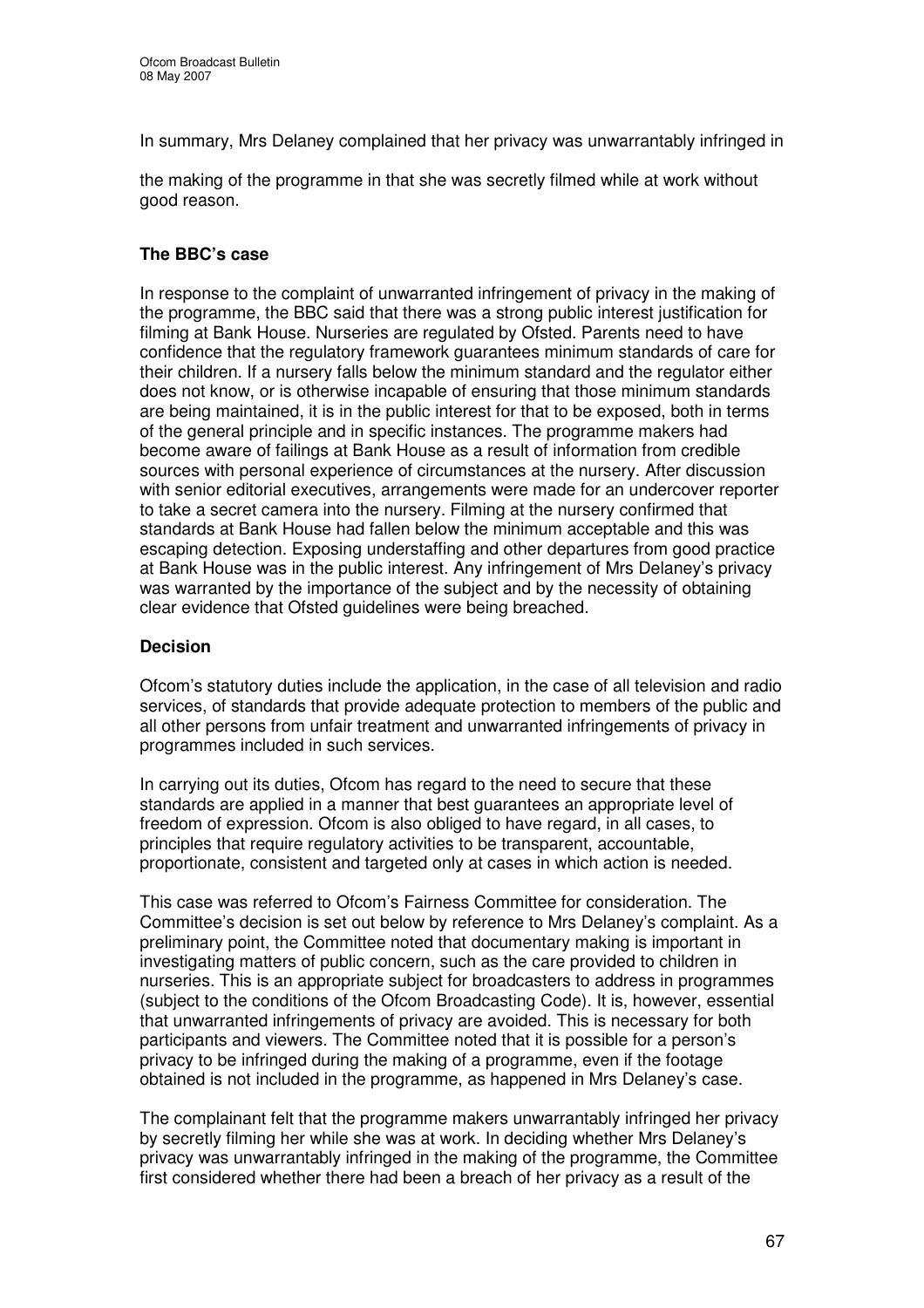In summary, Mrs Delaney complained that her privacy was unwarrantably infringed in

the making of the programme in that she was secretly filmed while at work without good reason.

### The BBC's case

In response to the complaint of unwarranted infringement of privacy in the making of the programme, the BBC said that there was a strong public interest justification for filming at Bank House. Nurseries are regulated by Ofsted. Parents need to have confidence that the regulatory framework guarantees minimum standards of care for their children. If a nursery falls below the minimum standard and the regulator either does not know, or is otherwise incapable of ensuring that those minimum standards are being maintained, it is in the public interest for that to be exposed, both in terms of the general principle and in specific instances. The programme makers had become aware of failings at Bank House as a result of information from credible sources with personal experience of circumstances at the nursery. After discussion with senior editorial executives, arrangements were made for an undercover reporter to take a secret camera into the nursery. Filming at the nursery confirmed that standards at Bank House had fallen below the minimum acceptable and this was escaping detection. Exposing understaffing and other departures from good practice at Bank House was in the public interest. Any infringement of Mrs Delaney's privacy was warranted by the importance of the subject and by the necessity of obtaining clear evidence that Ofsted guidelines were being breached.

### Decision

Ofcom's statutory duties include the application, in the case of all television and radio services, of standards that provide adequate protection to members of the public and all other persons from unfair treatment and unwarranted infringements of privacy in programmes included in such services.

In carrying out its duties, Ofcom has regard to the need to secure that these standards are applied in a manner that best guarantees an appropriate level of freedom of expression. Ofcom is also obliged to have regard, in all cases, to principles that require regulatory activities to be transparent, accountable, proportionate, consistent and targeted only at cases in which action is needed.

This case was referred to Ofcom's Fairness Committee for consideration. The Committee's decision is set out below by reference to Mrs Delaney's complaint. As a preliminary point, the Committee noted that documentary making is important in investigating matters of public concern, such as the care provided to children in nurseries. This is an appropriate subject for broadcasters to address in programmes (subject to the conditions of the Ofcom Broadcasting Code). It is, however, essential that unwarranted infringements of privacy are avoided. This is necessary for both participants and viewers. The Committee noted that it is possible for a person's privacy to be infringed during the making of a programme, even if the footage obtained is not included in the programme, as happened in Mrs Delaney's case.

The complainant felt that the programme makers unwarrantably infringed her privacy by secretly filming her while she was at work. In deciding whether Mrs Delaney's privacy was unwarrantably infringed in the making of the programme, the Committee first considered whether there had been a breach of her privacy as a result of the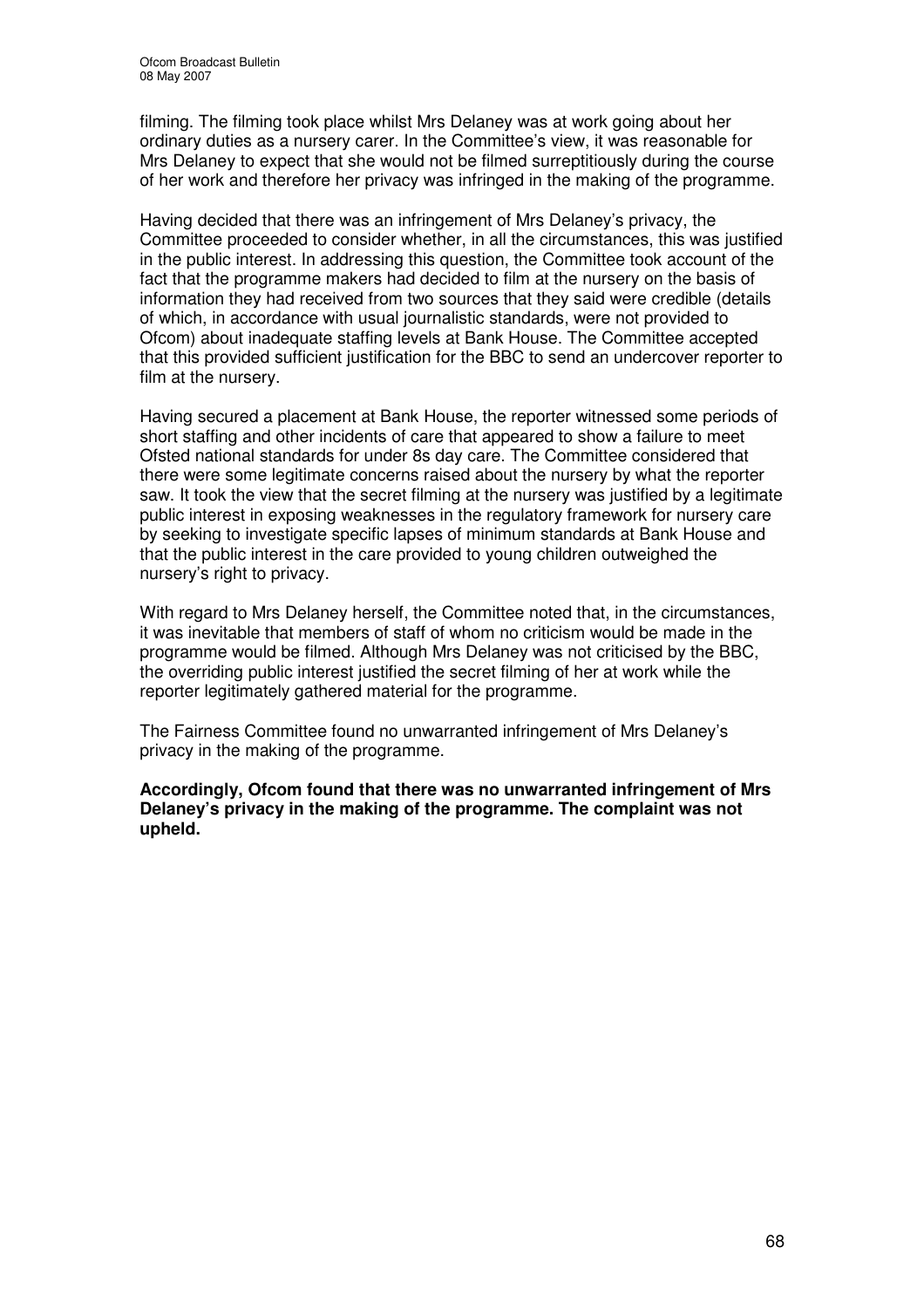filming. The filming took place whilst Mrs Delaney was at work going about her ordinary duties as a nursery carer. In the Committee's view, it was reasonable for Mrs Delaney to expect that she would not be filmed surreptitiously during the course of her work and therefore her privacy was infringed in the making of the programme.

Having decided that there was an infringement of Mrs Delaney's privacy, the Committee proceeded to consider whether, in all the circumstances, this was justified in the public interest. In addressing this question, the Committee took account of the fact that the programme makers had decided to film at the nursery on the basis of information they had received from two sources that they said were credible (details of which, in accordance with usual journalistic standards, were not provided to Ofcom) about inadequate staffing levels at Bank House. The Committee accepted that this provided sufficient justification for the BBC to send an undercover reporter to film at the nursery.

Having secured a placement at Bank House, the reporter witnessed some periods of short staffing and other incidents of care that appeared to show a failure to meet Ofsted national standards for under 8s day care. The Committee considered that there were some legitimate concerns raised about the nursery by what the reporter saw. It took the view that the secret filming at the nursery was justified by a legitimate public interest in exposing weaknesses in the regulatory framework for nursery care by seeking to investigate specific lapses of minimum standards at Bank House and that the public interest in the care provided to young children outweighed the nursery's right to privacy.

With regard to Mrs Delaney herself, the Committee noted that, in the circumstances, it was inevitable that members of staff of whom no criticism would be made in the programme would be filmed. Although Mrs Delaney was not criticised by the BBC, the overriding public interest justified the secret filming of her at work while the reporter legitimately gathered material for the programme.

The Fairness Committee found no unwarranted infringement of Mrs Delaney's privacy in the making of the programme.

**Accordingly, Ofcom found that there was no unwarranted infringement of Mrs Delaney's privacy in the making of the programme. The complaint was not upheld.**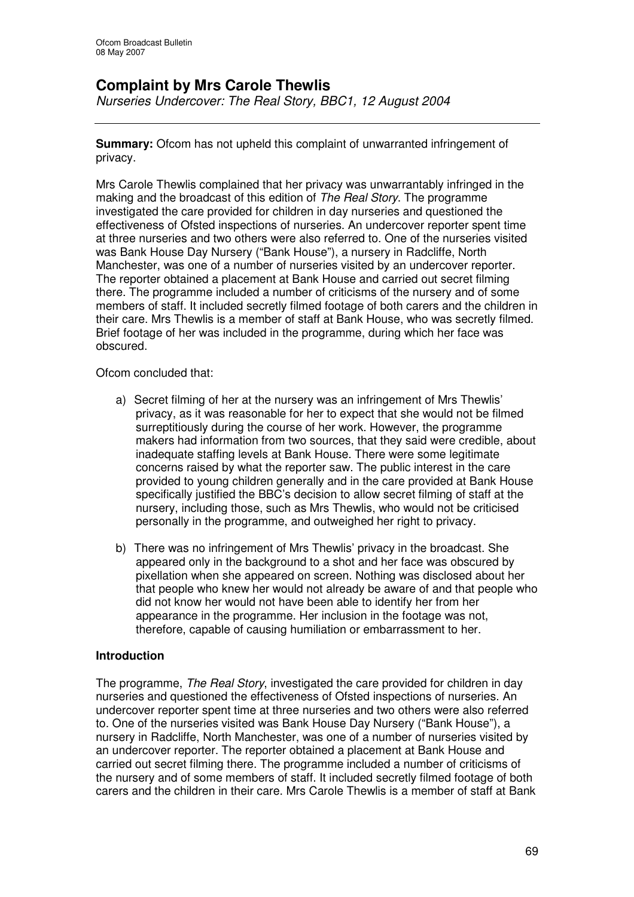## Complaint by Mrs Carole Thewlis

*Nurseries Undercover: The Real Story, BBC1, 12 August 2004*

**Summary:** Ofcom has not upheld this complaint of unwarranted infringement of privacy.

Mrs Carole Thewlis complained that her privacy was unwarrantably infringed in the making and the broadcast of this edition of *The Real Story*. The programme investigated the care provided for children in day nurseries and questioned the effectiveness of Ofsted inspections of nurseries. An undercover reporter spent time at three nurseries and two others were also referred to. One of the nurseries visited was Bank House Day Nursery ("Bank House"), a nursery in Radcliffe, North Manchester, was one of a number of nurseries visited by an undercover reporter. The reporter obtained a placement at Bank House and carried out secret filming there. The programme included a number of criticisms of the nursery and of some members of staff. It included secretly filmed footage of both carers and the children in their care. Mrs Thewlis is a member of staff at Bank House, who was secretly filmed. Brief footage of her was included in the programme, during which her face was obscured.

Ofcom concluded that:

a) Secret filming of her at the nursery was an infringement of Mrs Thewlis' privacy, as it was reasonable for her to expect that she would not be filmed surreptitiously during the course of her work. However, the programme makers had information from two sources, that they said were credible, about inadequate staffing levels at Bank House. There were some legitimate concerns raised by what the reporter saw. The public interest in the care provided to young children generally and in the care provided at Bank House specifically justified the BBC's decision to allow secret filming of staff at the nursery, including those, such as Mrs Thewlis, who would not be criticised personally in the programme, and outweighed her right to privacy.

b) There was no infringement of Mrs Thewlis' privacy in the broadcast. She appeared only in the background to a shot and her face was obscured by pixellation when she appeared on screen. Nothing was disclosed about her that people who knew her would not already be aware of and that people who did not know her would not have been able to identify her from her appearance in the programme. Her inclusion in the footage was not, therefore, capable of causing humiliation or embarrassment to her.

### Introduction

The programme, *The Real Story*, investigated the care provided for children in day nurseries and questioned the effectiveness of Ofsted inspections of nurseries. An undercover reporter spent time at three nurseries and two others were also referred to. One of the nurseries visited was Bank House Day Nursery ("Bank House"), a nursery in Radcliffe, North Manchester, was one of a number of nurseries visited by an undercover reporter. The reporter obtained a placement at Bank House and carried out secret filming there. The programme included a number of criticisms of the nursery and of some members of staff. It included secretly filmed footage of both carers and the children in their care. Mrs Carole Thewlis is a member of staff at Bank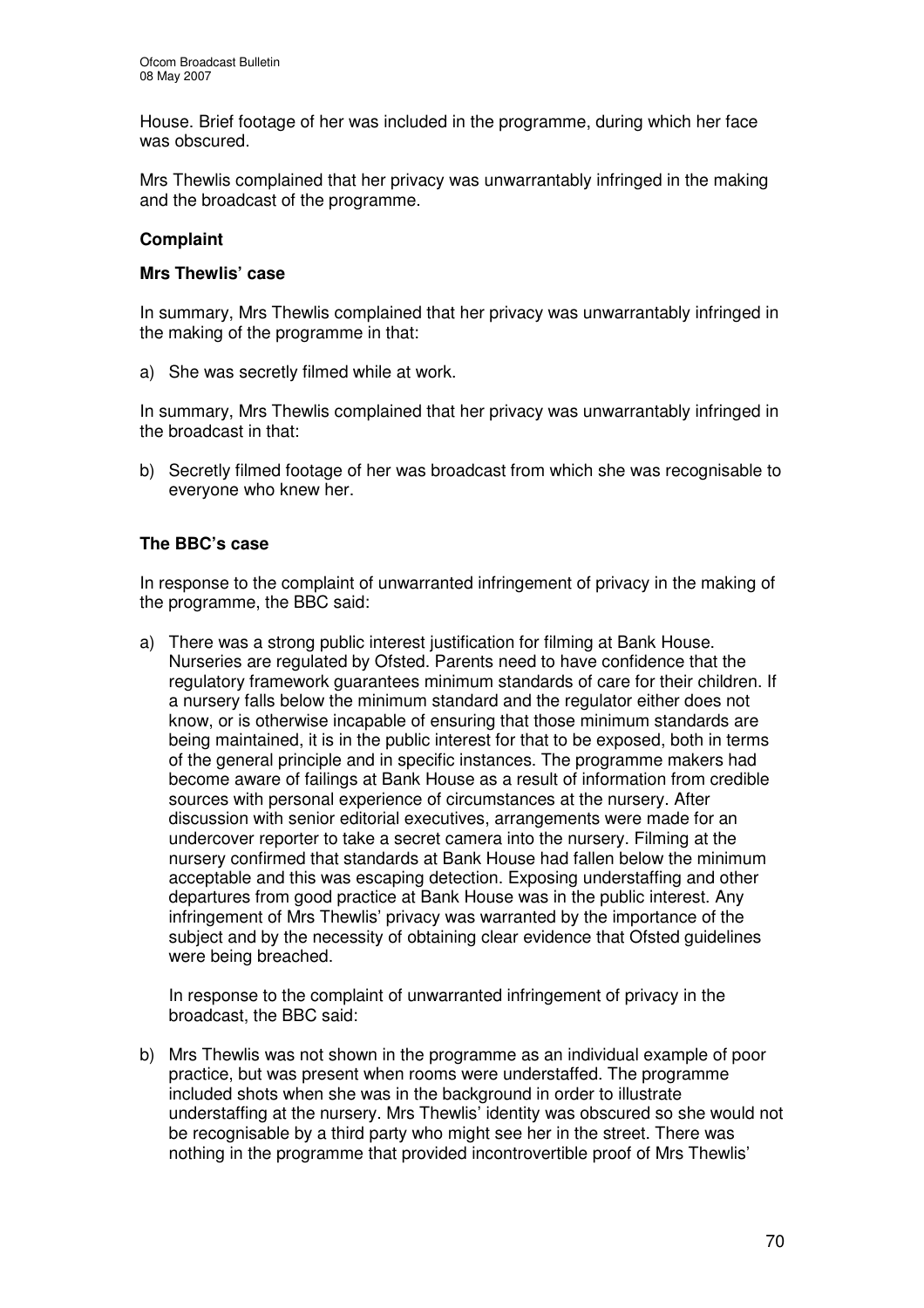House. Brief footage of her was included in the programme, during which her face was obscured.

Mrs Thewlis complained that her privacy was unwarrantably infringed in the making and the broadcast of the programme.

### Complaint

### Mrs Thewlis' case

In summary, Mrs Thewlis complained that her privacy was unwarrantably infringed in the making of the programme in that:

a) She was secretly filmed while at work.

In summary, Mrs Thewlis complained that her privacy was unwarrantably infringed in the broadcast in that:

b) Secretly filmed footage of her was broadcast from which she was recognisable to everyone who knew her.

### The BBC's case

In response to the complaint of unwarranted infringement of privacy in the making of the programme, the BBC said:

a) There was a strong public interest justification for filming at Bank House. Nurseries are regulated by Ofsted. Parents need to have confidence that the regulatory framework guarantees minimum standards of care for their children. If a nursery falls below the minimum standard and the regulator either does not know, or is otherwise incapable of ensuring that those minimum standards are being maintained, it is in the public interest for that to be exposed, both in terms of the general principle and in specific instances. The programme makers had become aware of failings at Bank House as a result of information from credible sources with personal experience of circumstances at the nursery. After discussion with senior editorial executives, arrangements were made for an undercover reporter to take a secret camera into the nursery. Filming at the nursery confirmed that standards at Bank House had fallen below the minimum acceptable and this was escaping detection. Exposing understaffing and other departures from good practice at Bank House was in the public interest. Any infringement of Mrs Thewlis' privacy was warranted by the importance of the subject and by the necessity of obtaining clear evidence that Ofsted guidelines were being breached.

   In response to the complaint of unwarranted infringement of privacy in the broadcast, the BBC said:

b) Mrs Thewlis was not shown in the programme as an individual example of poor practice, but was present when rooms were understaffed. The programme included shots when she was in the background in order to illustrate understaffing at the nursery. Mrs Thewlis' identity was obscured so she would not be recognisable by a third party who might see her in the street. There was nothing in the programme that provided incontrovertible proof of Mrs Thewlis'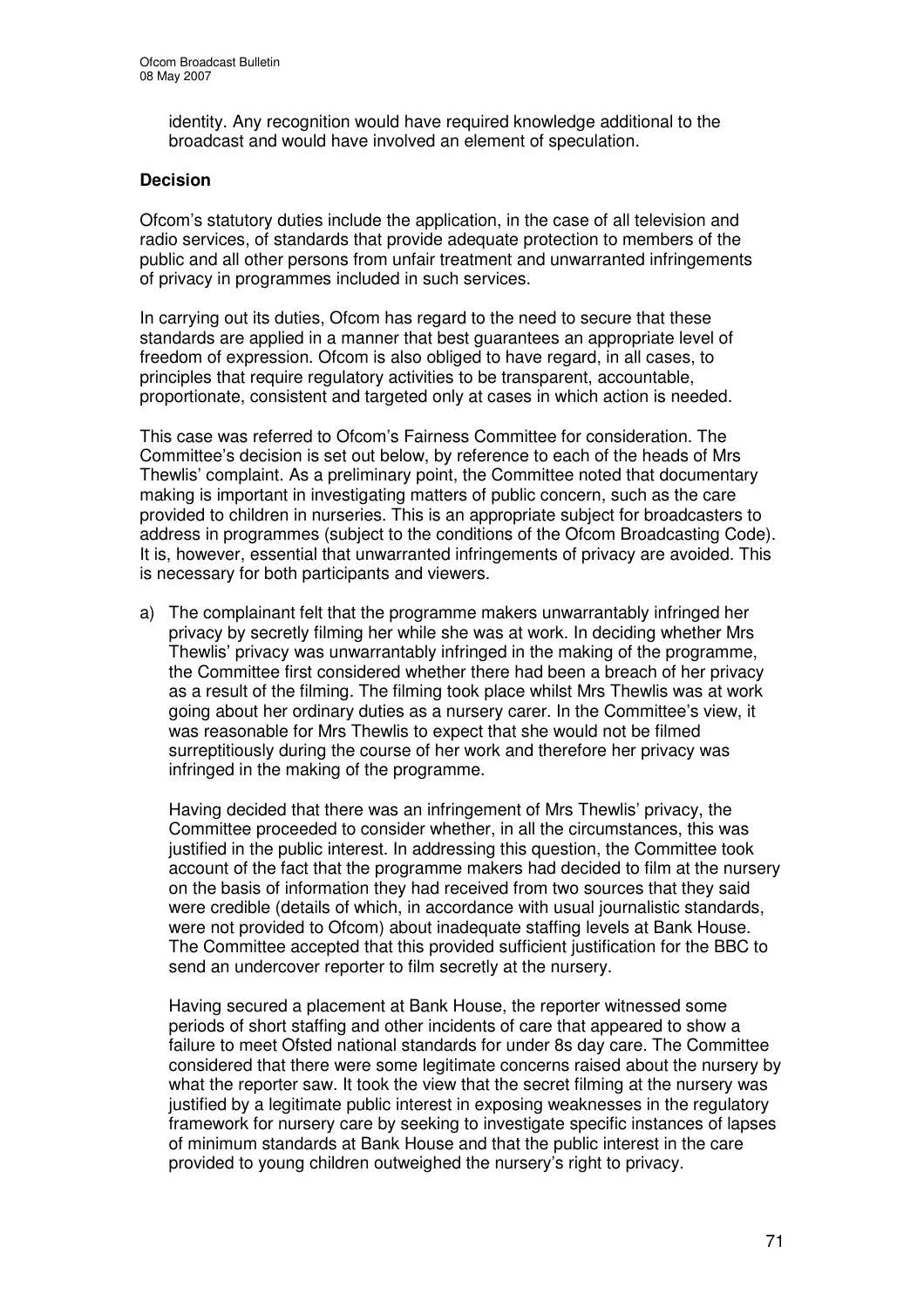identity. Any recognition would have required knowledge additional to the broadcast and would have involved an element of speculation.

**Decision**

Ofcom's statutory duties include the application, in the case of all television and radio services, of standards that provide adequate protection to members of the public and all other persons from unfair treatment and unwarranted infringements of privacy in programmes included in such services.

In carrying out its duties, Ofcom has regard to the need to secure that these standards are applied in a manner that best guarantees an appropriate level of freedom of expression. Ofcom is also obliged to have regard, in all cases, to principles that require regulatory activities to be transparent, accountable, proportionate, consistent and targeted only at cases in which action is needed.

This case was referred to Ofcom's Fairness Committee for consideration. The Committee's decision is set out below, by reference to each of the heads of Mrs Thewlis' complaint. As a preliminary point, the Committee noted that documentary making is important in investigating matters of public concern, such as the care provided to children in nurseries. This is an appropriate subject for broadcasters to address in programmes (subject to the conditions of the Ofcom Broadcasting Code). It is, however, essential that unwarranted infringements of privacy are avoided. This is necessary for both participants and viewers.

a) The complainant felt that the programme makers unwarrantably infringed her privacy by secretly filming her while she was at work. In deciding whether Mrs Thewlis' privacy was unwarrantably infringed in the making of the programme, the Committee first considered whether there had been a breach of her privacy as a result of the filming. The filming took place whilst Mrs Thewlis was at work going about her ordinary duties as a nursery carer. In the Committee's view, it was reasonable for Mrs Thewlis to expect that she would not be filmed surreptitiously during the course of her work and therefore her privacy was infringed in the making of the programme.

   Having decided that there was an infringement of Mrs Thewlis' privacy, the Committee proceeded to consider whether, in all the circumstances, this was justified in the public interest. In addressing this question, the Committee took account of the fact that the programme makers had decided to film at the nursery on the basis of information they had received from two sources that they said were credible (details of which, in accordance with usual journalistic standards, were not provided to Ofcom) about inadequate staffing levels at Bank House. The Committee accepted that this provided sufficient justification for the BBC to send an undercover reporter to film secretly at the nursery.

   Having secured a placement at Bank House, the reporter witnessed some periods of short staffing and other incidents of care that appeared to show a failure to meet Ofsted national standards for under 8s day care. The Committee considered that there were some legitimate concerns raised about the nursery by what the reporter saw. It took the view that the secret filming at the nursery was justified by a legitimate public interest in exposing weaknesses in the regulatory framework for nursery care by seeking to investigate specific instances of lapses of minimum standards at Bank House and that the public interest in the care provided to young children outweighed the nursery's right to privacy.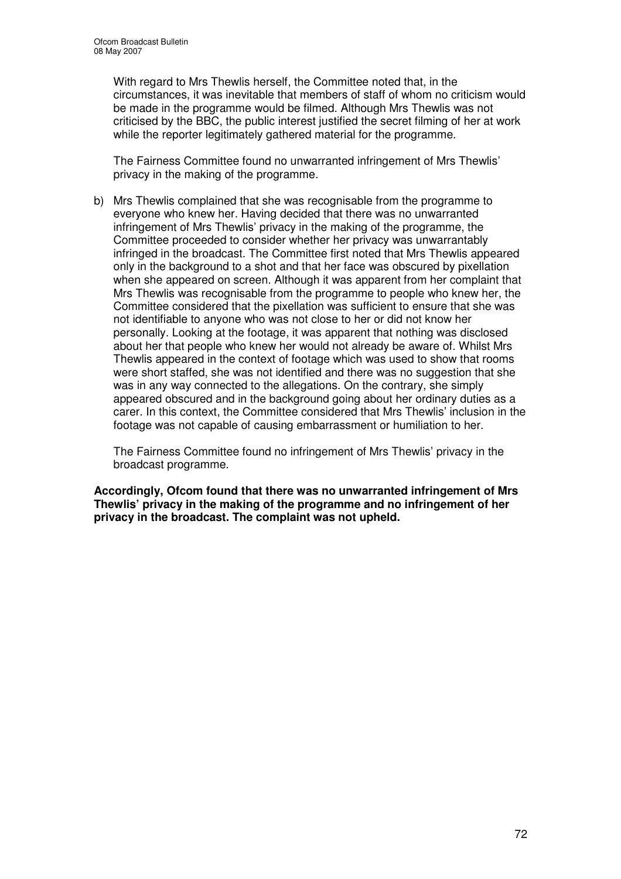With regard to Mrs Thewlis herself, the Committee noted that, in the circumstances, it was inevitable that members of staff of whom no criticism would be made in the programme would be filmed. Although Mrs Thewlis was not criticised by the BBC, the public interest justified the secret filming of her at work while the reporter legitimately gathered material for the programme.

The Fairness Committee found no unwarranted infringement of Mrs Thewlis' privacy in the making of the programme.

b) Mrs Thewlis complained that she was recognisable from the programme to everyone who knew her. Having decided that there was no unwarranted infringement of Mrs Thewlis' privacy in the making of the programme, the Committee proceeded to consider whether her privacy was unwarrantably infringed in the broadcast. The Committee first noted that Mrs Thewlis appeared only in the background to a shot and that her face was obscured by pixellation when she appeared on screen. Although it was apparent from her complaint that Mrs Thewlis was recognisable from the programme to people who knew her, the Committee considered that the pixellation was sufficient to ensure that she was not identifiable to anyone who was not close to her or did not know her personally. Looking at the footage, it was apparent that nothing was disclosed about her that people who knew her would not already be aware of. Whilst Mrs Thewlis appeared in the context of footage which was used to show that rooms were short staffed, she was not identified and there was no suggestion that she was in any way connected to the allegations. On the contrary, she simply appeared obscured and in the background going about her ordinary duties as a carer. In this context, the Committee considered that Mrs Thewlis' inclusion in the footage was not capable of causing embarrassment or humiliation to her.

The Fairness Committee found no infringement of Mrs Thewlis' privacy in the broadcast programme.

**Accordingly, Ofcom found that there was no unwarranted infringement of Mrs Thewlis' privacy in the making of the programme and no infringement of her privacy in the broadcast. The complaint was not upheld.**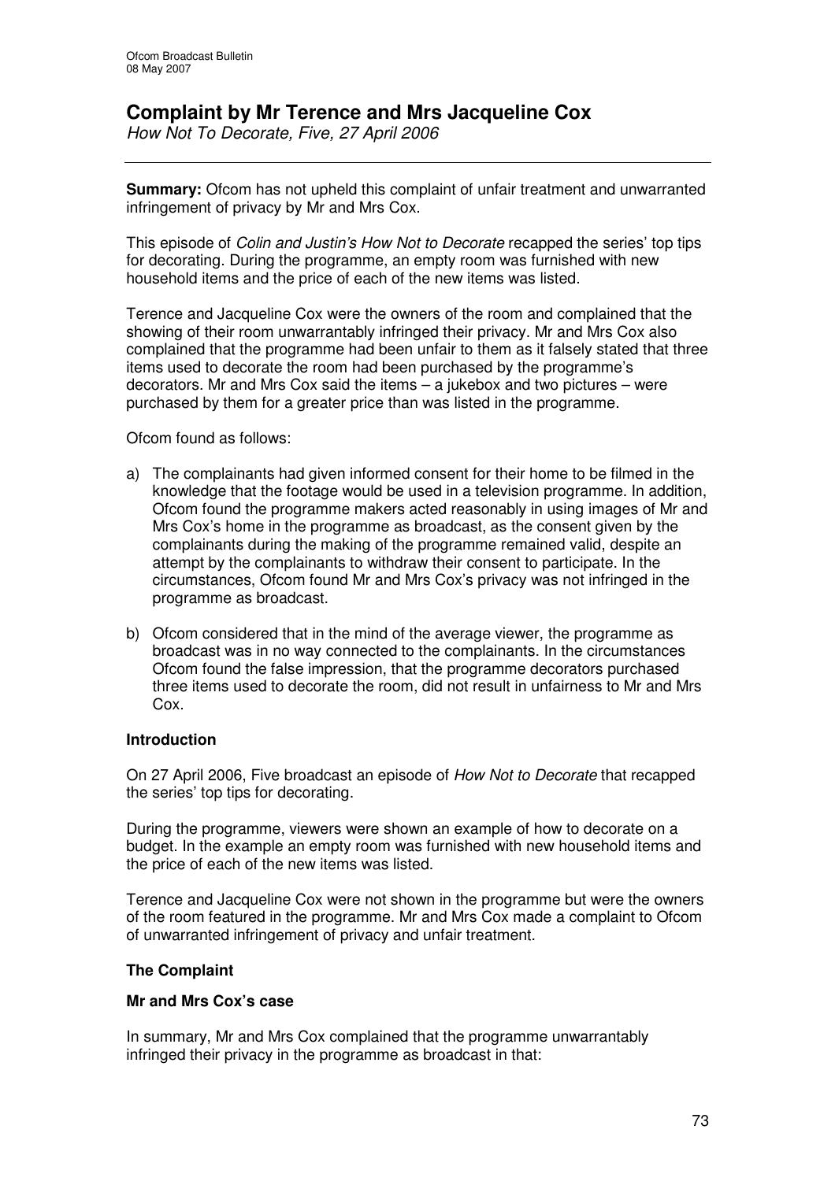# Complaint by Mr Terence and Mrs Jacqueline Cox

*How Not To Decorate, Five, 27 April 2006*

---

**Summary:** Ofcom has not upheld this complaint of unfair treatment and unwarranted infringement of privacy by Mr and Mrs Cox.

This episode of *Colin and Justin's How Not to Decorate* recapped the series' top tips for decorating. During the programme, an empty room was furnished with new household items and the price of each of the new items was listed.

Terence and Jacqueline Cox were the owners of the room and complained that the showing of their room unwarrantably infringed their privacy. Mr and Mrs Cox also complained that the programme had been unfair to them as it falsely stated that three items used to decorate the room had been purchased by the programme's decorators. Mr and Mrs Cox said the items – a jukebox and two pictures – were purchased by them for a greater price than was listed in the programme.

Ofcom found as follows:

a) The complainants had given informed consent for their home to be filmed in the knowledge that the footage would be used in a television programme. In addition, Ofcom found the programme makers acted reasonably in using images of Mr and Mrs Cox's home in the programme as broadcast, as the consent given by the complainants during the making of the programme remained valid, despite an attempt by the complainants to withdraw their consent to participate. In the circumstances, Ofcom found Mr and Mrs Cox's privacy was not infringed in the programme as broadcast.

b) Ofcom considered that in the mind of the average viewer, the programme as broadcast was in no way connected to the complainants. In the circumstances Ofcom found the false impression, that the programme decorators purchased three items used to decorate the room, did not result in unfairness to Mr and Mrs Cox.

## Introduction

On 27 April 2006, Five broadcast an episode of *How Not to Decorate* that recapped the series' top tips for decorating.

During the programme, viewers were shown an example of how to decorate on a budget. In the example an empty room was furnished with new household items and the price of each of the new items was listed.

Terence and Jacqueline Cox were not shown in the programme but were the owners of the room featured in the programme. Mr and Mrs Cox made a complaint to Ofcom of unwarranted infringement of privacy and unfair treatment.

## The Complaint

### Mr and Mrs Cox's case

In summary, Mr and Mrs Cox complained that the programme unwarrantably infringed their privacy in the programme as broadcast in that: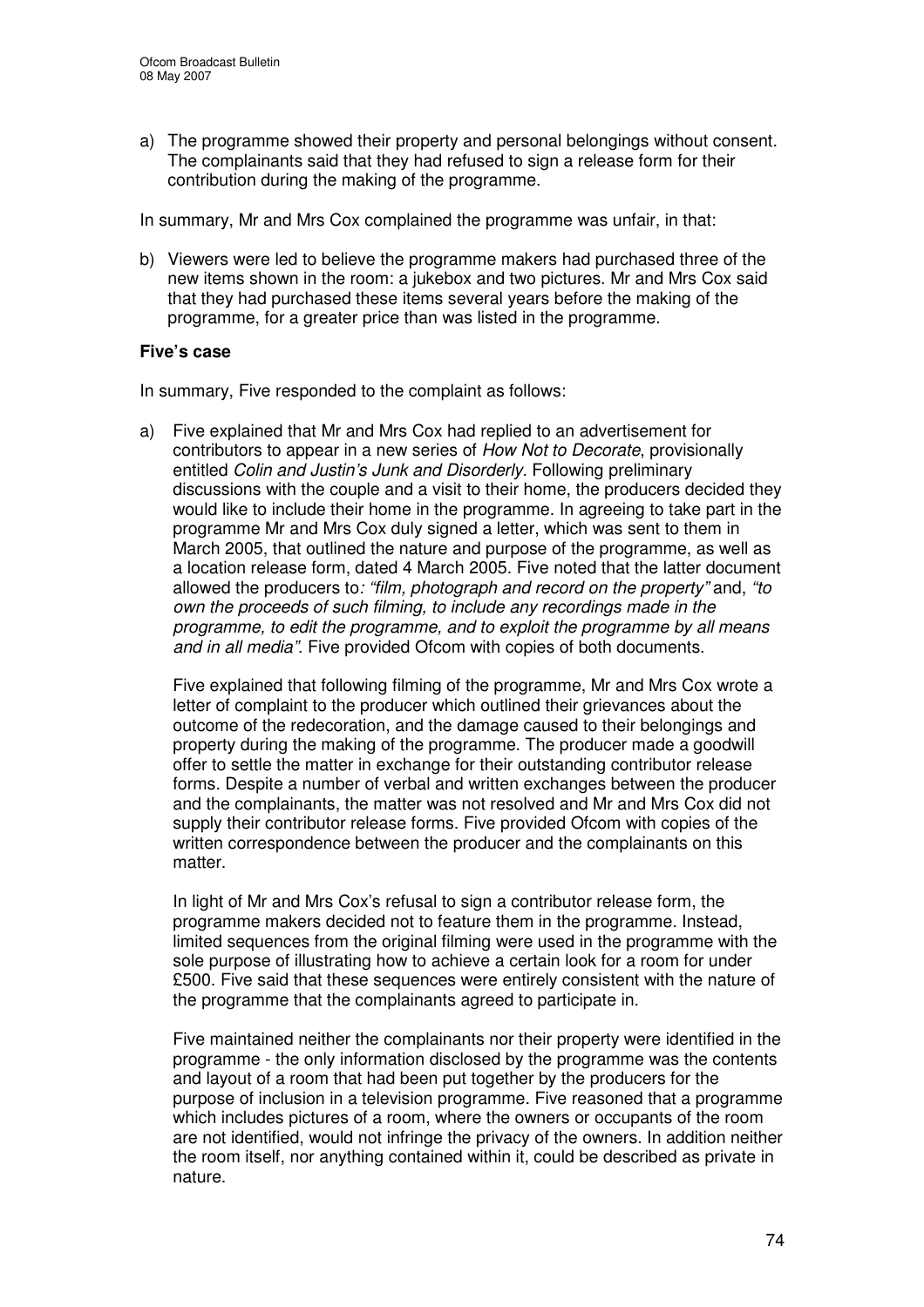a) The programme showed their property and personal belongings without consent. The complainants said that they had refused to sign a release form for their contribution during the making of the programme.

In summary, Mr and Mrs Cox complained the programme was unfair, in that:

b) Viewers were led to believe the programme makers had purchased three of the new items shown in the room: a jukebox and two pictures. Mr and Mrs Cox said that they had purchased these items several years before the making of the programme, for a greater price than was listed in the programme.

**Five's case**

In summary, Five responded to the complaint as follows:

a) Five explained that Mr and Mrs Cox had replied to an advertisement for contributors to appear in a new series of *How Not to Decorate*, provisionally entitled *Colin and Justin's Junk and Disorderly.* Following preliminary discussions with the couple and a visit to their home, the producers decided they would like to include their home in the programme. In agreeing to take part in the programme Mr and Mrs Cox duly signed a letter, which was sent to them in March 2005, that outlined the nature and purpose of the programme, as well as a location release form, dated 4 March 2005. Five noted that the latter document allowed the producers to*: "film, photograph and record on the property"* and, *"to own the proceeds of such filming, to include any recordings made in the programme, to edit the programme, and to exploit the programme by all means and in all media"*. Five provided Ofcom with copies of both documents.

   Five explained that following filming of the programme, Mr and Mrs Cox wrote a letter of complaint to the producer which outlined their grievances about the outcome of the redecoration, and the damage caused to their belongings and property during the making of the programme. The producer made a goodwill offer to settle the matter in exchange for their outstanding contributor release forms. Despite a number of verbal and written exchanges between the producer and the complainants, the matter was not resolved and Mr and Mrs Cox did not supply their contributor release forms. Five provided Ofcom with copies of the written correspondence between the producer and the complainants on this matter.

   In light of Mr and Mrs Cox's refusal to sign a contributor release form, the programme makers decided not to feature them in the programme. Instead, limited sequences from the original filming were used in the programme with the sole purpose of illustrating how to achieve a certain look for a room for under £500. Five said that these sequences were entirely consistent with the nature of the programme that the complainants agreed to participate in.

   Five maintained neither the complainants nor their property were identified in the programme - the only information disclosed by the programme was the contents and layout of a room that had been put together by the producers for the purpose of inclusion in a television programme. Five reasoned that a programme which includes pictures of a room, where the owners or occupants of the room are not identified, would not infringe the privacy of the owners. In addition neither the room itself, nor anything contained within it, could be described as private in nature.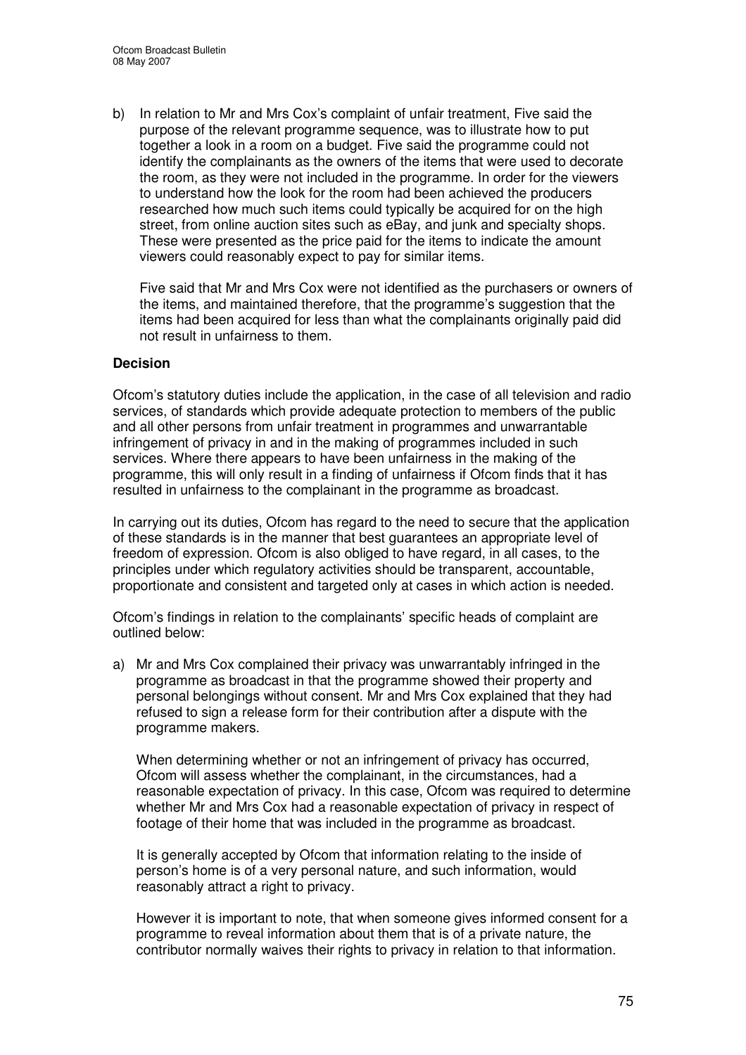b) In relation to Mr and Mrs Cox's complaint of unfair treatment, Five said the purpose of the relevant programme sequence, was to illustrate how to put together a look in a room on a budget. Five said the programme could not identify the complainants as the owners of the items that were used to decorate the room, as they were not included in the programme. In order for the viewers to understand how the look for the room had been achieved the producers researched how much such items could typically be acquired for on the high street, from online auction sites such as eBay, and junk and specialty shops. These were presented as the price paid for the items to indicate the amount viewers could reasonably expect to pay for similar items.

   Five said that Mr and Mrs Cox were not identified as the purchasers or owners of the items, and maintained therefore, that the programme's suggestion that the items had been acquired for less than what the complainants originally paid did not result in unfairness to them.

**Decision**

Ofcom's statutory duties include the application, in the case of all television and radio services, of standards which provide adequate protection to members of the public and all other persons from unfair treatment in programmes and unwarrantable infringement of privacy in and in the making of programmes included in such services. Where there appears to have been unfairness in the making of the programme, this will only result in a finding of unfairness if Ofcom finds that it has resulted in unfairness to the complainant in the programme as broadcast.

In carrying out its duties, Ofcom has regard to the need to secure that the application of these standards is in the manner that best guarantees an appropriate level of freedom of expression. Ofcom is also obliged to have regard, in all cases, to the principles under which regulatory activities should be transparent, accountable, proportionate and consistent and targeted only at cases in which action is needed.

Ofcom's findings in relation to the complainants' specific heads of complaint are outlined below:

a) Mr and Mrs Cox complained their privacy was unwarrantably infringed in the programme as broadcast in that the programme showed their property and personal belongings without consent. Mr and Mrs Cox explained that they had refused to sign a release form for their contribution after a dispute with the programme makers.

   When determining whether or not an infringement of privacy has occurred, Ofcom will assess whether the complainant, in the circumstances, had a reasonable expectation of privacy. In this case, Ofcom was required to determine whether Mr and Mrs Cox had a reasonable expectation of privacy in respect of footage of their home that was included in the programme as broadcast.

   It is generally accepted by Ofcom that information relating to the inside of person's home is of a very personal nature, and such information, would reasonably attract a right to privacy.

   However it is important to note, that when someone gives informed consent for a programme to reveal information about them that is of a private nature, the contributor normally waives their rights to privacy in relation to that information.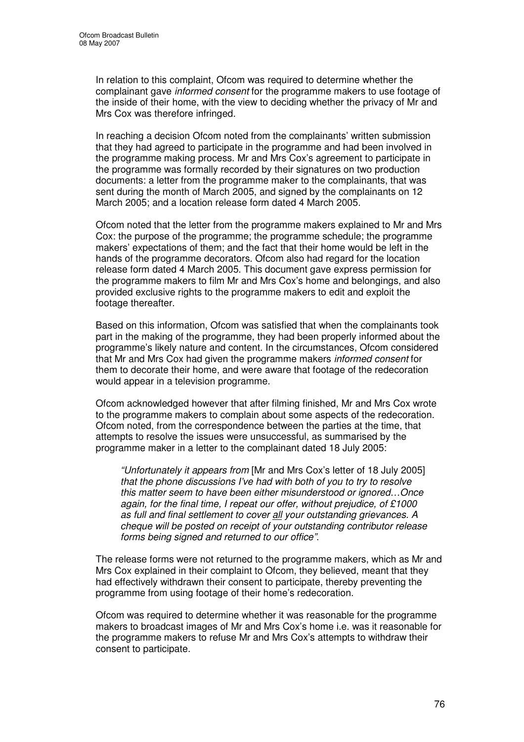In relation to this complaint, Ofcom was required to determine whether the complainant gave *informed consent* for the programme makers to use footage of the inside of their home, with the view to deciding whether the privacy of Mr and Mrs Cox was therefore infringed.

In reaching a decision Ofcom noted from the complainants' written submission that they had agreed to participate in the programme and had been involved in the programme making process. Mr and Mrs Cox's agreement to participate in the programme was formally recorded by their signatures on two production documents: a letter from the programme maker to the complainants, that was sent during the month of March 2005, and signed by the complainants on 12 March 2005; and a location release form dated 4 March 2005.

Ofcom noted that the letter from the programme makers explained to Mr and Mrs Cox: the purpose of the programme; the programme schedule; the programme makers' expectations of them; and the fact that their home would be left in the hands of the programme decorators. Ofcom also had regard for the location release form dated 4 March 2005. This document gave express permission for the programme makers to film Mr and Mrs Cox's home and belongings, and also provided exclusive rights to the programme makers to edit and exploit the footage thereafter.

Based on this information, Ofcom was satisfied that when the complainants took part in the making of the programme, they had been properly informed about the programme's likely nature and content. In the circumstances, Ofcom considered that Mr and Mrs Cox had given the programme makers *informed consent* for them to decorate their home, and were aware that footage of the redecoration would appear in a television programme.

Ofcom acknowledged however that after filming finished, Mr and Mrs Cox wrote to the programme makers to complain about some aspects of the redecoration. Ofcom noted, from the correspondence between the parties at the time, that attempts to resolve the issues were unsuccessful, as summarised by the programme maker in a letter to the complainant dated 18 July 2005:

> *"Unfortunately it appears from* [Mr and Mrs Cox's letter of 18 July 2005] *that the phone discussions I've had with both of you to try to resolve this matter seem to have been either misunderstood or ignored…Once again, for the final time, I repeat our offer, without prejudice, of £1000 as full and final settlement to cover <u>all</u> your outstanding grievances. A cheque will be posted on receipt of your outstanding contributor release forms being signed and returned to our office".*

The release forms were not returned to the programme makers, which as Mr and Mrs Cox explained in their complaint to Ofcom, they believed, meant that they had effectively withdrawn their consent to participate, thereby preventing the programme from using footage of their home's redecoration.

Ofcom was required to determine whether it was reasonable for the programme makers to broadcast images of Mr and Mrs Cox's home i.e. was it reasonable for the programme makers to refuse Mr and Mrs Cox's attempts to withdraw their consent to participate.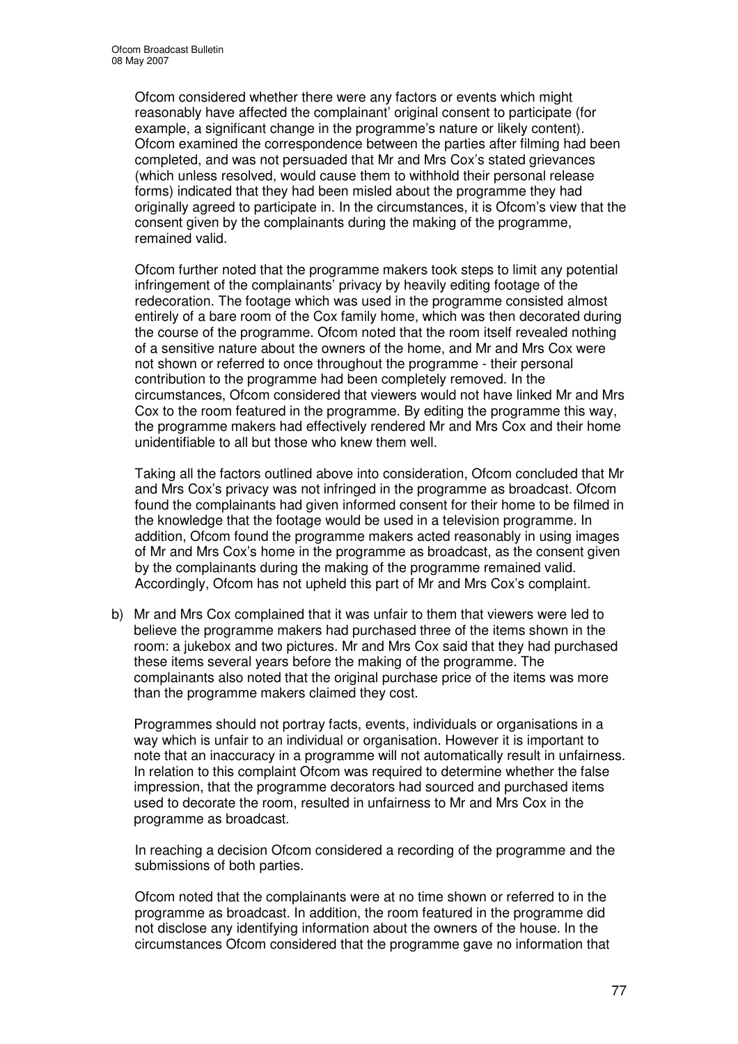Ofcom considered whether there were any factors or events which might reasonably have affected the complainant' original consent to participate (for example, a significant change in the programme's nature or likely content). Ofcom examined the correspondence between the parties after filming had been completed, and was not persuaded that Mr and Mrs Cox's stated grievances (which unless resolved, would cause them to withhold their personal release forms) indicated that they had been misled about the programme they had originally agreed to participate in. In the circumstances, it is Ofcom's view that the consent given by the complainants during the making of the programme, remained valid.

Ofcom further noted that the programme makers took steps to limit any potential infringement of the complainants' privacy by heavily editing footage of the redecoration. The footage which was used in the programme consisted almost entirely of a bare room of the Cox family home, which was then decorated during the course of the programme. Ofcom noted that the room itself revealed nothing of a sensitive nature about the owners of the home, and Mr and Mrs Cox were not shown or referred to once throughout the programme - their personal contribution to the programme had been completely removed. In the circumstances, Ofcom considered that viewers would not have linked Mr and Mrs Cox to the room featured in the programme. By editing the programme this way, the programme makers had effectively rendered Mr and Mrs Cox and their home unidentifiable to all but those who knew them well.

Taking all the factors outlined above into consideration, Ofcom concluded that Mr and Mrs Cox's privacy was not infringed in the programme as broadcast. Ofcom found the complainants had given informed consent for their home to be filmed in the knowledge that the footage would be used in a television programme. In addition, Ofcom found the programme makers acted reasonably in using images of Mr and Mrs Cox's home in the programme as broadcast, as the consent given by the complainants during the making of the programme remained valid. Accordingly, Ofcom has not upheld this part of Mr and Mrs Cox's complaint.

b) Mr and Mrs Cox complained that it was unfair to them that viewers were led to believe the programme makers had purchased three of the items shown in the room: a jukebox and two pictures. Mr and Mrs Cox said that they had purchased these items several years before the making of the programme. The complainants also noted that the original purchase price of the items was more than the programme makers claimed they cost.

Programmes should not portray facts, events, individuals or organisations in a way which is unfair to an individual or organisation. However it is important to note that an inaccuracy in a programme will not automatically result in unfairness. In relation to this complaint Ofcom was required to determine whether the false impression, that the programme decorators had sourced and purchased items used to decorate the room, resulted in unfairness to Mr and Mrs Cox in the programme as broadcast.

In reaching a decision Ofcom considered a recording of the programme and the submissions of both parties.

Ofcom noted that the complainants were at no time shown or referred to in the programme as broadcast. In addition, the room featured in the programme did not disclose any identifying information about the owners of the house. In the circumstances Ofcom considered that the programme gave no information that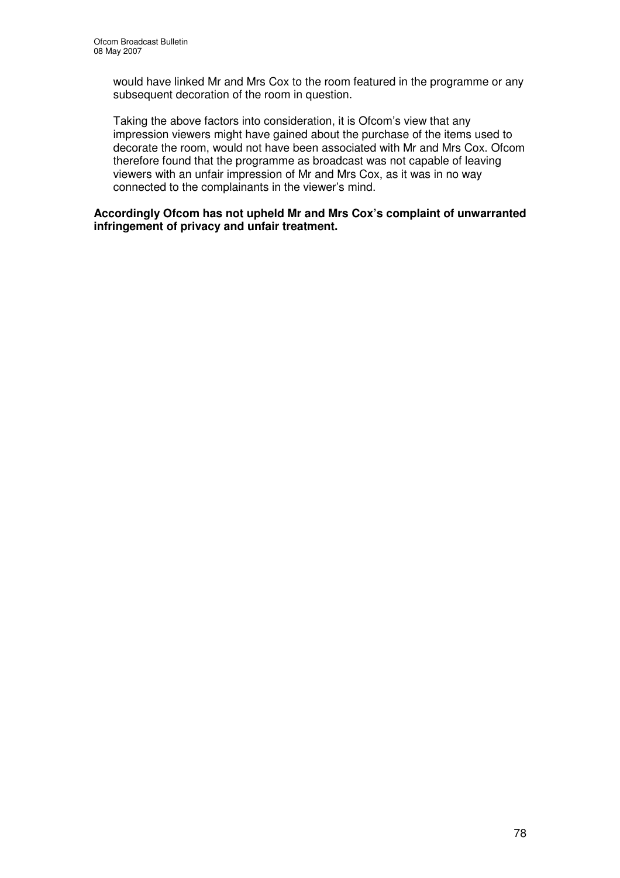would have linked Mr and Mrs Cox to the room featured in the programme or any subsequent decoration of the room in question.

Taking the above factors into consideration, it is Ofcom's view that any impression viewers might have gained about the purchase of the items used to decorate the room, would not have been associated with Mr and Mrs Cox. Ofcom therefore found that the programme as broadcast was not capable of leaving viewers with an unfair impression of Mr and Mrs Cox, as it was in no way connected to the complainants in the viewer's mind.

**Accordingly Ofcom has not upheld Mr and Mrs Cox's complaint of unwarranted infringement of privacy and unfair treatment.**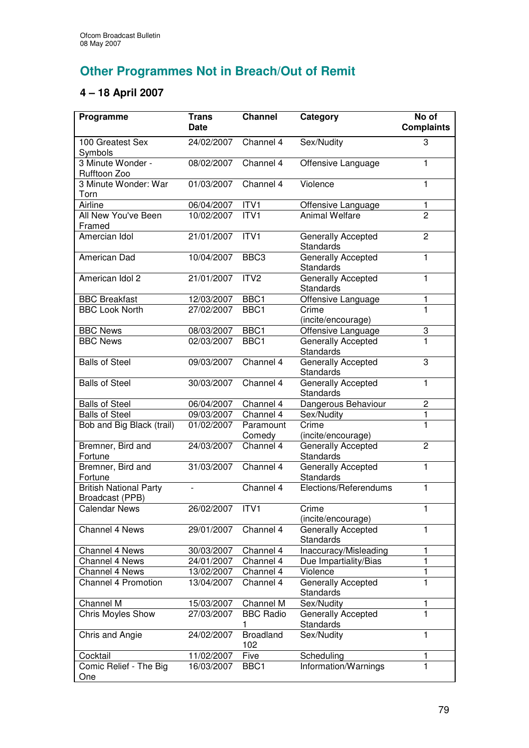# Other Programmes Not in Breach/Out of Remit

## 4 – 18 April 2007

| Programme | Trans Date | Channel | Category | No of Complaints |
|---|---|---|---|---|
| 100 Greatest Sex Symbols | 24/02/2007 | Channel 4 | Sex/Nudity | 3 |
| 3 Minute Wonder - Rufftoon Zoo | 08/02/2007 | Channel 4 | Offensive Language | 1 |
| 3 Minute Wonder: War Torn | 01/03/2007 | Channel 4 | Violence | 1 |
| Airline | 06/04/2007 | ITV1 | Offensive Language | 1 |
| All New You've Been Framed | 10/02/2007 | ITV1 | Animal Welfare | 2 |
| Amercian Idol | 21/01/2007 | ITV1 | Generally Accepted Standards | 2 |
| American Dad | 10/04/2007 | BBC3 | Generally Accepted Standards | 1 |
| American Idol 2 | 21/01/2007 | ITV2 | Generally Accepted Standards | 1 |
| BBC Breakfast | 12/03/2007 | BBC1 | Offensive Language | 1 |
| BBC Look North | 27/02/2007 | BBC1 | Crime (incite/encourage) | 1 |
| BBC News | 08/03/2007 | BBC1 | Offensive Language | 3 |
| BBC News | 02/03/2007 | BBC1 | Generally Accepted Standards | 1 |
| Balls of Steel | 09/03/2007 | Channel 4 | Generally Accepted Standards | 3 |
| Balls of Steel | 30/03/2007 | Channel 4 | Generally Accepted Standards | 1 |
| Balls of Steel | 06/04/2007 | Channel 4 | Dangerous Behaviour | 2 |
| Balls of Steel | 09/03/2007 | Channel 4 | Sex/Nudity | 1 |
| Bob and Big Black (trail) | 01/02/2007 | Paramount Comedy | Crime (incite/encourage) | 1 |
| Bremner, Bird and Fortune | 24/03/2007 | Channel 4 | Generally Accepted Standards | 2 |
| Bremner, Bird and Fortune | 31/03/2007 | Channel 4 | Generally Accepted Standards | 1 |
| British National Party Broadcast (PPB) | - | Channel 4 | Elections/Referendums | 1 |
| Calendar News | 26/02/2007 | ITV1 | Crime (incite/encourage) | 1 |
| Channel 4 News | 29/01/2007 | Channel 4 | Generally Accepted Standards | 1 |
| Channel 4 News | 30/03/2007 | Channel 4 | Inaccuracy/Misleading | 1 |
| Channel 4 News | 24/01/2007 | Channel 4 | Due Impartiality/Bias | 1 |
| Channel 4 News | 13/02/2007 | Channel 4 | Violence | 1 |
| Channel 4 Promotion | 13/04/2007 | Channel 4 | Generally Accepted Standards | 1 |
| Channel M | 15/03/2007 | Channel M | Sex/Nudity | 1 |
| Chris Moyles Show | 27/03/2007 | BBC Radio 1 | Generally Accepted Standards | 1 |
| Chris and Angie | 24/02/2007 | Broadland 102 | Sex/Nudity | 1 |
| Cocktail | 11/02/2007 | Five | Scheduling | 1 |
| Comic Relief - The Big One | 16/03/2007 | BBC1 | Information/Warnings | 1 |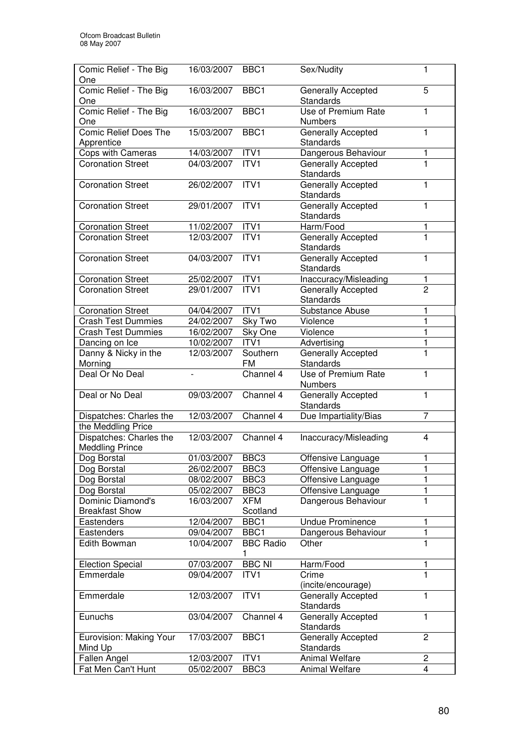| Comic Relief - The Big One | 16/03/2007 | BBC1 | Sex/Nudity | 1 |
|---|---|---|---|---|
| Comic Relief - The Big One | 16/03/2007 | BBC1 | Generally Accepted Standards | 5 |
| Comic Relief - The Big One | 16/03/2007 | BBC1 | Use of Premium Rate Numbers | 1 |
| Comic Relief Does The Apprentice | 15/03/2007 | BBC1 | Generally Accepted Standards | 1 |
| Cops with Cameras | 14/03/2007 | ITV1 | Dangerous Behaviour | 1 |
| Coronation Street | 04/03/2007 | ITV1 | Generally Accepted Standards | 1 |
| Coronation Street | 26/02/2007 | ITV1 | Generally Accepted Standards | 1 |
| Coronation Street | 29/01/2007 | ITV1 | Generally Accepted Standards | 1 |
| Coronation Street | 11/02/2007 | ITV1 | Harm/Food | 1 |
| Coronation Street | 12/03/2007 | ITV1 | Generally Accepted Standards | 1 |
| Coronation Street | 04/03/2007 | ITV1 | Generally Accepted Standards | 1 |
| Coronation Street | 25/02/2007 | ITV1 | Inaccuracy/Misleading | 1 |
| Coronation Street | 29/01/2007 | ITV1 | Generally Accepted Standards | 2 |
| Coronation Street | 04/04/2007 | ITV1 | Substance Abuse | 1 |
| Crash Test Dummies | 24/02/2007 | Sky Two | Violence | 1 |
| Crash Test Dummies | 16/02/2007 | Sky One | Violence | 1 |
| Dancing on Ice | 10/02/2007 | ITV1 | Advertising | 1 |
| Danny & Nicky in the Morning | 12/03/2007 | Southern FM | Generally Accepted Standards | 1 |
| Deal Or No Deal | - | Channel 4 | Use of Premium Rate Numbers | 1 |
| Deal or No Deal | 09/03/2007 | Channel 4 | Generally Accepted Standards | 1 |
| Dispatches: Charles the the Meddling Price | 12/03/2007 | Channel 4 | Due Impartiality/Bias | 7 |
| Dispatches: Charles the Meddling Prince | 12/03/2007 | Channel 4 | Inaccuracy/Misleading | 4 |
| Dog Borstal | 01/03/2007 | BBC3 | Offensive Language | 1 |
| Dog Borstal | 26/02/2007 | BBC3 | Offensive Language | 1 |
| Dog Borstal | 08/02/2007 | BBC3 | Offensive Language | 1 |
| Dog Borstal | 05/02/2007 | BBC3 | Offensive Language | 1 |
| Dominic Diamond's Breakfast Show | 16/03/2007 | XFM Scotland | Dangerous Behaviour | 1 |
| Eastenders | 12/04/2007 | BBC1 | Undue Prominence | 1 |
| Eastenders | 09/04/2007 | BBC1 | Dangerous Behaviour | 1 |
| Edith Bowman | 10/04/2007 | BBC Radio 1 | Other | 1 |
| Election Special | 07/03/2007 | BBC NI | Harm/Food | 1 |
| Emmerdale | 09/04/2007 | ITV1 | Crime (incite/encourage) | 1 |
| Emmerdale | 12/03/2007 | ITV1 | Generally Accepted Standards | 1 |
| Eunuchs | 03/04/2007 | Channel 4 | Generally Accepted Standards | 1 |
| Eurovision: Making Your Mind Up | 17/03/2007 | BBC1 | Generally Accepted Standards | 2 |
| Fallen Angel | 12/03/2007 | ITV1 | Animal Welfare | 2 |
| Fat Men Can't Hunt | 05/02/2007 | BBC3 | Animal Welfare | 4 |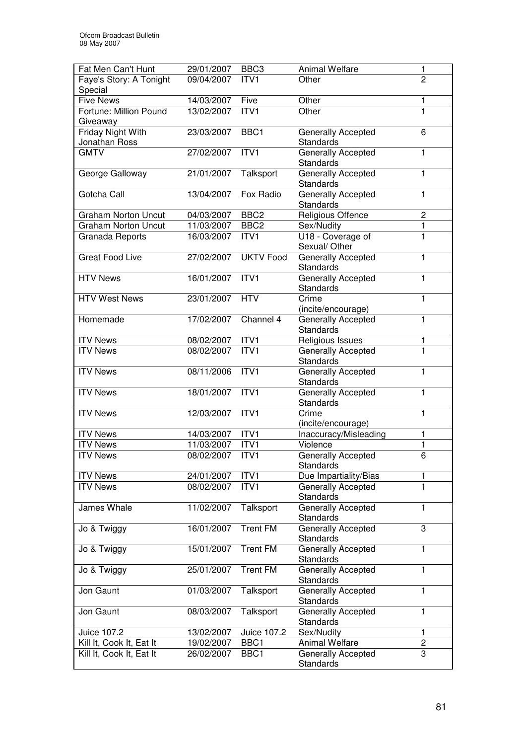| Fat Men Can't Hunt | 29/01/2007 | BBC3 | Animal Welfare | 1 |
|---|---|---|---|---|
| Faye's Story: A Tonight Special | 09/04/2007 | ITV1 | Other | 2 |
| Five News | 14/03/2007 | Five | Other | 1 |
| Fortune: Million Pound Giveaway | 13/02/2007 | ITV1 | Other | 1 |
| Friday Night With Jonathan Ross | 23/03/2007 | BBC1 | Generally Accepted Standards | 6 |
| GMTV | 27/02/2007 | ITV1 | Generally Accepted Standards | 1 |
| George Galloway | 21/01/2007 | Talksport | Generally Accepted Standards | 1 |
| Gotcha Call | 13/04/2007 | Fox Radio | Generally Accepted Standards | 1 |
| Graham Norton Uncut | 04/03/2007 | BBC2 | Religious Offence | 2 |
| Graham Norton Uncut | 11/03/2007 | BBC2 | Sex/Nudity | 1 |
| Granada Reports | 16/03/2007 | ITV1 | U18 - Coverage of Sexual/ Other | 1 |
| Great Food Live | 27/02/2007 | UKTV Food | Generally Accepted Standards | 1 |
| HTV News | 16/01/2007 | ITV1 | Generally Accepted Standards | 1 |
| HTV West News | 23/01/2007 | HTV | Crime (incite/encourage) | 1 |
| Homemade | 17/02/2007 | Channel 4 | Generally Accepted Standards | 1 |
| ITV News | 08/02/2007 | ITV1 | Religious Issues | 1 |
| ITV News | 08/02/2007 | ITV1 | Generally Accepted Standards | 1 |
| ITV News | 08/11/2006 | ITV1 | Generally Accepted Standards | 1 |
| ITV News | 18/01/2007 | ITV1 | Generally Accepted Standards | 1 |
| ITV News | 12/03/2007 | ITV1 | Crime (incite/encourage) | 1 |
| ITV News | 14/03/2007 | ITV1 | Inaccuracy/Misleading | 1 |
| ITV News | 11/03/2007 | ITV1 | Violence | 1 |
| ITV News | 08/02/2007 | ITV1 | Generally Accepted Standards | 6 |
| ITV News | 24/01/2007 | ITV1 | Due Impartiality/Bias | 1 |
| ITV News | 08/02/2007 | ITV1 | Generally Accepted Standards | 1 |
| James Whale | 11/02/2007 | Talksport | Generally Accepted Standards | 1 |
| Jo & Twiggy | 16/01/2007 | Trent FM | Generally Accepted Standards | 3 |
| Jo & Twiggy | 15/01/2007 | Trent FM | Generally Accepted Standards | 1 |
| Jo & Twiggy | 25/01/2007 | Trent FM | Generally Accepted Standards | 1 |
| Jon Gaunt | 01/03/2007 | Talksport | Generally Accepted Standards | 1 |
| Jon Gaunt | 08/03/2007 | Talksport | Generally Accepted Standards | 1 |
| Juice 107.2 | 13/02/2007 | Juice 107.2 | Sex/Nudity | 1 |
| Kill It, Cook It, Eat It | 19/02/2007 | BBC1 | Animal Welfare | 2 |
| Kill It, Cook It, Eat It | 26/02/2007 | BBC1 | Generally Accepted Standards | 3 |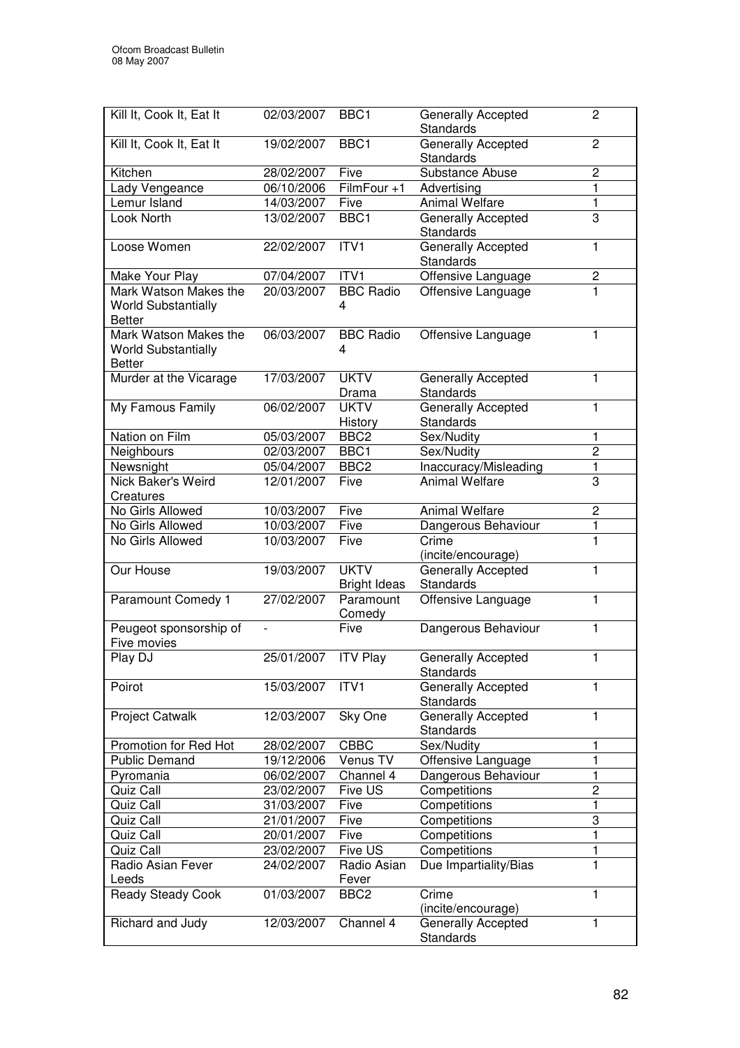| Kill It, Cook It, Eat It | 02/03/2007 | BBC1 | Generally Accepted Standards | 2 |
|---|---|---|---|---|
| Kill It, Cook It, Eat It | 19/02/2007 | BBC1 | Generally Accepted Standards | 2 |
| Kitchen | 28/02/2007 | Five | Substance Abuse | 2 |
| Lady Vengeance | 06/10/2006 | FilmFour +1 | Advertising | 1 |
| Lemur Island | 14/03/2007 | Five | Animal Welfare | 1 |
| Look North | 13/02/2007 | BBC1 | Generally Accepted Standards | 3 |
| Loose Women | 22/02/2007 | ITV1 | Generally Accepted Standards | 1 |
| Make Your Play | 07/04/2007 | ITV1 | Offensive Language | 2 |
| Mark Watson Makes the World Substantially Better | 20/03/2007 | BBC Radio 4 | Offensive Language | 1 |
| Mark Watson Makes the World Substantially Better | 06/03/2007 | BBC Radio 4 | Offensive Language | 1 |
| Murder at the Vicarage | 17/03/2007 | UKTV Drama | Generally Accepted Standards | 1 |
| My Famous Family | 06/02/2007 | UKTV History | Generally Accepted Standards | 1 |
| Nation on Film | 05/03/2007 | BBC2 | Sex/Nudity | 1 |
| Neighbours | 02/03/2007 | BBC1 | Sex/Nudity | 2 |
| Newsnight | 05/04/2007 | BBC2 | Inaccuracy/Misleading | 1 |
| Nick Baker's Weird Creatures | 12/01/2007 | Five | Animal Welfare | 3 |
| No Girls Allowed | 10/03/2007 | Five | Animal Welfare | 2 |
| No Girls Allowed | 10/03/2007 | Five | Dangerous Behaviour | 1 |
| No Girls Allowed | 10/03/2007 | Five | Crime (incite/encourage) | 1 |
| Our House | 19/03/2007 | UKTV Bright Ideas | Generally Accepted Standards | 1 |
| Paramount Comedy 1 | 27/02/2007 | Paramount Comedy | Offensive Language | 1 |
| Peugeot sponsorship of Five movies | - | Five | Dangerous Behaviour | 1 |
| Play DJ | 25/01/2007 | ITV Play | Generally Accepted Standards | 1 |
| Poirot | 15/03/2007 | ITV1 | Generally Accepted Standards | 1 |
| Project Catwalk | 12/03/2007 | Sky One | Generally Accepted Standards | 1 |
| Promotion for Red Hot | 28/02/2007 | CBBC | Sex/Nudity | 1 |
| Public Demand | 19/12/2006 | Venus TV | Offensive Language | 1 |
| Pyromania | 06/02/2007 | Channel 4 | Dangerous Behaviour | 1 |
| Quiz Call | 23/02/2007 | Five US | Competitions | 2 |
| Quiz Call | 31/03/2007 | Five | Competitions | 1 |
| Quiz Call | 21/01/2007 | Five | Competitions | 3 |
| Quiz Call | 20/01/2007 | Five | Competitions | 1 |
| Quiz Call | 23/02/2007 | Five US | Competitions | 1 |
| Radio Asian Fever Leeds | 24/02/2007 | Radio Asian Fever | Due Impartiality/Bias | 1 |
| Ready Steady Cook | 01/03/2007 | BBC2 | Crime (incite/encourage) | 1 |
| Richard and Judy | 12/03/2007 | Channel 4 | Generally Accepted Standards | 1 |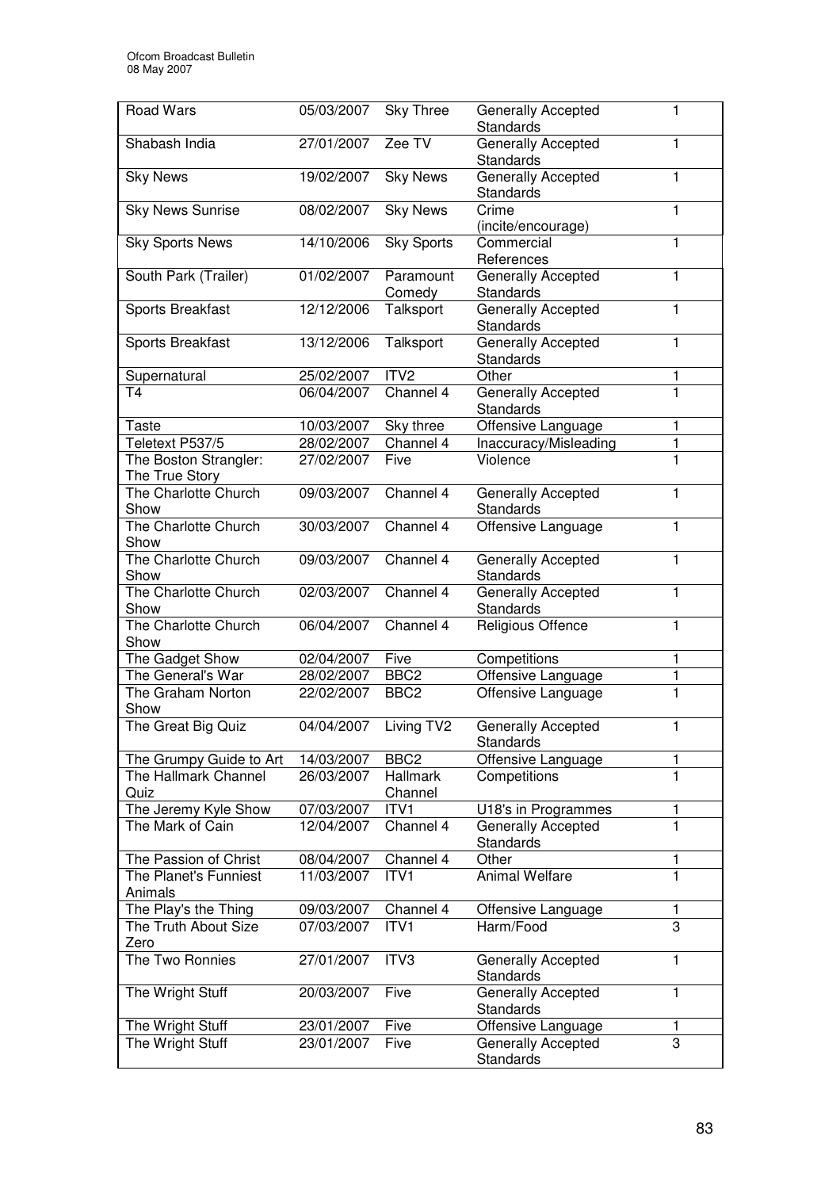| Road Wars | 05/03/2007 | Sky Three | Generally Accepted Standards | 1 |
|---|---|---|---|---|
| Shabash India | 27/01/2007 | Zee TV | Generally Accepted Standards | 1 |
| Sky News | 19/02/2007 | Sky News | Generally Accepted Standards | 1 |
| Sky News Sunrise | 08/02/2007 | Sky News | Crime (incite/encourage) | 1 |
| Sky Sports News | 14/10/2006 | Sky Sports | Commercial References | 1 |
| South Park (Trailer) | 01/02/2007 | Paramount Comedy | Generally Accepted Standards | 1 |
| Sports Breakfast | 12/12/2006 | Talksport | Generally Accepted Standards | 1 |
| Sports Breakfast | 13/12/2006 | Talksport | Generally Accepted Standards | 1 |
| Supernatural | 25/02/2007 | ITV2 | Other | 1 |
| T4 | 06/04/2007 | Channel 4 | Generally Accepted Standards | 1 |
| Taste | 10/03/2007 | Sky three | Offensive Language | 1 |
| Teletext P537/5 | 28/02/2007 | Channel 4 | Inaccuracy/Misleading | 1 |
| The Boston Strangler: The True Story | 27/02/2007 | Five | Violence | 1 |
| The Charlotte Church Show | 09/03/2007 | Channel 4 | Generally Accepted Standards | 1 |
| The Charlotte Church Show | 30/03/2007 | Channel 4 | Offensive Language | 1 |
| The Charlotte Church Show | 09/03/2007 | Channel 4 | Generally Accepted Standards | 1 |
| The Charlotte Church Show | 02/03/2007 | Channel 4 | Generally Accepted Standards | 1 |
| The Charlotte Church Show | 06/04/2007 | Channel 4 | Religious Offence | 1 |
| The Gadget Show | 02/04/2007 | Five | Competitions | 1 |
| The General's War | 28/02/2007 | BBC2 | Offensive Language | 1 |
| The Graham Norton Show | 22/02/2007 | BBC2 | Offensive Language | 1 |
| The Great Big Quiz | 04/04/2007 | Living TV2 | Generally Accepted Standards | 1 |
| The Grumpy Guide to Art | 14/03/2007 | BBC2 | Offensive Language | 1 |
| The Hallmark Channel Quiz | 26/03/2007 | Hallmark Channel | Competitions | 1 |
| The Jeremy Kyle Show | 07/03/2007 | ITV1 | U18's in Programmes | 1 |
| The Mark of Cain | 12/04/2007 | Channel 4 | Generally Accepted Standards | 1 |
| The Passion of Christ | 08/04/2007 | Channel 4 | Other | 1 |
| The Planet's Funniest Animals | 11/03/2007 | ITV1 | Animal Welfare | 1 |
| The Play's the Thing | 09/03/2007 | Channel 4 | Offensive Language | 1 |
| The Truth About Size Zero | 07/03/2007 | ITV1 | Harm/Food | 3 |
| The Two Ronnies | 27/01/2007 | ITV3 | Generally Accepted Standards | 1 |
| The Wright Stuff | 20/03/2007 | Five | Generally Accepted Standards | 1 |
| The Wright Stuff | 23/01/2007 | Five | Offensive Language | 1 |
| The Wright Stuff | 23/01/2007 | Five | Generally Accepted Standards | 3 |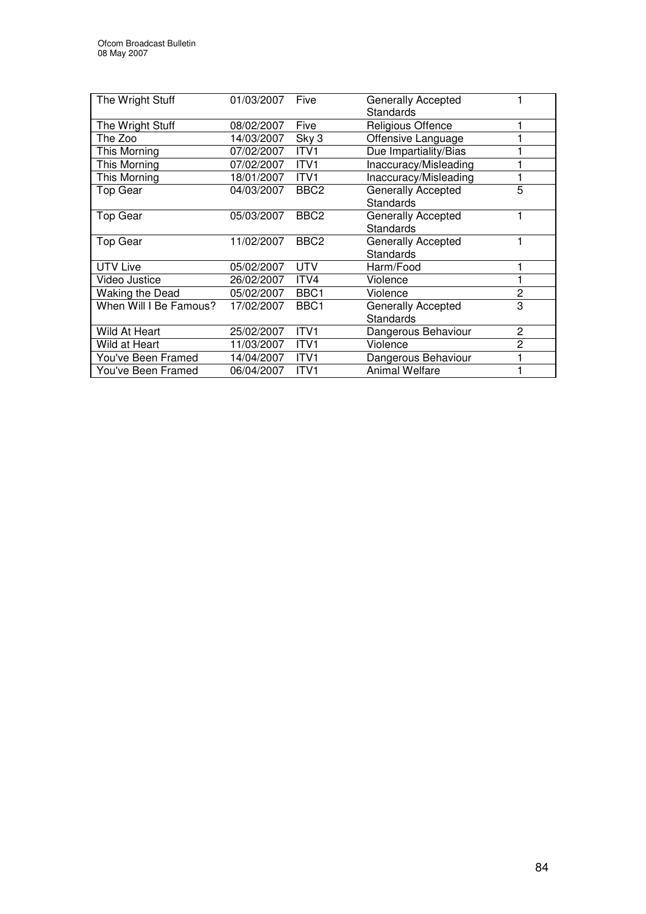| | | | | |
|---|---|---|---|---|
| The Wright Stuff | 01/03/2007 | Five | Generally Accepted Standards | 1 |
| The Wright Stuff | 08/02/2007 | Five | Religious Offence | 1 |
| The Zoo | 14/03/2007 | Sky 3 | Offensive Language | 1 |
| This Morning | 07/02/2007 | ITV1 | Due Impartiality/Bias | 1 |
| This Morning | 07/02/2007 | ITV1 | Inaccuracy/Misleading | 1 |
| This Morning | 18/01/2007 | ITV1 | Inaccuracy/Misleading | 1 |
| Top Gear | 04/03/2007 | BBC2 | Generally Accepted Standards | 5 |
| Top Gear | 05/03/2007 | BBC2 | Generally Accepted Standards | 1 |
| Top Gear | 11/02/2007 | BBC2 | Generally Accepted Standards | 1 |
| UTV Live | 05/02/2007 | UTV | Harm/Food | 1 |
| Video Justice | 26/02/2007 | ITV4 | Violence | 1 |
| Waking the Dead | 05/02/2007 | BBC1 | Violence | 2 |
| When Will I Be Famous? | 17/02/2007 | BBC1 | Generally Accepted Standards | 3 |
| Wild At Heart | 25/02/2007 | ITV1 | Dangerous Behaviour | 2 |
| Wild at Heart | 11/03/2007 | ITV1 | Violence | 2 |
| You've Been Framed | 14/04/2007 | ITV1 | Dangerous Behaviour | 1 |
| You've Been Framed | 06/04/2007 | ITV1 | Animal Welfare | 1 |